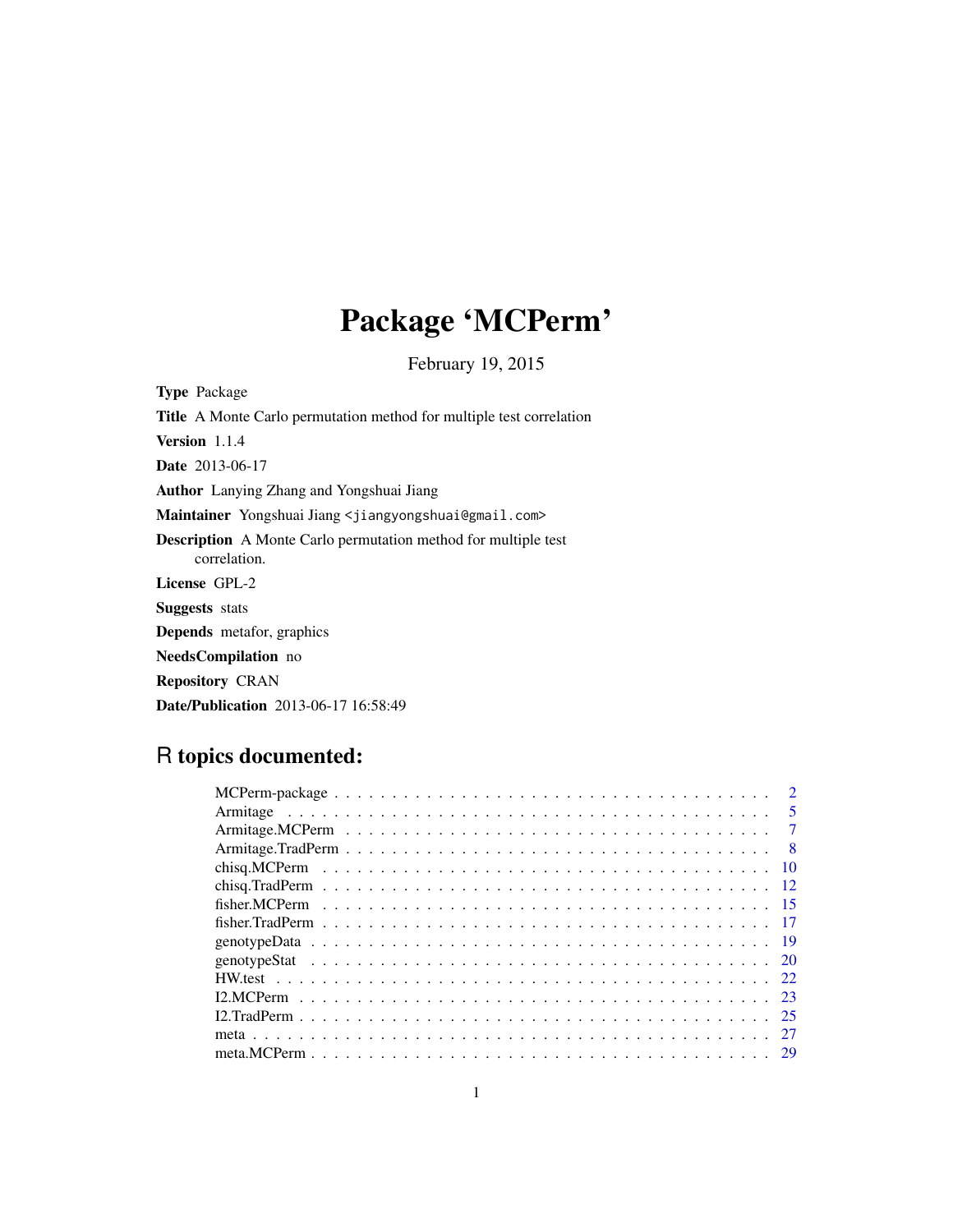# Package 'MCPerm'

February 19, 2015

**Type** Package

**Title** A Monte Carlo permutation method for multiple test correlation

**Version** 1.1.4

**Date** 2013-06-17

**Author** Lanying Zhang and Yongshuai Jiang

**Maintainer** Yongshuai Jiang <jiangyongshuai@gmail.com>

**Description** A Monte Carlo permutation method for multiple test correlation.

**License** GPL-2

**Suggests** stats

**Depends** metafor, graphics

**NeedsCompilation** no

**Repository** CRAN

**Date/Publication** 2013-06-17 16:58:49

## R topics documented:

| Topic | Page |
|---|---|
| MCPerm-package | 2 |
| Armitage | 5 |
| Armitage.MCPerm | 7 |
| Armitage.TradPerm | 8 |
| chisq.MCPerm | 10 |
| chisq.TradPerm | 12 |
| fisher.MCPerm | 15 |
| fisher.TradPerm | 17 |
| genotypeData | 19 |
| genotypeStat | 20 |
| HW.test | 22 |
| I2.MCPerm | 23 |
| I2.TradPerm | 25 |
| meta | 27 |
| meta.MCPerm | 29 |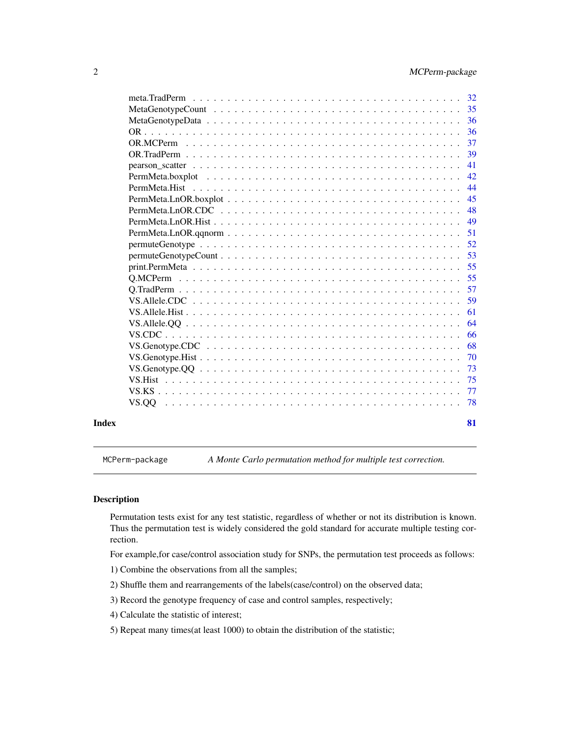meta.TradPerm . . . . . . . . . . . . . . . . . . . . . . . . . . . . . . . . . . . . 32
MetaGenotypeCount . . . . . . . . . . . . . . . . . . . . . . . . . . . . . . . . . . 35
MetaGenotypeData . . . . . . . . . . . . . . . . . . . . . . . . . . . . . . . . . . 36
OR . . . . . . . . . . . . . . . . . . . . . . . . . . . . . . . . . . . . . . . . . 36
OR.MCPerm . . . . . . . . . . . . . . . . . . . . . . . . . . . . . . . . . . . . . 37
OR.TradPerm . . . . . . . . . . . . . . . . . . . . . . . . . . . . . . . . . . . . 39
pearson_scatter . . . . . . . . . . . . . . . . . . . . . . . . . . . . . . . . . . . 41
PermMeta.boxplot . . . . . . . . . . . . . . . . . . . . . . . . . . . . . . . . . . 42
PermMeta.Hist . . . . . . . . . . . . . . . . . . . . . . . . . . . . . . . . . . . 44
PermMeta.LnOR.boxplot . . . . . . . . . . . . . . . . . . . . . . . . . . . . . . . 45
PermMeta.LnOR.CDC . . . . . . . . . . . . . . . . . . . . . . . . . . . . . . . . 48
PermMeta.LnOR.Hist . . . . . . . . . . . . . . . . . . . . . . . . . . . . . . . . 49
PermMeta.LnOR.qqnorm . . . . . . . . . . . . . . . . . . . . . . . . . . . . . . . 51
permuteGenotype . . . . . . . . . . . . . . . . . . . . . . . . . . . . . . . . . . 52
permuteGenotypeCount . . . . . . . . . . . . . . . . . . . . . . . . . . . . . . . . 53
print.PermMeta . . . . . . . . . . . . . . . . . . . . . . . . . . . . . . . . . . . 55
Q.MCPerm . . . . . . . . . . . . . . . . . . . . . . . . . . . . . . . . . . . . . . 55
Q.TradPerm . . . . . . . . . . . . . . . . . . . . . . . . . . . . . . . . . . . . . 57
VS.Allele.CDC . . . . . . . . . . . . . . . . . . . . . . . . . . . . . . . . . . . 59
VS.Allele.Hist . . . . . . . . . . . . . . . . . . . . . . . . . . . . . . . . . . . 61
VS.Allele.QQ . . . . . . . . . . . . . . . . . . . . . . . . . . . . . . . . . . . . 64
VS.CDC . . . . . . . . . . . . . . . . . . . . . . . . . . . . . . . . . . . . . . . 66
VS.Genotype.CDC . . . . . . . . . . . . . . . . . . . . . . . . . . . . . . . . . . 68
VS.Genotype.Hist . . . . . . . . . . . . . . . . . . . . . . . . . . . . . . . . . . 70
VS.Genotype.QQ . . . . . . . . . . . . . . . . . . . . . . . . . . . . . . . . . . . 73
VS.Hist . . . . . . . . . . . . . . . . . . . . . . . . . . . . . . . . . . . . . . . 75
VS.KS . . . . . . . . . . . . . . . . . . . . . . . . . . . . . . . . . . . . . . . . 77
VS.QQ . . . . . . . . . . . . . . . . . . . . . . . . . . . . . . . . . . . . . . . . 78

**Index** **81**

---

`MCPerm-package` *A Monte Carlo permutation method for multiple test correction.*

---

## Description

Permutation tests exist for any test statistic, regardless of whether or not its distribution is known. Thus the permutation test is widely considered the gold standard for accurate multiple testing correction.

For example,for case/control association study for SNPs, the permutation test proceeds as follows:

1) Combine the observations from all the samples;

2) Shuffle them and rearrangements of the labels(case/control) on the observed data;

3) Record the genotype frequency of case and control samples, respectively;

4) Calculate the statistic of interest;

5) Repeat many times(at least 1000) to obtain the distribution of the statistic;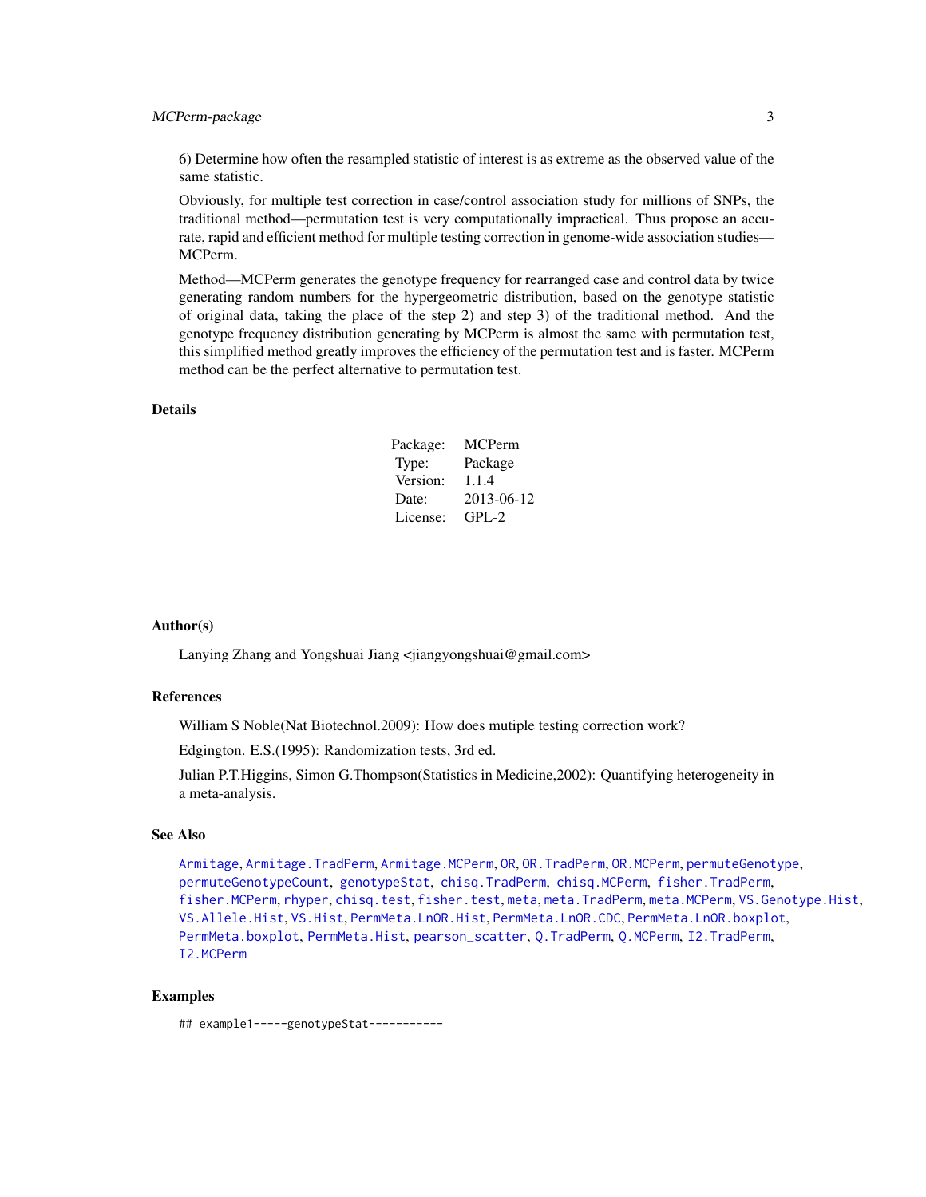6) Determine how often the resampled statistic of interest is as extreme as the observed value of the same statistic.

Obviously, for multiple test correction in case/control association study for millions of SNPs, the traditional method—permutation test is very computationally impractical. Thus propose an accurate, rapid and efficient method for multiple testing correction in genome-wide association studies—MCPerm.

Method—MCPerm generates the genotype frequency for rearranged case and control data by twice generating random numbers for the hypergeometric distribution, based on the genotype statistic of original data, taking the place of the step 2) and step 3) of the traditional method. And the genotype frequency distribution generating by MCPerm is almost the same with permutation test, this simplified method greatly improves the efficiency of the permutation test and is faster. MCPerm method can be the perfect alternative to permutation test.

## Details

| | |
|---|---|
| Package: | MCPerm |
| Type: | Package |
| Version: | 1.1.4 |
| Date: | 2013-06-12 |
| License: | GPL-2 |

## Author(s)

Lanying Zhang and Yongshuai Jiang <jiangyongshuai@gmail.com>

## References

William S Noble(Nat Biotechnol.2009): How does mutiple testing correction work?

Edgington. E.S.(1995): Randomization tests, 3rd ed.

Julian P.T.Higgins, Simon G.Thompson(Statistics in Medicine,2002): Quantifying heterogeneity in a meta-analysis.

## See Also

`Armitage`, `Armitage.TradPerm`, `Armitage.MCPerm`, `OR`, `OR.TradPerm`, `OR.MCPerm`, `permuteGenotype`, `permuteGenotypeCount`, `genotypeStat`, `chisq.TradPerm`, `chisq.MCPerm`, `fisher.TradPerm`, `fisher.MCPerm`, `rhyper`, `chisq.test`, `fisher.test`, `meta`, `meta.TradPerm`, `meta.MCPerm`, `VS.Genotype.Hist`, `VS.Allele.Hist`, `VS.Hist`, `PermMeta.LnOR.Hist`, `PermMeta.LnOR.CDC`, `PermMeta.LnOR.boxplot`, `PermMeta.boxplot`, `PermMeta.Hist`, `pearson_scatter`, `Q.TradPerm`, `Q.MCPerm`, `I2.TradPerm`, `I2.MCPerm`

## Examples

```
## example1-----genotypeStat-----------
```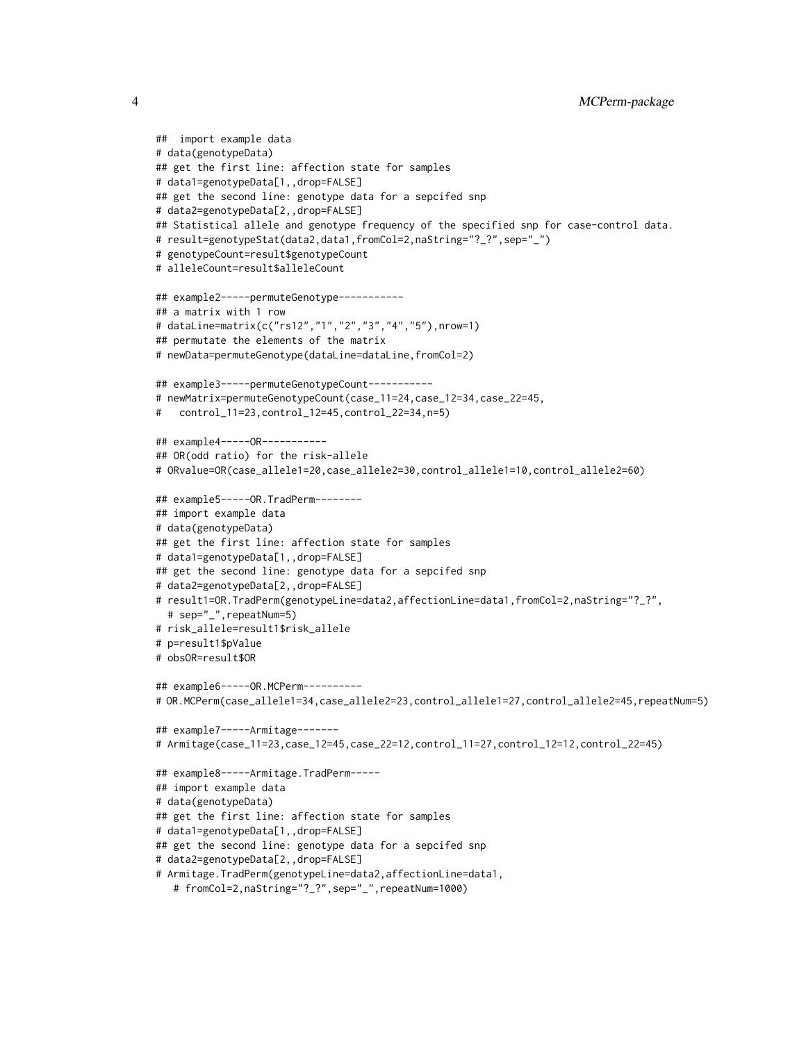```
##  import example data
# data(genotypeData)
## get the first line: affection state for samples
# data1=genotypeData[1,,drop=FALSE]
## get the second line: genotype data for a sepcifed snp
# data2=genotypeData[2,,drop=FALSE]
## Statistical allele and genotype frequency of the specified snp for case-control data.
# result=genotypeStat(data2,data1,fromCol=2,naString="?_?",sep="_")
# genotypeCount=result$genotypeCount
# alleleCount=result$alleleCount

## example2-----permuteGenotype-----------
## a matrix with 1 row
# dataLine=matrix(c("rs12","1","2","3","4","5"),nrow=1)
## permutate the elements of the matrix
# newData=permuteGenotype(dataLine=dataLine,fromCol=2)

## example3-----permuteGenotypeCount-----------
# newMatrix=permuteGenotypeCount(case_11=24,case_12=34,case_22=45,
#   control_11=23,control_12=45,control_22=34,n=5)

## example4-----OR-----------
## OR(odd ratio) for the risk-allele
# ORvalue=OR(case_allele1=20,case_allele2=30,control_allele1=10,control_allele2=60)

## example5-----OR.TradPerm--------
## import example data
# data(genotypeData)
## get the first line: affection state for samples
# data1=genotypeData[1,,drop=FALSE]
## get the second line: genotype data for a sepcifed snp
# data2=genotypeData[2,,drop=FALSE]
# result1=OR.TradPerm(genotypeLine=data2,affectionLine=data1,fromCol=2,naString="?_?",
  # sep="_",repeatNum=5)
# risk_allele=result1$risk_allele
# p=result1$pValue
# obsOR=result$OR

## example6-----OR.MCPerm----------
# OR.MCPerm(case_allele1=34,case_allele2=23,control_allele1=27,control_allele2=45,repeatNum=5)

## example7-----Armitage-------
# Armitage(case_11=23,case_12=45,case_22=12,control_11=27,control_12=12,control_22=45)

## example8-----Armitage.TradPerm-----
## import example data
# data(genotypeData)
## get the first line: affection state for samples
# data1=genotypeData[1,,drop=FALSE]
## get the second line: genotype data for a sepcifed snp
# data2=genotypeData[2,,drop=FALSE]
# Armitage.TradPerm(genotypeLine=data2,affectionLine=data1,
   # fromCol=2,naString="?_?",sep="_",repeatNum=1000)
```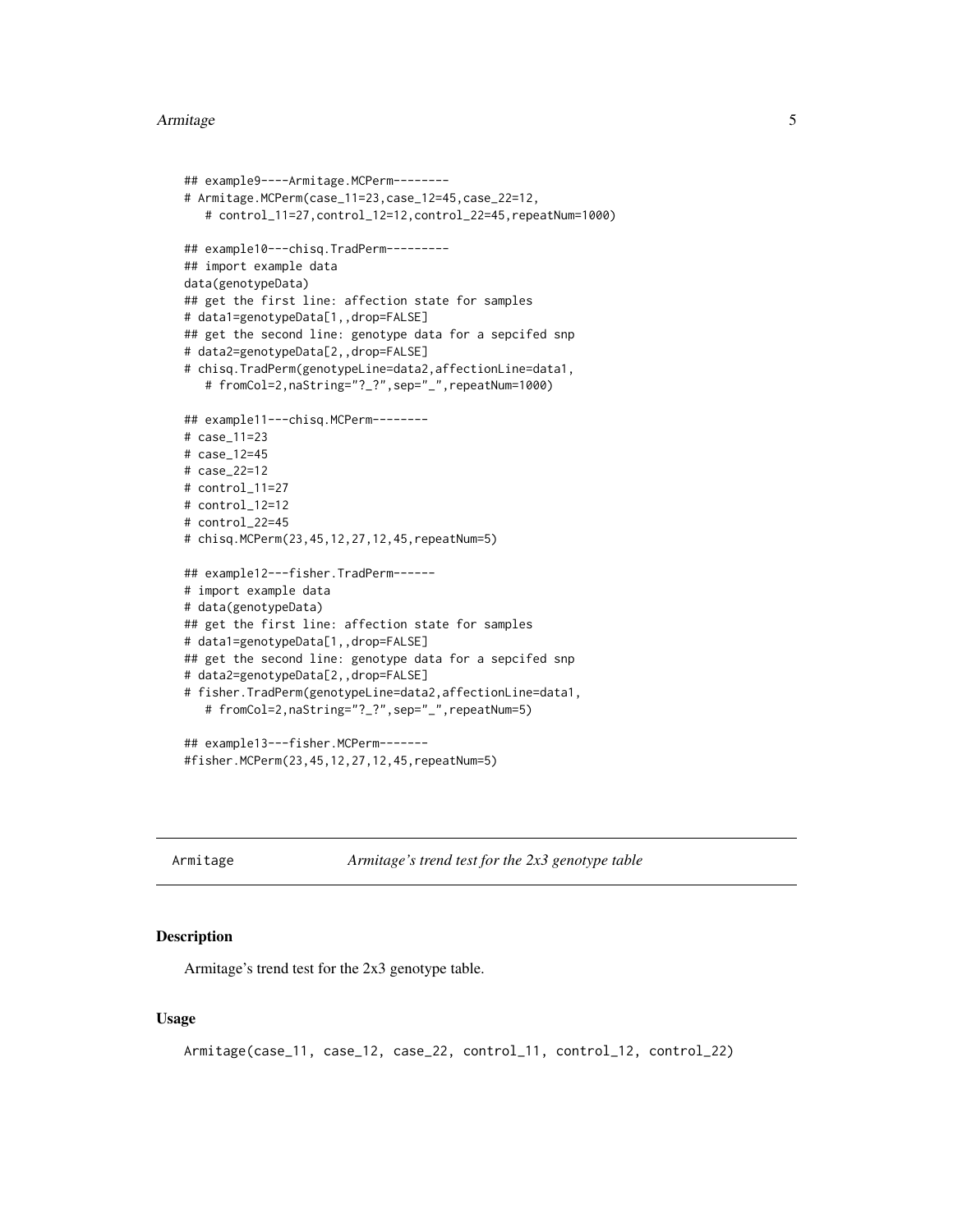```
## example9----Armitage.MCPerm--------
# Armitage.MCPerm(case_11=23,case_12=45,case_22=12,
   # control_11=27,control_12=12,control_22=45,repeatNum=1000)

## example10---chisq.TradPerm---------
## import example data
data(genotypeData)
## get the first line: affection state for samples
# data1=genotypeData[1,,drop=FALSE]
## get the second line: genotype data for a sepcifed snp
# data2=genotypeData[2,,drop=FALSE]
# chisq.TradPerm(genotypeLine=data2,affectionLine=data1,
   # fromCol=2,naString="?_?",sep="_",repeatNum=1000)

## example11---chisq.MCPerm--------
# case_11=23
# case_12=45
# case_22=12
# control_11=27
# control_12=12
# control_22=45
# chisq.MCPerm(23,45,12,27,12,45,repeatNum=5)

## example12---fisher.TradPerm------
# import example data
# data(genotypeData)
## get the first line: affection state for samples
# data1=genotypeData[1,,drop=FALSE]
## get the second line: genotype data for a sepcifed snp
# data2=genotypeData[2,,drop=FALSE]
# fisher.TradPerm(genotypeLine=data2,affectionLine=data1,
   # fromCol=2,naString="?_?",sep="_",repeatNum=5)

## example13---fisher.MCPerm-------
#fisher.MCPerm(23,45,12,27,12,45,repeatNum=5)
```

---

# Armitage — *Armitage's trend test for the 2x3 genotype table*

## Description

Armitage's trend test for the 2x3 genotype table.

## Usage

```
Armitage(case_11, case_12, case_22, control_11, control_12, control_22)
```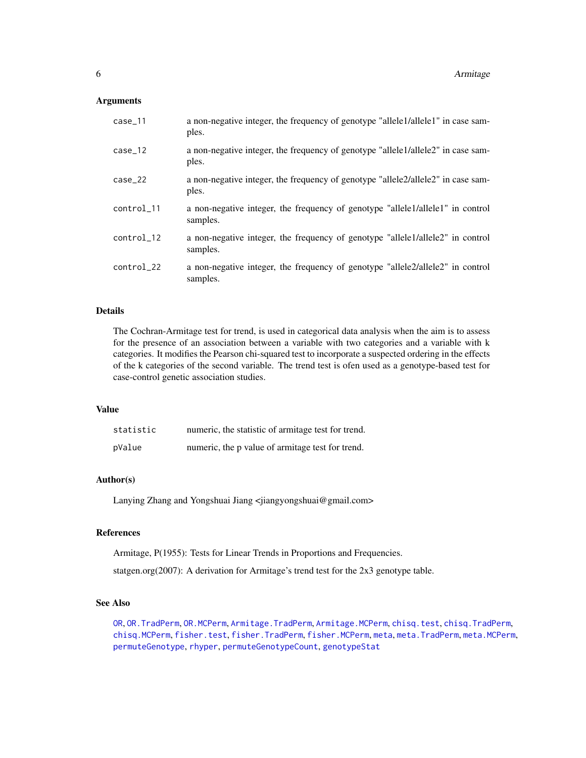### Arguments

| | |
|---|---|
| case_11 | a non-negative integer, the frequency of genotype "allele1/allele1" in case samples. |
| case_12 | a non-negative integer, the frequency of genotype "allele1/allele2" in case samples. |
| case_22 | a non-negative integer, the frequency of genotype "allele2/allele2" in case samples. |
| control_11 | a non-negative integer, the frequency of genotype "allele1/allele1" in control samples. |
| control_12 | a non-negative integer, the frequency of genotype "allele1/allele2" in control samples. |
| control_22 | a non-negative integer, the frequency of genotype "allele2/allele2" in control samples. |

### Details

The Cochran-Armitage test for trend, is used in categorical data analysis when the aim is to assess for the presence of an association between a variable with two categories and a variable with k categories. It modifies the Pearson chi-squared test to incorporate a suspected ordering in the effects of the k categories of the second variable. The trend test is ofen used as a genotype-based test for case-control genetic association studies.

### Value

| | |
|---|---|
| statistic | numeric, the statistic of armitage test for trend. |
| pValue | numeric, the p value of armitage test for trend. |

### Author(s)

Lanying Zhang and Yongshuai Jiang <jiangyongshuai@gmail.com>

### References

Armitage, P(1955): Tests for Linear Trends in Proportions and Frequencies.

statgen.org(2007): A derivation for Armitage's trend test for the 2x3 genotype table.

### See Also

OR, OR.TradPerm, OR.MCPerm, Armitage.TradPerm, Armitage.MCPerm, chisq.test, chisq.TradPerm, chisq.MCPerm, fisher.test, fisher.TradPerm, fisher.MCPerm, meta, meta.TradPerm, meta.MCPerm, permuteGenotype, rhyper, permuteGenotypeCount, genotypeStat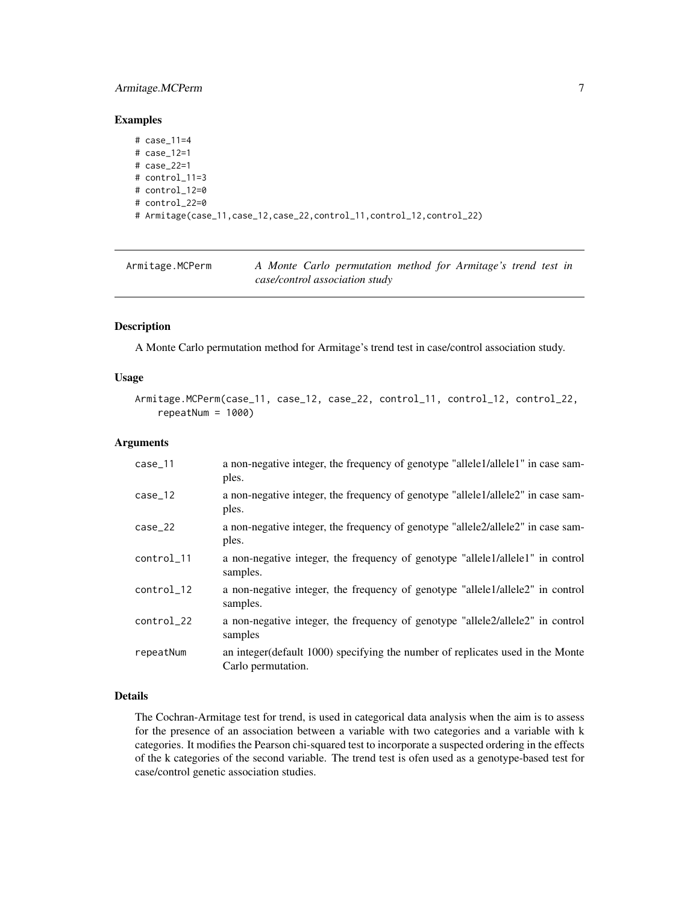### Examples

```
# case_11=4
# case_12=1
# case_22=1
# control_11=3
# control_12=0
# control_22=0
# Armitage(case_11,case_12,case_22,control_11,control_12,control_22)
```

---

## Armitage.MCPerm

*A Monte Carlo permutation method for Armitage's trend test in case/control association study*

---

### Description

A Monte Carlo permutation method for Armitage's trend test in case/control association study.

### Usage

```
Armitage.MCPerm(case_11, case_12, case_22, control_11, control_12, control_22,
    repeatNum = 1000)
```

### Arguments

| | |
|---|---|
| case_11 | a non-negative integer, the frequency of genotype "allele1/allele1" in case samples. |
| case_12 | a non-negative integer, the frequency of genotype "allele1/allele2" in case samples. |
| case_22 | a non-negative integer, the frequency of genotype "allele2/allele2" in case samples. |
| control_11 | a non-negative integer, the frequency of genotype "allele1/allele1" in control samples. |
| control_12 | a non-negative integer, the frequency of genotype "allele1/allele2" in control samples. |
| control_22 | a non-negative integer, the frequency of genotype "allele2/allele2" in control samples |
| repeatNum | an integer(default 1000) specifying the number of replicates used in the Monte Carlo permutation. |

### Details

The Cochran-Armitage test for trend, is used in categorical data analysis when the aim is to assess for the presence of an association between a variable with two categories and a variable with k categories. It modifies the Pearson chi-squared test to incorporate a suspected ordering in the effects of the k categories of the second variable. The trend test is ofen used as a genotype-based test for case/control genetic association studies.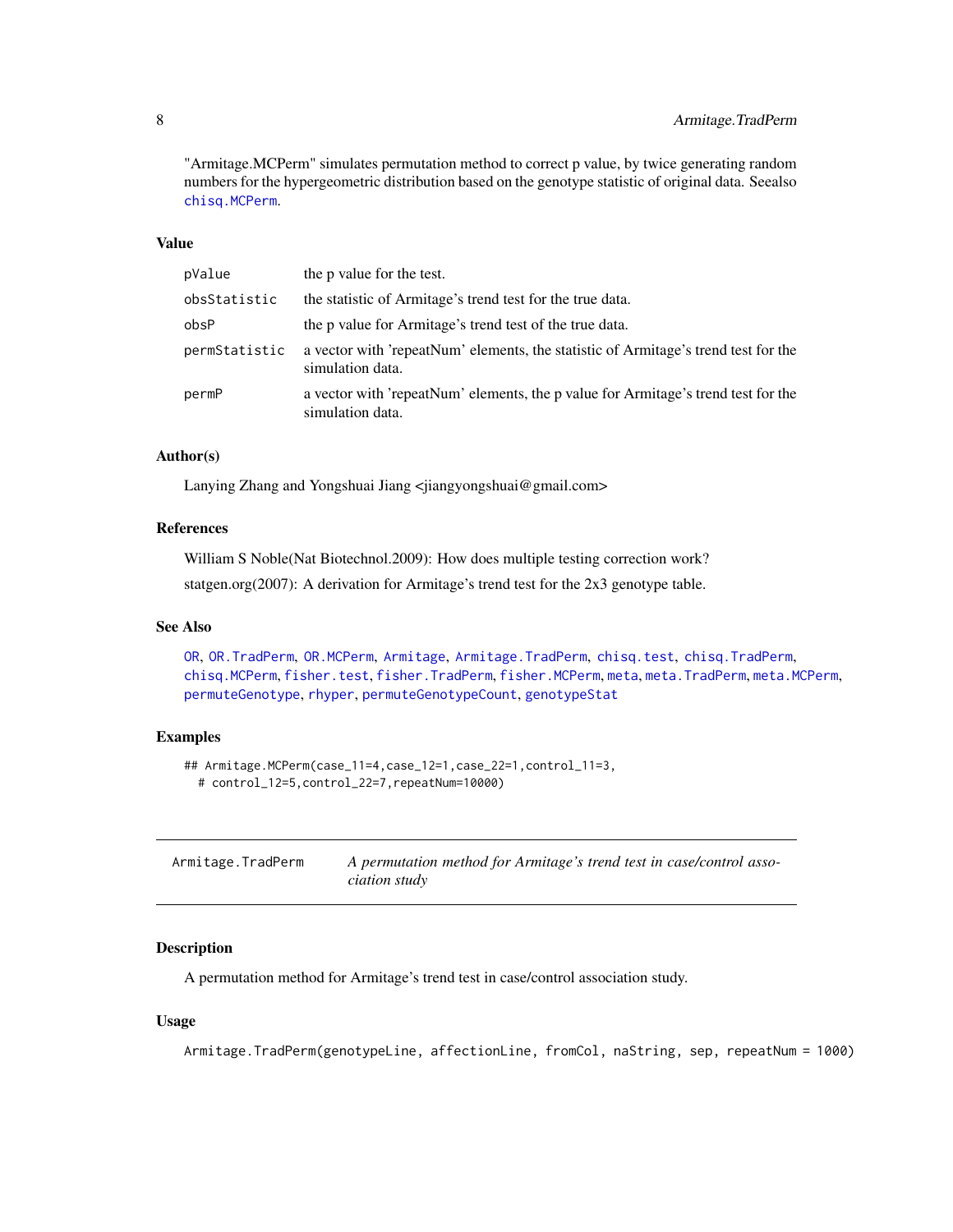"Armitage.MCPerm" simulates permutation method to correct p value, by twice generating random numbers for the hypergeometric distribution based on the genotype statistic of original data. Seealso chisq.MCPerm.

### Value

| | |
|---|---|
| pValue | the p value for the test. |
| obsStatistic | the statistic of Armitage's trend test for the true data. |
| obsP | the p value for Armitage's trend test of the true data. |
| permStatistic | a vector with 'repeatNum' elements, the statistic of Armitage's trend test for the simulation data. |
| permP | a vector with 'repeatNum' elements, the p value for Armitage's trend test for the simulation data. |

### Author(s)

Lanying Zhang and Yongshuai Jiang <jiangyongshuai@gmail.com>

### References

William S Noble(Nat Biotechnol.2009): How does multiple testing correction work?

statgen.org(2007): A derivation for Armitage's trend test for the 2x3 genotype table.

### See Also

OR, OR.TradPerm, OR.MCPerm, Armitage, Armitage.TradPerm, chisq.test, chisq.TradPerm, chisq.MCPerm, fisher.test, fisher.TradPerm, fisher.MCPerm, meta, meta.TradPerm, meta.MCPerm, permuteGenotype, rhyper, permuteGenotypeCount, genotypeStat

### Examples

```
## Armitage.MCPerm(case_11=4,case_12=1,case_22=1,control_11=3,
  # control_12=5,control_22=7,repeatNum=10000)
```

---

## Armitage.TradPerm — *A permutation method for Armitage's trend test in case/control association study*

---

### Description

A permutation method for Armitage's trend test in case/control association study.

### Usage

```
Armitage.TradPerm(genotypeLine, affectionLine, fromCol, naString, sep, repeatNum = 1000)
```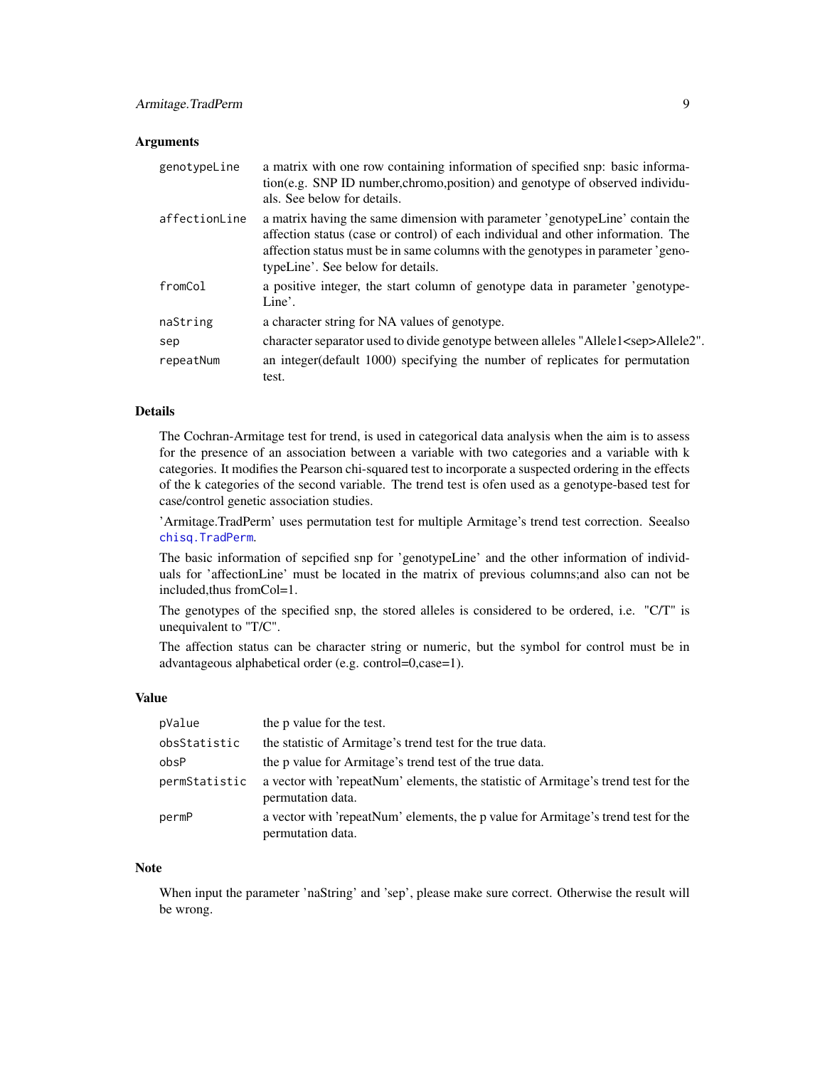### Arguments

| | |
|---|---|
| `genotypeLine` | a matrix with one row containing information of specified snp: basic information(e.g. SNP ID number,chromo,position) and genotype of observed individuals. See below for details. |
| `affectionLine` | a matrix having the same dimension with parameter 'genotypeLine' contain the affection status (case or control) of each individual and other information. The affection status must be in same columns with the genotypes in parameter 'genotypeLine'. See below for details. |
| `fromCol` | a positive integer, the start column of genotype data in parameter 'genotypeLine'. |
| `naString` | a character string for NA values of genotype. |
| `sep` | character separator used to divide genotype between alleles "Allele1<sep>Allele2". |
| `repeatNum` | an integer(default 1000) specifying the number of replicates for permutation test. |

### Details

The Cochran-Armitage test for trend, is used in categorical data analysis when the aim is to assess for the presence of an association between a variable with two categories and a variable with k categories. It modifies the Pearson chi-squared test to incorporate a suspected ordering in the effects of the k categories of the second variable. The trend test is ofen used as a genotype-based test for case/control genetic association studies.

'Armitage.TradPerm' uses permutation test for multiple Armitage's trend test correction. Seealso `chisq.TradPerm`.

The basic information of sepcified snp for 'genotypeLine' and the other information of individuals for 'affectionLine' must be located in the matrix of previous columns;and also can not be included,thus fromCol=1.

The genotypes of the specified snp, the stored alleles is considered to be ordered, i.e. "C/T" is unequivalent to "T/C".

The affection status can be character string or numeric, but the symbol for control must be in advantageous alphabetical order (e.g. control=0,case=1).

### Value

| | |
|---|---|
| `pValue` | the p value for the test. |
| `obsStatistic` | the statistic of Armitage's trend test for the true data. |
| `obsP` | the p value for Armitage's trend test of the true data. |
| `permStatistic` | a vector with 'repeatNum' elements, the statistic of Armitage's trend test for the permutation data. |
| `permP` | a vector with 'repeatNum' elements, the p value for Armitage's trend test for the permutation data. |

### Note

When input the parameter 'naString' and 'sep', please make sure correct. Otherwise the result will be wrong.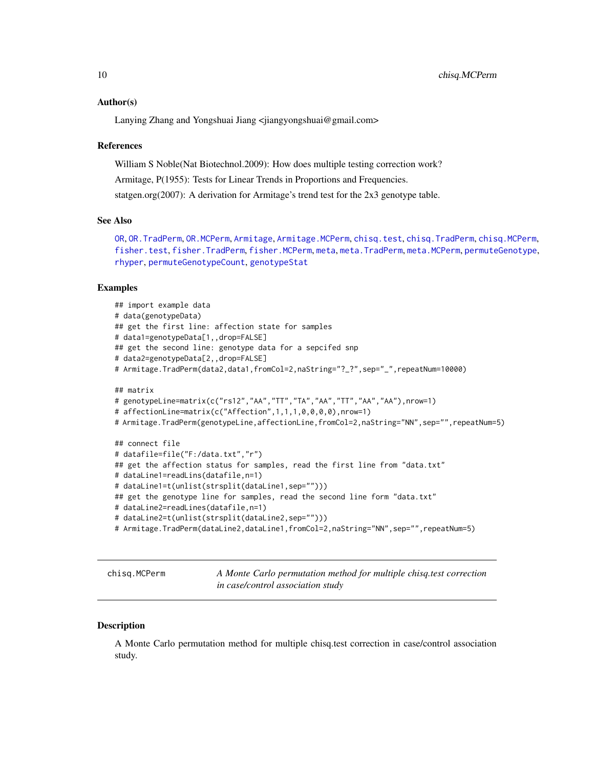### Author(s)

Lanying Zhang and Yongshuai Jiang <jiangyongshuai@gmail.com>

### References

William S Noble(Nat Biotechnol.2009): How does multiple testing correction work?

Armitage, P(1955): Tests for Linear Trends in Proportions and Frequencies.

statgen.org(2007): A derivation for Armitage's trend test for the 2x3 genotype table.

### See Also

OR, OR.TradPerm, OR.MCPerm, Armitage, Armitage.MCPerm, chisq.test, chisq.TradPerm, chisq.MCPerm, fisher.test, fisher.TradPerm, fisher.MCPerm, meta, meta.TradPerm, meta.MCPerm, permuteGenotype, rhyper, permuteGenotypeCount, genotypeStat

### Examples

```
## import example data
# data(genotypeData)
## get the first line: affection state for samples
# data1=genotypeData[1,,drop=FALSE]
## get the second line: genotype data for a sepcifed snp
# data2=genotypeData[2,,drop=FALSE]
# Armitage.TradPerm(data2,data1,fromCol=2,naString="?_?",sep="_",repeatNum=10000)

## matrix
# genotypeLine=matrix(c("rs12","AA","TT","TA","AA","TT","AA","AA"),nrow=1)
# affectionLine=matrix(c("Affection",1,1,1,0,0,0,0),nrow=1)
# Armitage.TradPerm(genotypeLine,affectionLine,fromCol=2,naString="NN",sep="",repeatNum=5)

## connect file
# datafile=file("F:/data.txt","r")
## get the affection status for samples, read the first line from "data.txt"
# dataLine1=readLins(datafile,n=1)
# dataLine1=t(unlist(strsplit(dataLine1,sep="")))
## get the genotype line for samples, read the second line form "data.txt"
# dataLine2=readLines(datafile,n=1)
# dataLine2=t(unlist(strsplit(dataLine2,sep="")))
# Armitage.TradPerm(dataLine2,dataLine1,fromCol=2,naString="NN",sep="",repeatNum=5)
```

---

## chisq.MCPerm — *A Monte Carlo permutation method for multiple chisq.test correction in case/control association study*

---

### Description

A Monte Carlo permutation method for multiple chisq.test correction in case/control association study.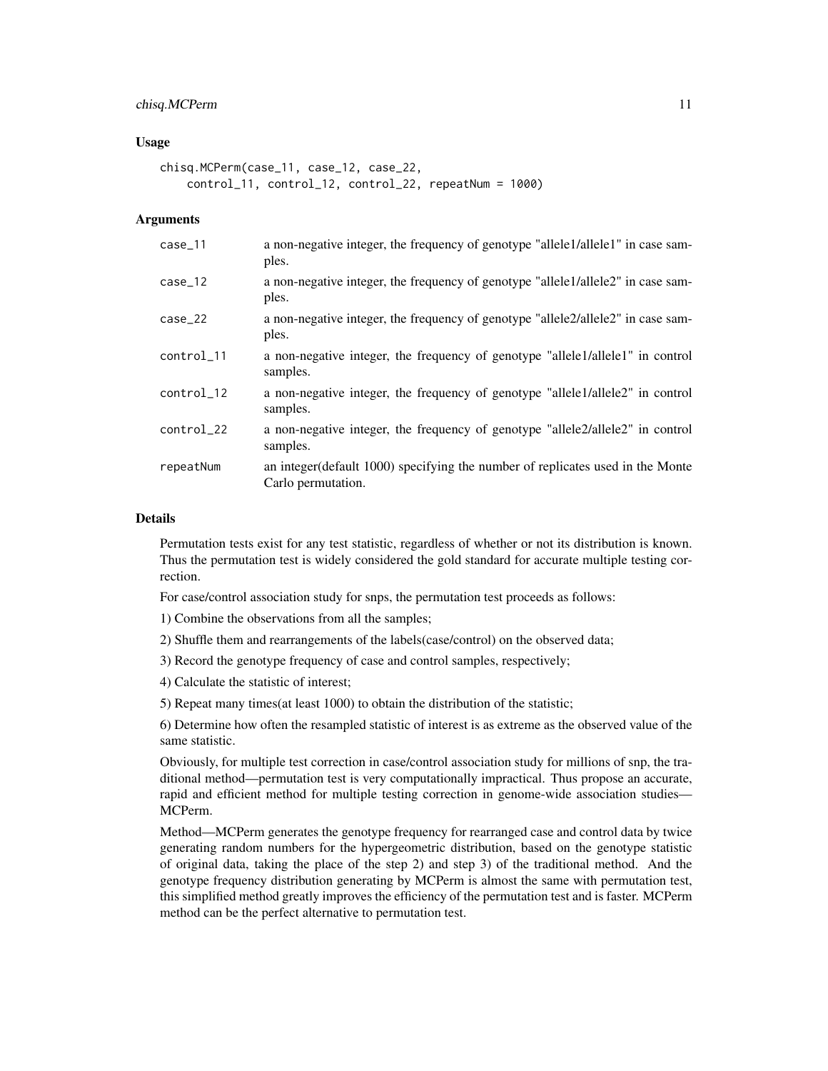## Usage

```
chisq.MCPerm(case_11, case_12, case_22,
    control_11, control_12, control_22, repeatNum = 1000)
```

## Arguments

| | |
|---|---|
| case_11 | a non-negative integer, the frequency of genotype "allele1/allele1" in case samples. |
| case_12 | a non-negative integer, the frequency of genotype "allele1/allele2" in case samples. |
| case_22 | a non-negative integer, the frequency of genotype "allele2/allele2" in case samples. |
| control_11 | a non-negative integer, the frequency of genotype "allele1/allele1" in control samples. |
| control_12 | a non-negative integer, the frequency of genotype "allele1/allele2" in control samples. |
| control_22 | a non-negative integer, the frequency of genotype "allele2/allele2" in control samples. |
| repeatNum | an integer(default 1000) specifying the number of replicates used in the Monte Carlo permutation. |

## Details

Permutation tests exist for any test statistic, regardless of whether or not its distribution is known. Thus the permutation test is widely considered the gold standard for accurate multiple testing correction.

For case/control association study for snps, the permutation test proceeds as follows:

1) Combine the observations from all the samples;

2) Shuffle them and rearrangements of the labels(case/control) on the observed data;

3) Record the genotype frequency of case and control samples, respectively;

4) Calculate the statistic of interest;

5) Repeat many times(at least 1000) to obtain the distribution of the statistic;

6) Determine how often the resampled statistic of interest is as extreme as the observed value of the same statistic.

Obviously, for multiple test correction in case/control association study for millions of snp, the traditional method—permutation test is very computationally impractical. Thus propose an accurate, rapid and efficient method for multiple testing correction in genome-wide association studies—MCPerm.

Method—MCPerm generates the genotype frequency for rearranged case and control data by twice generating random numbers for the hypergeometric distribution, based on the genotype statistic of original data, taking the place of the step 2) and step 3) of the traditional method. And the genotype frequency distribution generating by MCPerm is almost the same with permutation test, this simplified method greatly improves the efficiency of the permutation test and is faster. MCPerm method can be the perfect alternative to permutation test.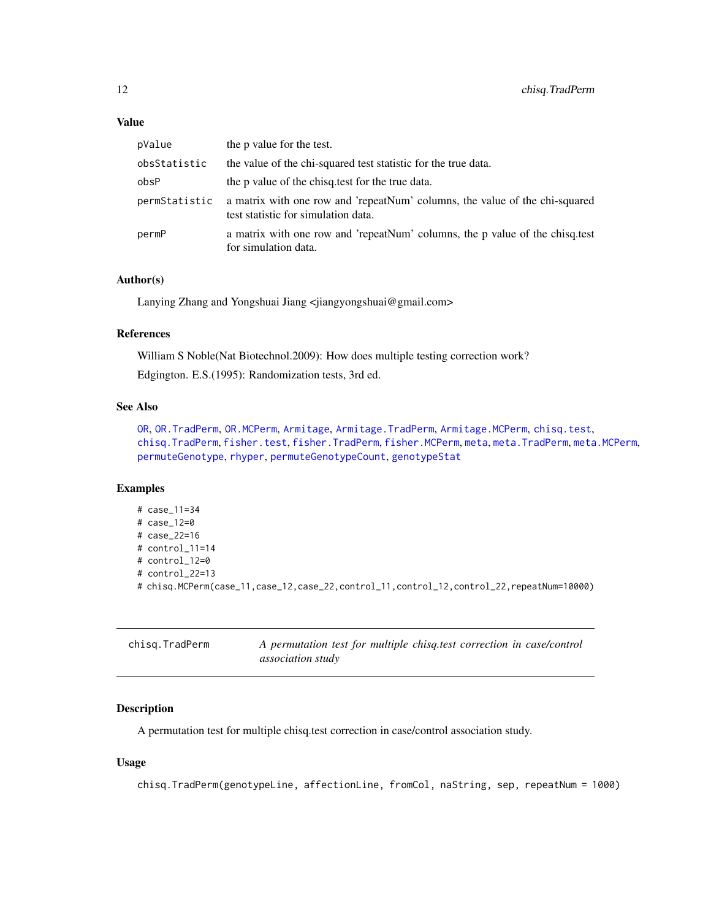## Value

| | |
|---|---|
| pValue | the p value for the test. |
| obsStatistic | the value of the chi-squared test statistic for the true data. |
| obsP | the p value of the chisq.test for the true data. |
| permStatistic | a matrix with one row and 'repeatNum' columns, the value of the chi-squared test statistic for simulation data. |
| permP | a matrix with one row and 'repeatNum' columns, the p value of the chisq.test for simulation data. |

## Author(s)

Lanying Zhang and Yongshuai Jiang <jiangyongshuai@gmail.com>

## References

William S Noble(Nat Biotechnol.2009): How does multiple testing correction work?

Edgington. E.S.(1995): Randomization tests, 3rd ed.

## See Also

OR, OR.TradPerm, OR.MCPerm, Armitage, Armitage.TradPerm, Armitage.MCPerm, chisq.test, chisq.TradPerm, fisher.test, fisher.TradPerm, fisher.MCPerm, meta, meta.TradPerm, meta.MCPerm, permuteGenotype, rhyper, permuteGenotypeCount, genotypeStat

## Examples

```
# case_11=34
# case_12=0
# case_22=16
# control_11=14
# control_12=0
# control_22=13
# chisq.MCPerm(case_11,case_12,case_22,control_11,control_12,control_22,repeatNum=10000)
```

---

# chisq.TradPerm *A permutation test for multiple chisq.test correction in case/control association study*

---

## Description

A permutation test for multiple chisq.test correction in case/control association study.

## Usage

```
chisq.TradPerm(genotypeLine, affectionLine, fromCol, naString, sep, repeatNum = 1000)
```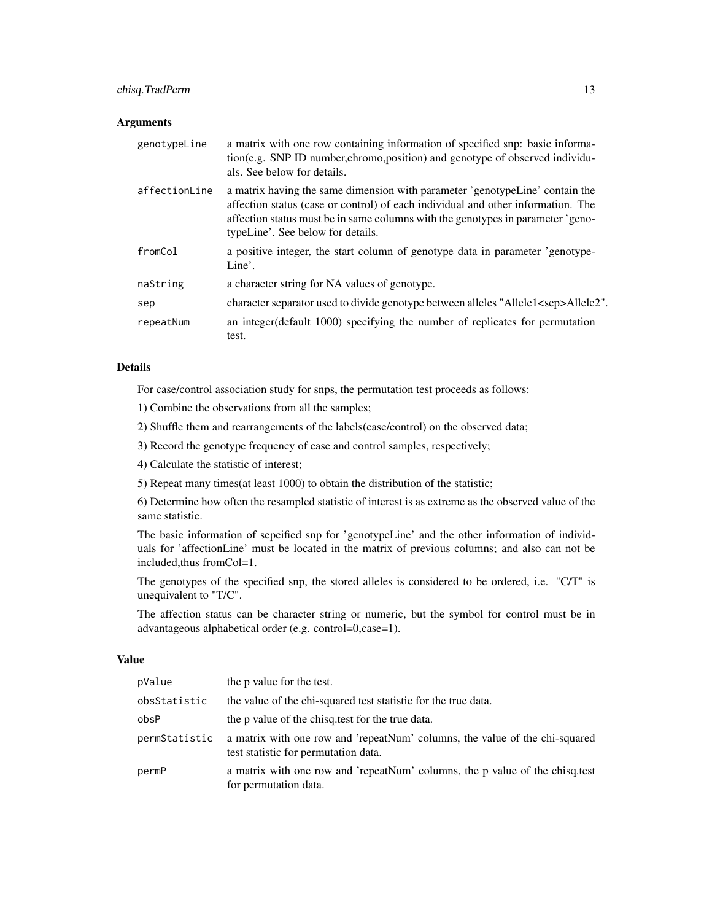### Arguments

| | |
|---|---|
| genotypeLine | a matrix with one row containing information of specified snp: basic information(e.g. SNP ID number,chromo,position) and genotype of observed individuals. See below for details. |
| affectionLine | a matrix having the same dimension with parameter 'genotypeLine' contain the affection status (case or control) of each individual and other information. The affection status must be in same columns with the genotypes in parameter 'genotypeLine'. See below for details. |
| fromCol | a positive integer, the start column of genotype data in parameter 'genotypeLine'. |
| naString | a character string for NA values of genotype. |
| sep | character separator used to divide genotype between alleles "Allele1<sep>Allele2". |
| repeatNum | an integer(default 1000) specifying the number of replicates for permutation test. |

### Details

For case/control association study for snps, the permutation test proceeds as follows:

1) Combine the observations from all the samples;

2) Shuffle them and rearrangements of the labels(case/control) on the observed data;

3) Record the genotype frequency of case and control samples, respectively;

4) Calculate the statistic of interest;

5) Repeat many times(at least 1000) to obtain the distribution of the statistic;

6) Determine how often the resampled statistic of interest is as extreme as the observed value of the same statistic.

The basic information of sepcified snp for 'genotypeLine' and the other information of individuals for 'affectionLine' must be located in the matrix of previous columns; and also can not be included,thus fromCol=1.

The genotypes of the specified snp, the stored alleles is considered to be ordered, i.e. "C/T" is unequivalent to "T/C".

The affection status can be character string or numeric, but the symbol for control must be in advantageous alphabetical order (e.g. control=0,case=1).

### Value

| | |
|---|---|
| pValue | the p value for the test. |
| obsStatistic | the value of the chi-squared test statistic for the true data. |
| obsP | the p value of the chisq.test for the true data. |
| permStatistic | a matrix with one row and 'repeatNum' columns, the value of the chi-squared test statistic for permutation data. |
| permP | a matrix with one row and 'repeatNum' columns, the p value of the chisq.test for permutation data. |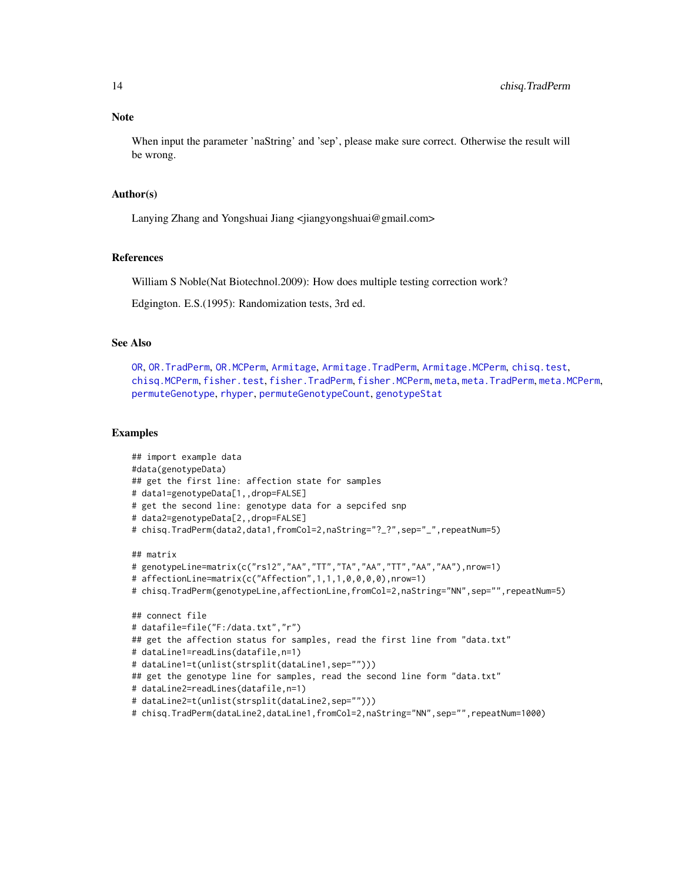## Note

When input the parameter 'naString' and 'sep', please make sure correct. Otherwise the result will be wrong.

## Author(s)

Lanying Zhang and Yongshuai Jiang <jiangyongshuai@gmail.com>

## References

William S Noble(Nat Biotechnol.2009): How does multiple testing correction work?

Edgington. E.S.(1995): Randomization tests, 3rd ed.

## See Also

OR, OR.TradPerm, OR.MCPerm, Armitage, Armitage.TradPerm, Armitage.MCPerm, chisq.test, chisq.MCPerm, fisher.test, fisher.TradPerm, fisher.MCPerm, meta, meta.TradPerm, meta.MCPerm, permuteGenotype, rhyper, permuteGenotypeCount, genotypeStat

## Examples

```
## import example data
#data(genotypeData)
## get the first line: affection state for samples
# data1=genotypeData[1,,drop=FALSE]
# get the second line: genotype data for a sepcifed snp
# data2=genotypeData[2,,drop=FALSE]
# chisq.TradPerm(data2,data1,fromCol=2,naString="?_?",sep="_",repeatNum=5)

## matrix
# genotypeLine=matrix(c("rs12","AA","TT","TA","AA","TT","AA","AA"),nrow=1)
# affectionLine=matrix(c("Affection",1,1,1,0,0,0,0),nrow=1)
# chisq.TradPerm(genotypeLine,affectionLine,fromCol=2,naString="NN",sep="",repeatNum=5)

## connect file
# datafile=file("F:/data.txt","r")
## get the affection status for samples, read the first line from "data.txt"
# dataLine1=readLins(datafile,n=1)
# dataLine1=t(unlist(strsplit(dataLine1,sep="")))
## get the genotype line for samples, read the second line form "data.txt"
# dataLine2=readLines(datafile,n=1)
# dataLine2=t(unlist(strsplit(dataLine2,sep="")))
# chisq.TradPerm(dataLine2,dataLine1,fromCol=2,naString="NN",sep="",repeatNum=1000)
```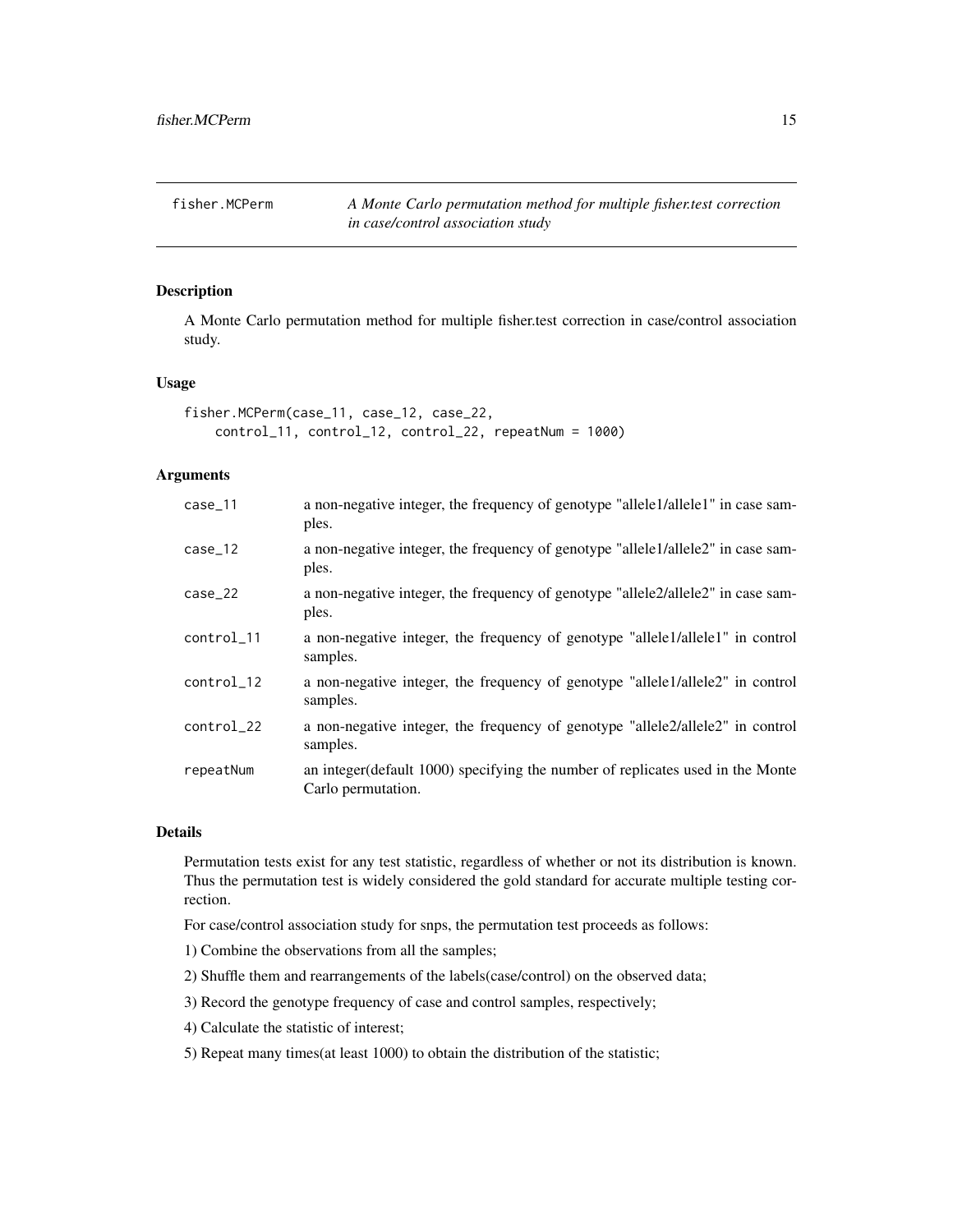fisher.MCPerm *A Monte Carlo permutation method for multiple fisher.test correction in case/control association study*

## Description

A Monte Carlo permutation method for multiple fisher.test correction in case/control association study.

## Usage

```
fisher.MCPerm(case_11, case_12, case_22,
    control_11, control_12, control_22, repeatNum = 1000)
```

## Arguments

| | |
|---|---|
| case_11 | a non-negative integer, the frequency of genotype "allele1/allele1" in case samples. |
| case_12 | a non-negative integer, the frequency of genotype "allele1/allele2" in case samples. |
| case_22 | a non-negative integer, the frequency of genotype "allele2/allele2" in case samples. |
| control_11 | a non-negative integer, the frequency of genotype "allele1/allele1" in control samples. |
| control_12 | a non-negative integer, the frequency of genotype "allele1/allele2" in control samples. |
| control_22 | a non-negative integer, the frequency of genotype "allele2/allele2" in control samples. |
| repeatNum | an integer(default 1000) specifying the number of replicates used in the Monte Carlo permutation. |

## Details

Permutation tests exist for any test statistic, regardless of whether or not its distribution is known. Thus the permutation test is widely considered the gold standard for accurate multiple testing correction.

For case/control association study for snps, the permutation test proceeds as follows:

1) Combine the observations from all the samples;

2) Shuffle them and rearrangements of the labels(case/control) on the observed data;

3) Record the genotype frequency of case and control samples, respectively;

4) Calculate the statistic of interest;

5) Repeat many times(at least 1000) to obtain the distribution of the statistic;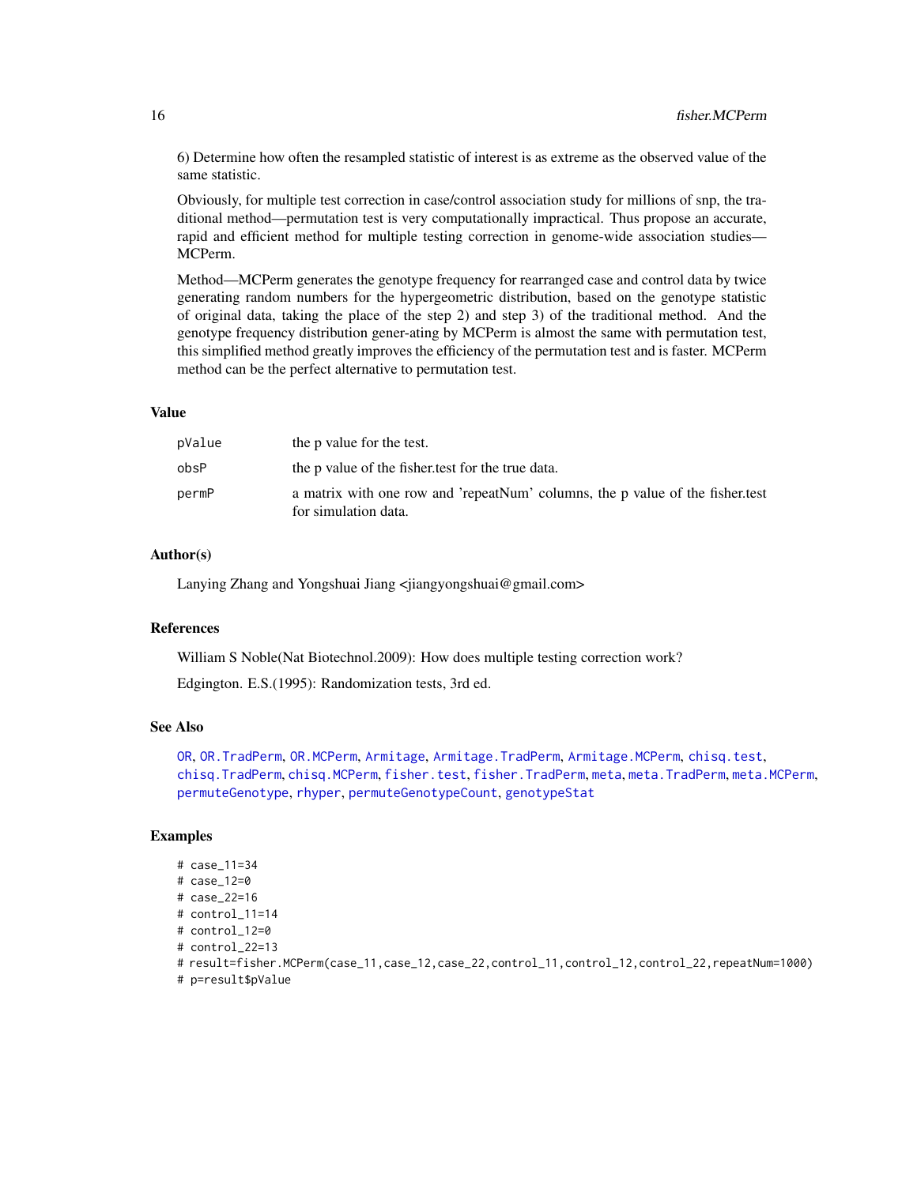6) Determine how often the resampled statistic of interest is as extreme as the observed value of the same statistic.

Obviously, for multiple test correction in case/control association study for millions of snp, the traditional method—permutation test is very computationally impractical. Thus propose an accurate, rapid and efficient method for multiple testing correction in genome-wide association studies—MCPerm.

Method—MCPerm generates the genotype frequency for rearranged case and control data by twice generating random numbers for the hypergeometric distribution, based on the genotype statistic of original data, taking the place of the step 2) and step 3) of the traditional method. And the genotype frequency distribution gener-ating by MCPerm is almost the same with permutation test, this simplified method greatly improves the efficiency of the permutation test and is faster. MCPerm method can be the perfect alternative to permutation test.

### Value

| | |
|---|---|
| pValue | the p value for the test. |
| obsP | the p value of the fisher.test for the true data. |
| permP | a matrix with one row and 'repeatNum' columns, the p value of the fisher.test for simulation data. |

### Author(s)

Lanying Zhang and Yongshuai Jiang <jiangyongshuai@gmail.com>

### References

William S Noble(Nat Biotechnol.2009): How does multiple testing correction work?

Edgington. E.S.(1995): Randomization tests, 3rd ed.

### See Also

OR, OR.TradPerm, OR.MCPerm, Armitage, Armitage.TradPerm, Armitage.MCPerm, chisq.test, chisq.TradPerm, chisq.MCPerm, fisher.test, fisher.TradPerm, meta, meta.TradPerm, meta.MCPerm, permuteGenotype, rhyper, permuteGenotypeCount, genotypeStat

### Examples

```
# case_11=34
# case_12=0
# case_22=16
# control_11=14
# control_12=0
# control_22=13
# result=fisher.MCPerm(case_11,case_12,case_22,control_11,control_12,control_22,repeatNum=1000)
# p=result$pValue
```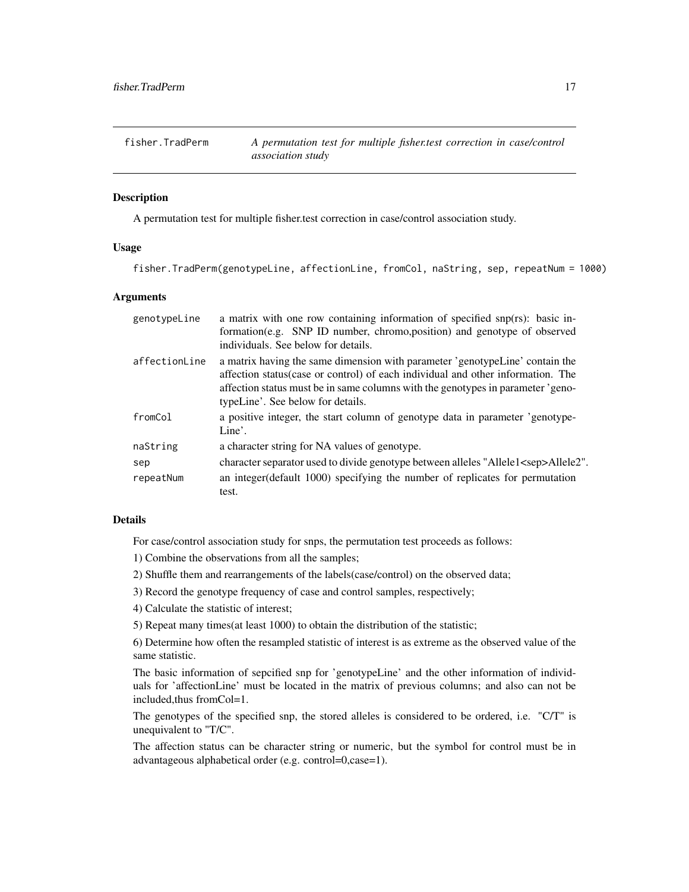fisher.TradPerm — *A permutation test for multiple fisher.test correction in case/control association study*

## Description

A permutation test for multiple fisher.test correction in case/control association study.

## Usage

```
fisher.TradPerm(genotypeLine, affectionLine, fromCol, naString, sep, repeatNum = 1000)
```

## Arguments

| | |
|---|---|
| genotypeLine | a matrix with one row containing information of specified snp(rs): basic information(e.g. SNP ID number, chromo,position) and genotype of observed individuals. See below for details. |
| affectionLine | a matrix having the same dimension with parameter 'genotypeLine' contain the affection status(case or control) of each individual and other information. The affection status must be in same columns with the genotypes in parameter 'genotypeLine'. See below for details. |
| fromCol | a positive integer, the start column of genotype data in parameter 'genotypeLine'. |
| naString | a character string for NA values of genotype. |
| sep | character separator used to divide genotype between alleles "Allele1<sep>Allele2". |
| repeatNum | an integer(default 1000) specifying the number of replicates for permutation test. |

## Details

For case/control association study for snps, the permutation test proceeds as follows:

1) Combine the observations from all the samples;

2) Shuffle them and rearrangements of the labels(case/control) on the observed data;

3) Record the genotype frequency of case and control samples, respectively;

4) Calculate the statistic of interest;

5) Repeat many times(at least 1000) to obtain the distribution of the statistic;

6) Determine how often the resampled statistic of interest is as extreme as the observed value of the same statistic.

The basic information of sepcified snp for 'genotypeLine' and the other information of individuals for 'affectionLine' must be located in the matrix of previous columns; and also can not be included,thus fromCol=1.

The genotypes of the specified snp, the stored alleles is considered to be ordered, i.e. "C/T" is unequivalent to "T/C".

The affection status can be character string or numeric, but the symbol for control must be in advantageous alphabetical order (e.g. control=0,case=1).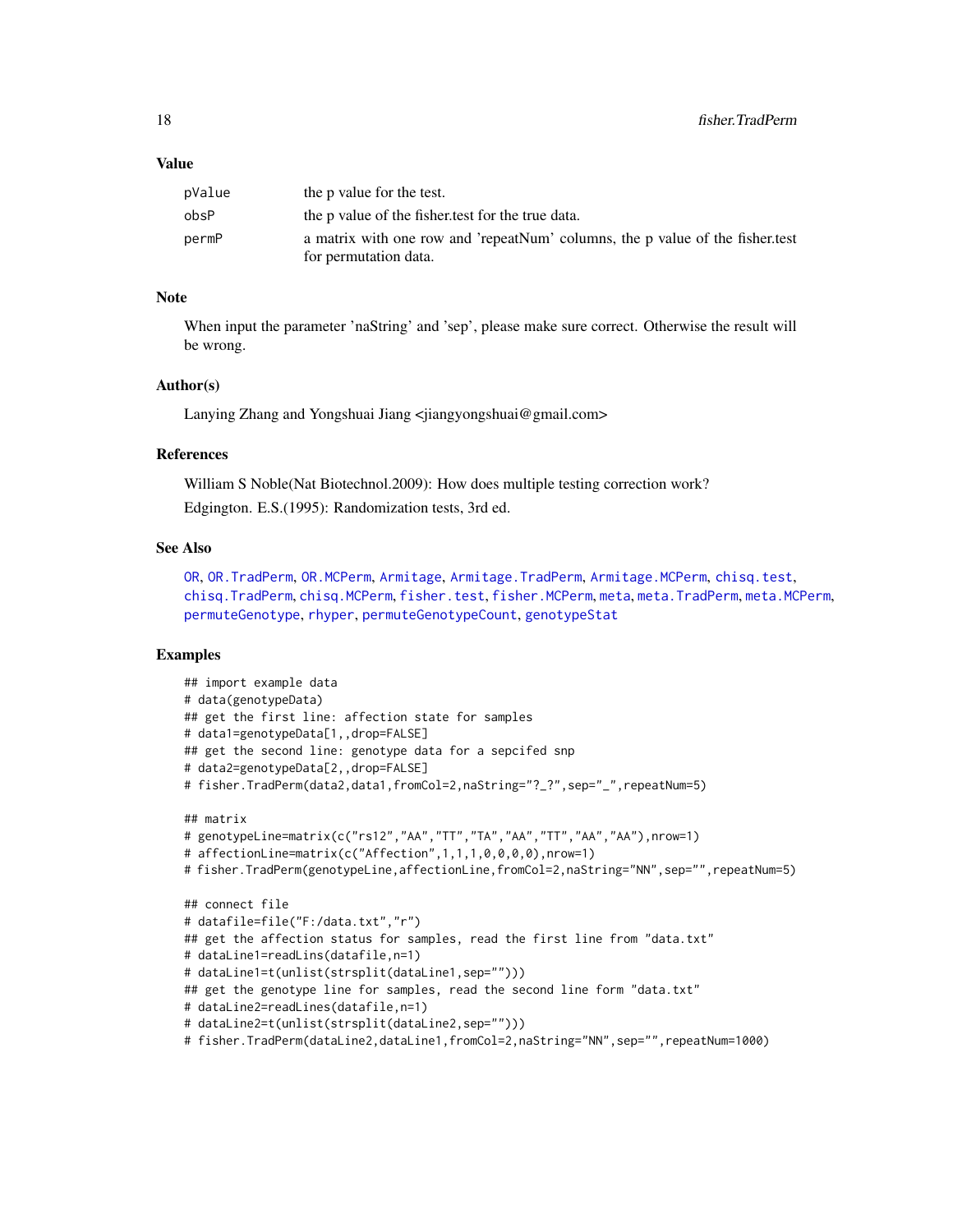### Value

| | |
|---|---|
| pValue | the p value for the test. |
| obsP | the p value of the fisher.test for the true data. |
| permP | a matrix with one row and 'repeatNum' columns, the p value of the fisher.test for permutation data. |

### Note

When input the parameter 'naString' and 'sep', please make sure correct. Otherwise the result will be wrong.

### Author(s)

Lanying Zhang and Yongshuai Jiang <jiangyongshuai@gmail.com>

### References

William S Noble(Nat Biotechnol.2009): How does multiple testing correction work?

Edgington. E.S.(1995): Randomization tests, 3rd ed.

### See Also

OR, OR.TradPerm, OR.MCPerm, Armitage, Armitage.TradPerm, Armitage.MCPerm, chisq.test, chisq.TradPerm, chisq.MCPerm, fisher.test, fisher.MCPerm, meta, meta.TradPerm, meta.MCPerm, permuteGenotype, rhyper, permuteGenotypeCount, genotypeStat

### Examples

```
## import example data
# data(genotypeData)
## get the first line: affection state for samples
# data1=genotypeData[1,,drop=FALSE]
## get the second line: genotype data for a sepcifed snp
# data2=genotypeData[2,,drop=FALSE]
# fisher.TradPerm(data2,data1,fromCol=2,naString="?_?",sep="_",repeatNum=5)

## matrix
# genotypeLine=matrix(c("rs12","AA","TT","TA","AA","TT","AA","AA"),nrow=1)
# affectionLine=matrix(c("Affection",1,1,1,0,0,0,0),nrow=1)
# fisher.TradPerm(genotypeLine,affectionLine,fromCol=2,naString="NN",sep="",repeatNum=5)

## connect file
# datafile=file("F:/data.txt","r")
## get the affection status for samples, read the first line from "data.txt"
# dataLine1=readLins(datafile,n=1)
# dataLine1=t(unlist(strsplit(dataLine1,sep="")))
## get the genotype line for samples, read the second line form "data.txt"
# dataLine2=readLines(datafile,n=1)
# dataLine2=t(unlist(strsplit(dataLine2,sep="")))
# fisher.TradPerm(dataLine2,dataLine1,fromCol=2,naString="NN",sep="",repeatNum=1000)
```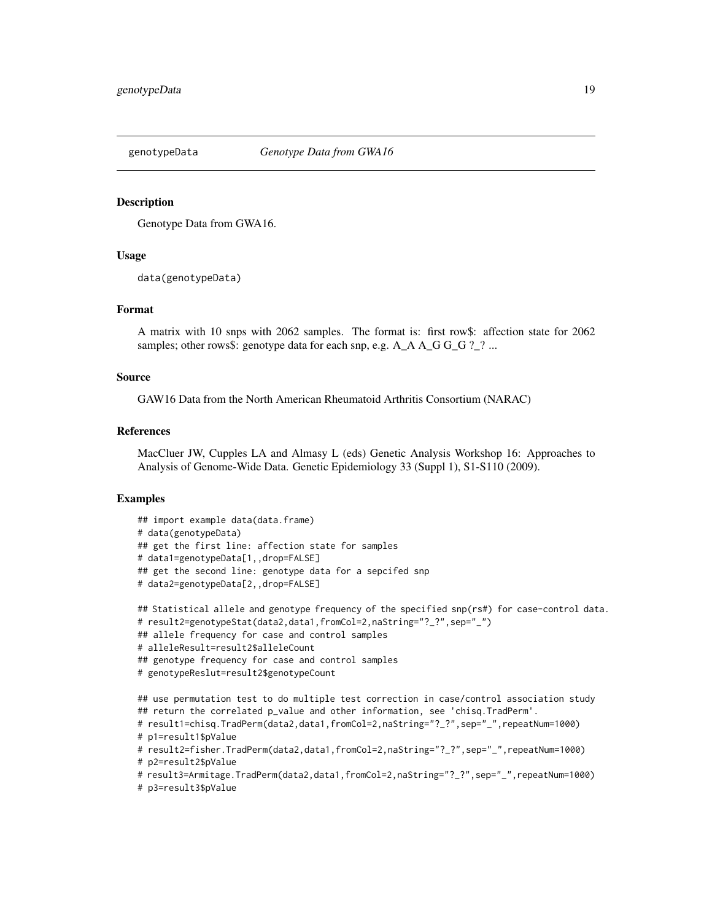genotypeData    *Genotype Data from GWA16*

## Description

Genotype Data from GWA16.

## Usage

```
data(genotypeData)
```

## Format

A matrix with 10 snps with 2062 samples. The format is: first row$: affection state for 2062 samples; other rows$: genotype data for each snp, e.g. A_A A_G G_G ?_? ...

## Source

GAW16 Data from the North American Rheumatoid Arthritis Consortium (NARAC)

## References

MacCluer JW, Cupples LA and Almasy L (eds) Genetic Analysis Workshop 16: Approaches to Analysis of Genome-Wide Data. Genetic Epidemiology 33 (Suppl 1), S1-S110 (2009).

## Examples

```
## import example data(data.frame)
# data(genotypeData)
## get the first line: affection state for samples
# data1=genotypeData[1,,drop=FALSE]
## get the second line: genotype data for a sepcifed snp
# data2=genotypeData[2,,drop=FALSE]

## Statistical allele and genotype frequency of the specified snp(rs#) for case-control data.
# result2=genotypeStat(data2,data1,fromCol=2,naString="?_?",sep="_")
## allele frequency for case and control samples
# alleleResult=result2$alleleCount
## genotype frequency for case and control samples
# genotypeReslut=result2$genotypeCount

## use permutation test to do multiple test correction in case/control association study
## return the correlated p_value and other information, see 'chisq.TradPerm'.
# result1=chisq.TradPerm(data2,data1,fromCol=2,naString="?_?",sep="_",repeatNum=1000)
# p1=result1$pValue
# result2=fisher.TradPerm(data2,data1,fromCol=2,naString="?_?",sep="_",repeatNum=1000)
# p2=result2$pValue
# result3=Armitage.TradPerm(data2,data1,fromCol=2,naString="?_?",sep="_",repeatNum=1000)
# p3=result3$pValue
```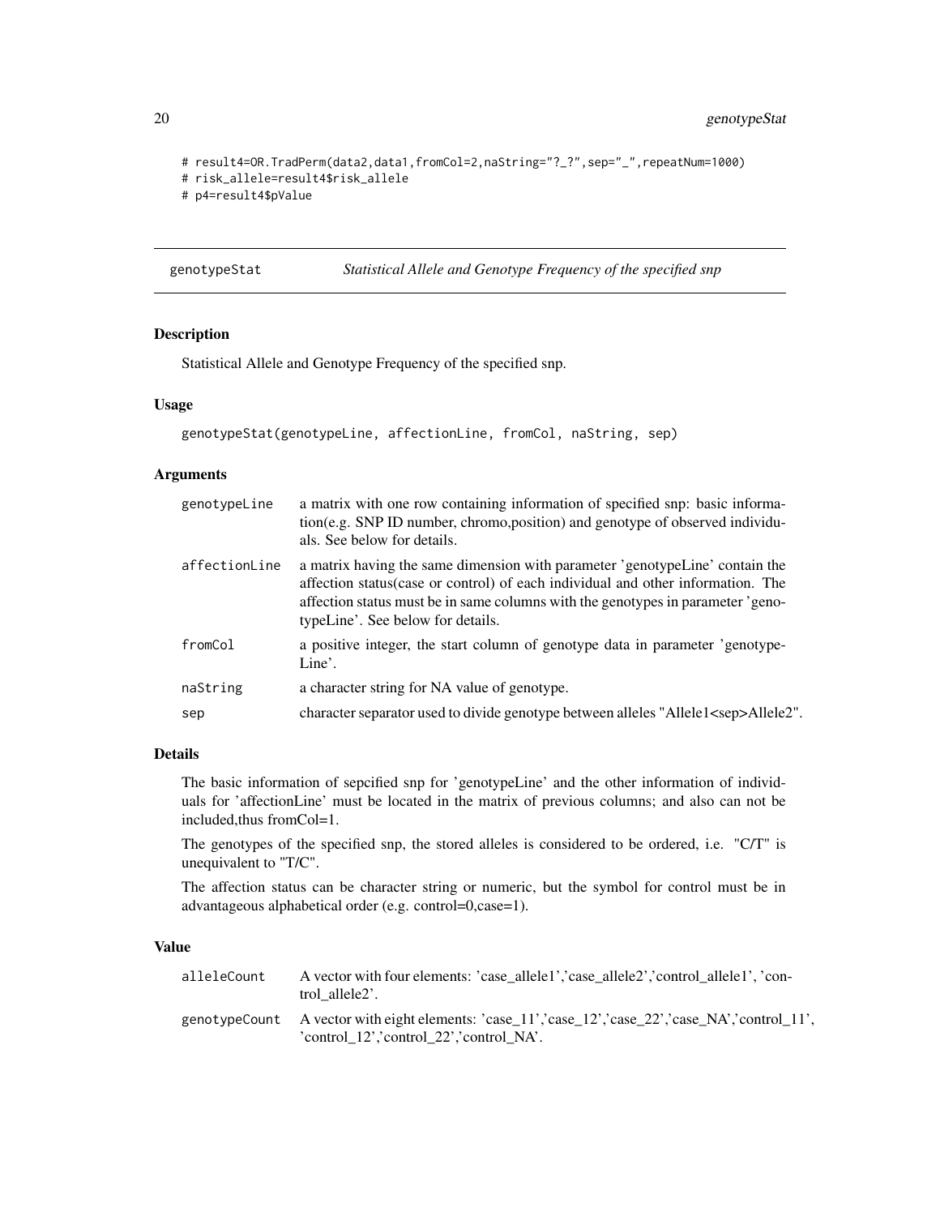```
# result4=OR.TradPerm(data2,data1,fromCol=2,naString="?_?",sep="_",repeatNum=1000)
# risk_allele=result4$risk_allele
# p4=result4$pValue
```

---

## genotypeStat *Statistical Allele and Genotype Frequency of the specified snp*

---

### Description

Statistical Allele and Genotype Frequency of the specified snp.

### Usage

```
genotypeStat(genotypeLine, affectionLine, fromCol, naString, sep)
```

### Arguments

| | |
|---|---|
| genotypeLine | a matrix with one row containing information of specified snp: basic information(e.g. SNP ID number, chromo,position) and genotype of observed individuals. See below for details. |
| affectionLine | a matrix having the same dimension with parameter 'genotypeLine' contain the affection status(case or control) of each individual and other information. The affection status must be in same columns with the genotypes in parameter 'genotypeLine'. See below for details. |
| fromCol | a positive integer, the start column of genotype data in parameter 'genotypeLine'. |
| naString | a character string for NA value of genotype. |
| sep | character separator used to divide genotype between alleles "Allele1<sep>Allele2". |

### Details

The basic information of sepcified snp for 'genotypeLine' and the other information of individuals for 'affectionLine' must be located in the matrix of previous columns; and also can not be included,thus fromCol=1.

The genotypes of the specified snp, the stored alleles is considered to be ordered, i.e. "C/T" is unequivalent to "T/C".

The affection status can be character string or numeric, but the symbol for control must be in advantageous alphabetical order (e.g. control=0,case=1).

### Value

| | |
|---|---|
| alleleCount | A vector with four elements: 'case_allele1','case_allele2','control_allele1', 'control_allele2'. |
| genotypeCount | A vector with eight elements: 'case_11','case_12','case_22','case_NA','control_11', 'control_12','control_22','control_NA'. |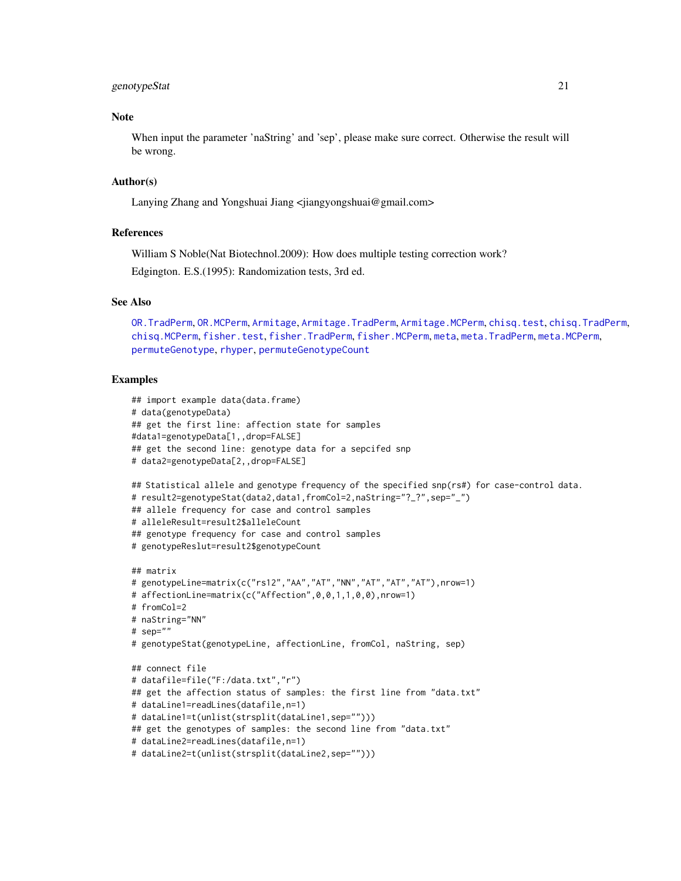## Note

When input the parameter 'naString' and 'sep', please make sure correct. Otherwise the result will be wrong.

## Author(s)

Lanying Zhang and Yongshuai Jiang <jiangyongshuai@gmail.com>

## References

William S Noble(Nat Biotechnol.2009): How does multiple testing correction work?

Edgington. E.S.(1995): Randomization tests, 3rd ed.

## See Also

OR.TradPerm, OR.MCPerm, Armitage, Armitage.TradPerm, Armitage.MCPerm, chisq.test, chisq.TradPerm, chisq.MCPerm, fisher.test, fisher.TradPerm, fisher.MCPerm, meta, meta.TradPerm, meta.MCPerm, permuteGenotype, rhyper, permuteGenotypeCount

## Examples

```
## import example data(data.frame)
# data(genotypeData)
## get the first line: affection state for samples
#data1=genotypeData[1,,drop=FALSE]
## get the second line: genotype data for a sepcifed snp
# data2=genotypeData[2,,drop=FALSE]

## Statistical allele and genotype frequency of the specified snp(rs#) for case-control data.
# result2=genotypeStat(data2,data1,fromCol=2,naString="?_?",sep="_")
## allele frequency for case and control samples
# alleleResult=result2$alleleCount
## genotype frequency for case and control samples
# genotypeReslut=result2$genotypeCount

## matrix
# genotypeLine=matrix(c("rs12","AA","AT","NN","AT","AT","AT"),nrow=1)
# affectionLine=matrix(c("Affection",0,0,1,1,0,0),nrow=1)
# fromCol=2
# naString="NN"
# sep=""
# genotypeStat(genotypeLine, affectionLine, fromCol, naString, sep)

## connect file
# datafile=file("F:/data.txt","r")
## get the affection status of samples: the first line from "data.txt"
# dataLine1=readLines(datafile,n=1)
# dataLine1=t(unlist(strsplit(dataLine1,sep="")))
## get the genotypes of samples: the second line from "data.txt"
# dataLine2=readLines(datafile,n=1)
# dataLine2=t(unlist(strsplit(dataLine2,sep="")))
```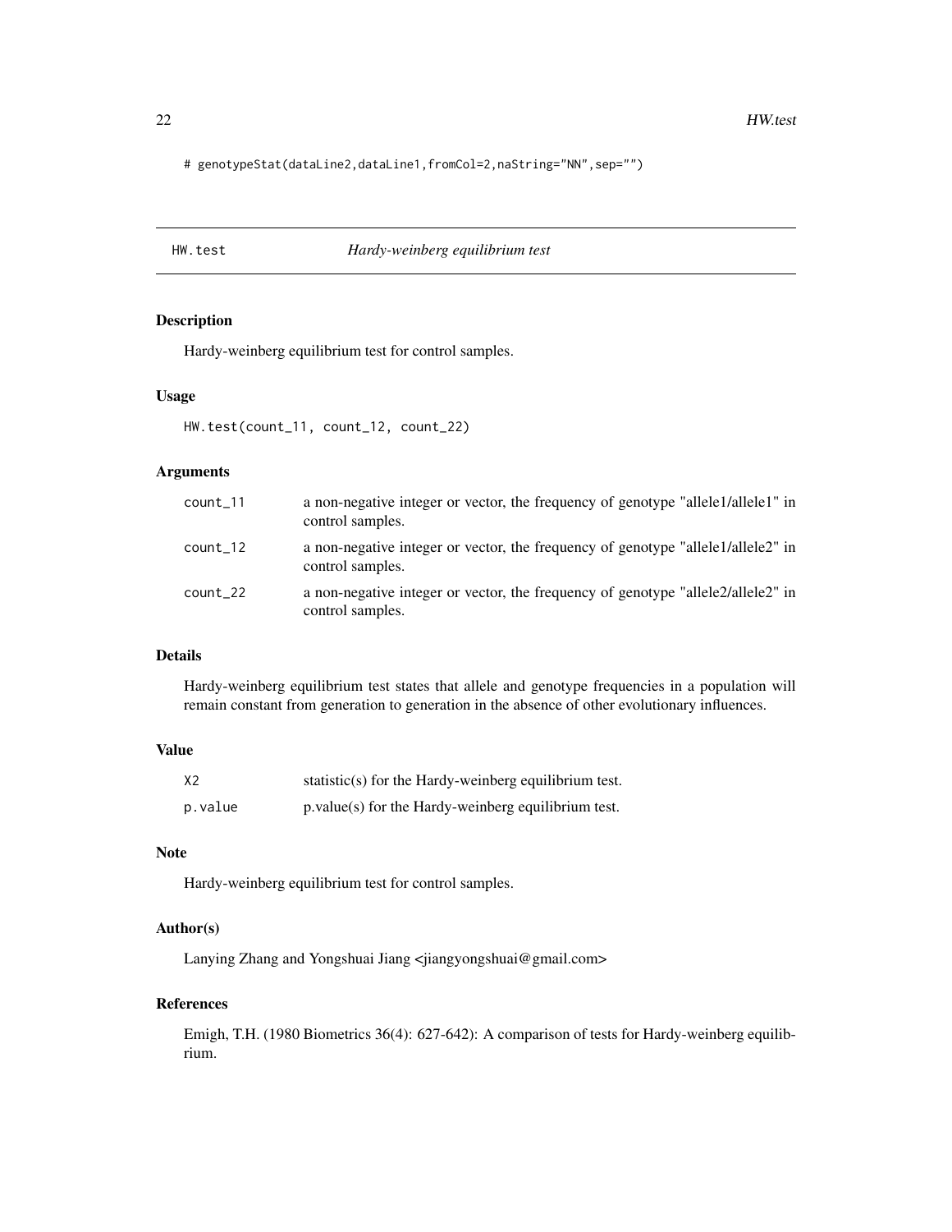```
# genotypeStat(dataLine2,dataLine1,fromCol=2,naString="NN",sep="")
```

## HW.test — *Hardy-weinberg equilibrium test*

### Description

Hardy-weinberg equilibrium test for control samples.

### Usage

```
HW.test(count_11, count_12, count_22)
```

### Arguments

| | |
|---|---|
| count_11 | a non-negative integer or vector, the frequency of genotype "allele1/allele1" in control samples. |
| count_12 | a non-negative integer or vector, the frequency of genotype "allele1/allele2" in control samples. |
| count_22 | a non-negative integer or vector, the frequency of genotype "allele2/allele2" in control samples. |

### Details

Hardy-weinberg equilibrium test states that allele and genotype frequencies in a population will remain constant from generation to generation in the absence of other evolutionary influences.

### Value

| | |
|---|---|
| X2 | statistic(s) for the Hardy-weinberg equilibrium test. |
| p.value | p.value(s) for the Hardy-weinberg equilibrium test. |

### Note

Hardy-weinberg equilibrium test for control samples.

### Author(s)

Lanying Zhang and Yongshuai Jiang <jiangyongshuai@gmail.com>

### References

Emigh, T.H. (1980 Biometrics 36(4): 627-642): A comparison of tests for Hardy-weinberg equilibrium.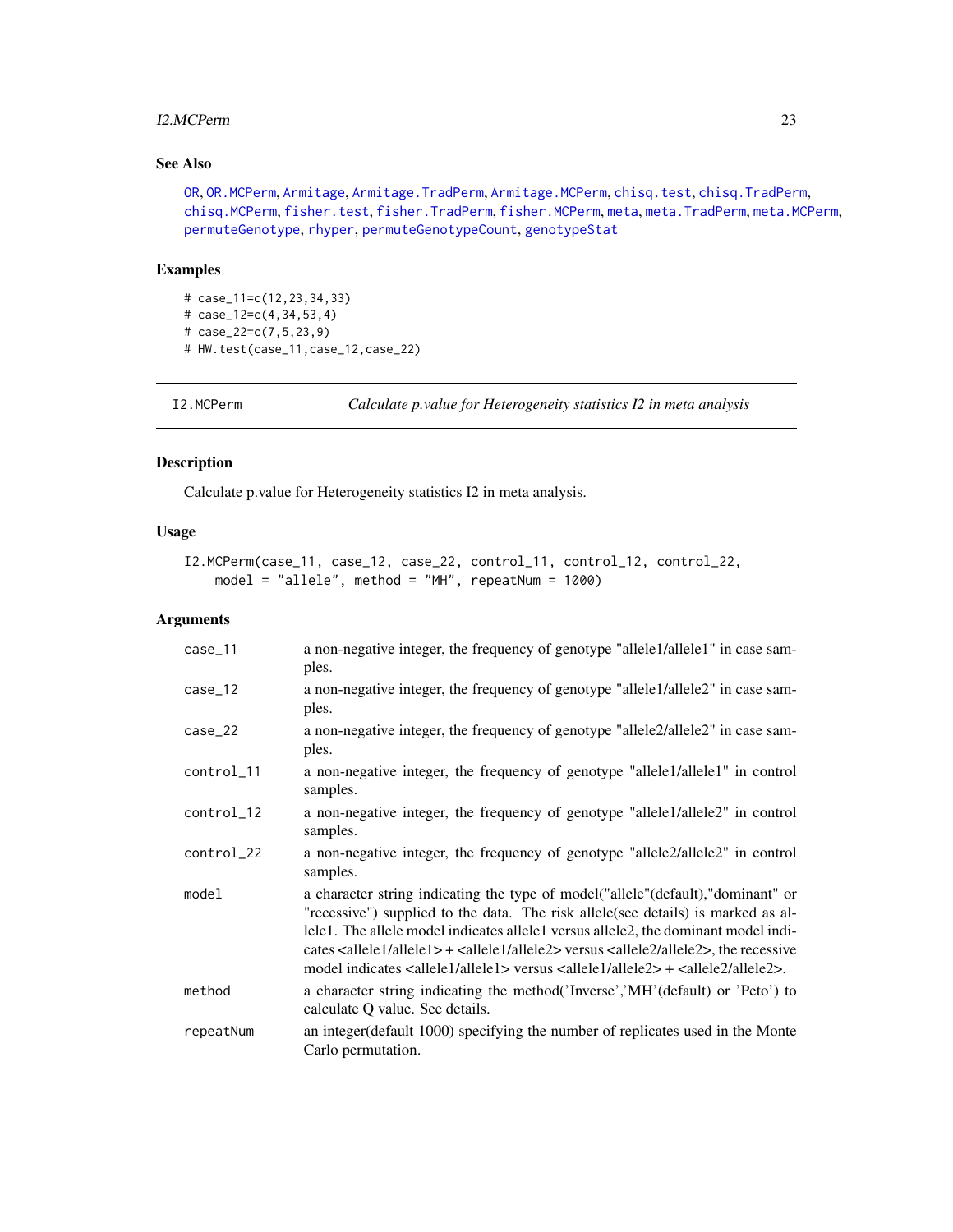## See Also

OR, OR.MCPerm, Armitage, Armitage.TradPerm, Armitage.MCPerm, chisq.test, chisq.TradPerm, chisq.MCPerm, fisher.test, fisher.TradPerm, fisher.MCPerm, meta, meta.TradPerm, meta.MCPerm, permuteGenotype, rhyper, permuteGenotypeCount, genotypeStat

## Examples

```
# case_11=c(12,23,34,33)
# case_12=c(4,34,53,4)
# case_22=c(7,5,23,9)
# HW.test(case_11,case_12,case_22)
```

---

# I2.MCPerm — *Calculate p.value for Heterogeneity statistics I2 in meta analysis*

## Description

Calculate p.value for Heterogeneity statistics I2 in meta analysis.

## Usage

```
I2.MCPerm(case_11, case_12, case_22, control_11, control_12, control_22,
    model = "allele", method = "MH", repeatNum = 1000)
```

## Arguments

| | |
|---|---|
| case_11 | a non-negative integer, the frequency of genotype "allele1/allele1" in case samples. |
| case_12 | a non-negative integer, the frequency of genotype "allele1/allele2" in case samples. |
| case_22 | a non-negative integer, the frequency of genotype "allele2/allele2" in case samples. |
| control_11 | a non-negative integer, the frequency of genotype "allele1/allele1" in control samples. |
| control_12 | a non-negative integer, the frequency of genotype "allele1/allele2" in control samples. |
| control_22 | a non-negative integer, the frequency of genotype "allele2/allele2" in control samples. |
| model | a character string indicating the type of model("allele"(default),"dominant" or "recessive") supplied to the data. The risk allele(see details) is marked as allele1. The allele model indicates allele1 versus allele2, the dominant model indicates <allele1/allele1> + <allele1/allele2> versus <allele2/allele2>, the recessive model indicates <allele1/allele1> versus <allele1/allele2> + <allele2/allele2>. |
| method | a character string indicating the method('Inverse','MH'(default) or 'Peto') to calculate Q value. See details. |
| repeatNum | an integer(default 1000) specifying the number of replicates used in the Monte Carlo permutation. |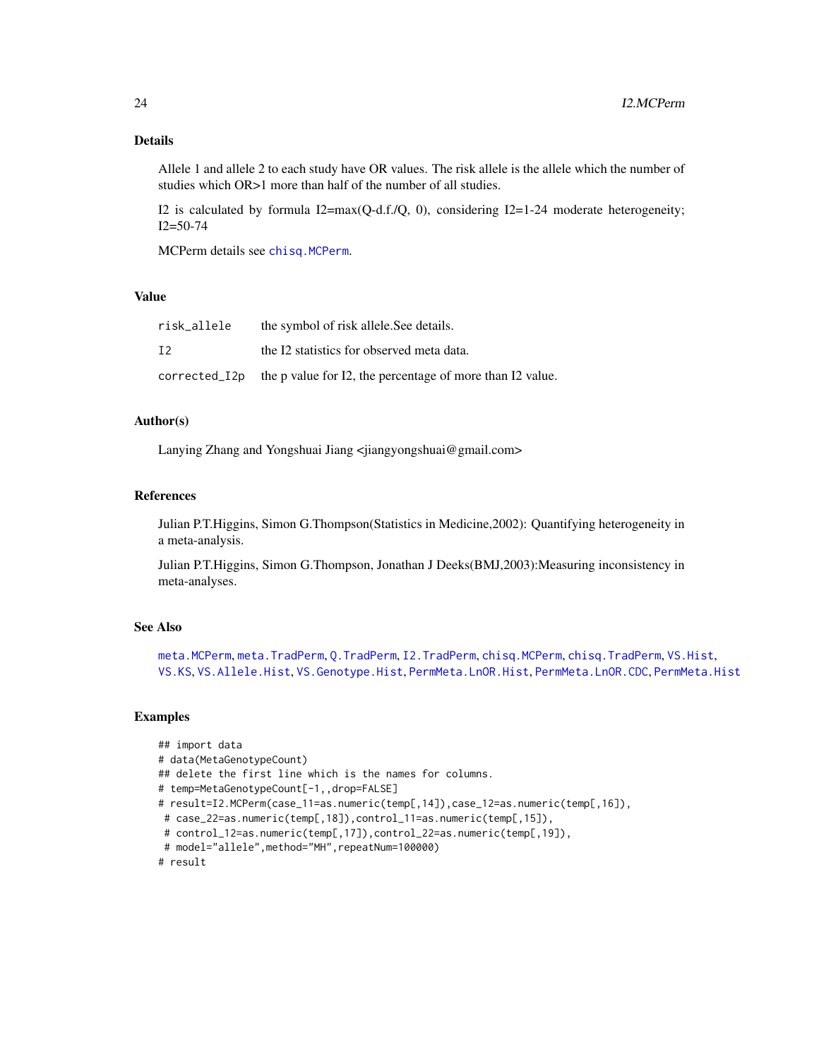### Details

Allele 1 and allele 2 to each study have OR values. The risk allele is the allele which the number of studies which OR>1 more than half of the number of all studies.

I2 is calculated by formula I2=max(Q-d.f./Q, 0), considering I2=1-24 moderate heterogeneity; I2=50-74

MCPerm details see chisq.MCPerm.

### Value

| | |
|---|---|
| risk_allele | the symbol of risk allele.See details. |
| I2 | the I2 statistics for observed meta data. |
| corrected_I2p | the p value for I2, the percentage of more than I2 value. |

### Author(s)

Lanying Zhang and Yongshuai Jiang <jiangyongshuai@gmail.com>

### References

Julian P.T.Higgins, Simon G.Thompson(Statistics in Medicine,2002): Quantifying heterogeneity in a meta-analysis.

Julian P.T.Higgins, Simon G.Thompson, Jonathan J Deeks(BMJ,2003):Measuring inconsistency in meta-analyses.

### See Also

meta.MCPerm, meta.TradPerm, Q.TradPerm, I2.TradPerm, chisq.MCPerm, chisq.TradPerm, VS.Hist, VS.KS, VS.Allele.Hist, VS.Genotype.Hist, PermMeta.LnOR.Hist, PermMeta.LnOR.CDC, PermMeta.Hist

### Examples

```
## import data
# data(MetaGenotypeCount)
## delete the first line which is the names for columns.
# temp=MetaGenotypeCount[-1,,drop=FALSE]
# result=I2.MCPerm(case_11=as.numeric(temp[,14]),case_12=as.numeric(temp[,16]),
 # case_22=as.numeric(temp[,18]),control_11=as.numeric(temp[,15]),
 # control_12=as.numeric(temp[,17]),control_22=as.numeric(temp[,19]),
 # model="allele",method="MH",repeatNum=100000)
# result
```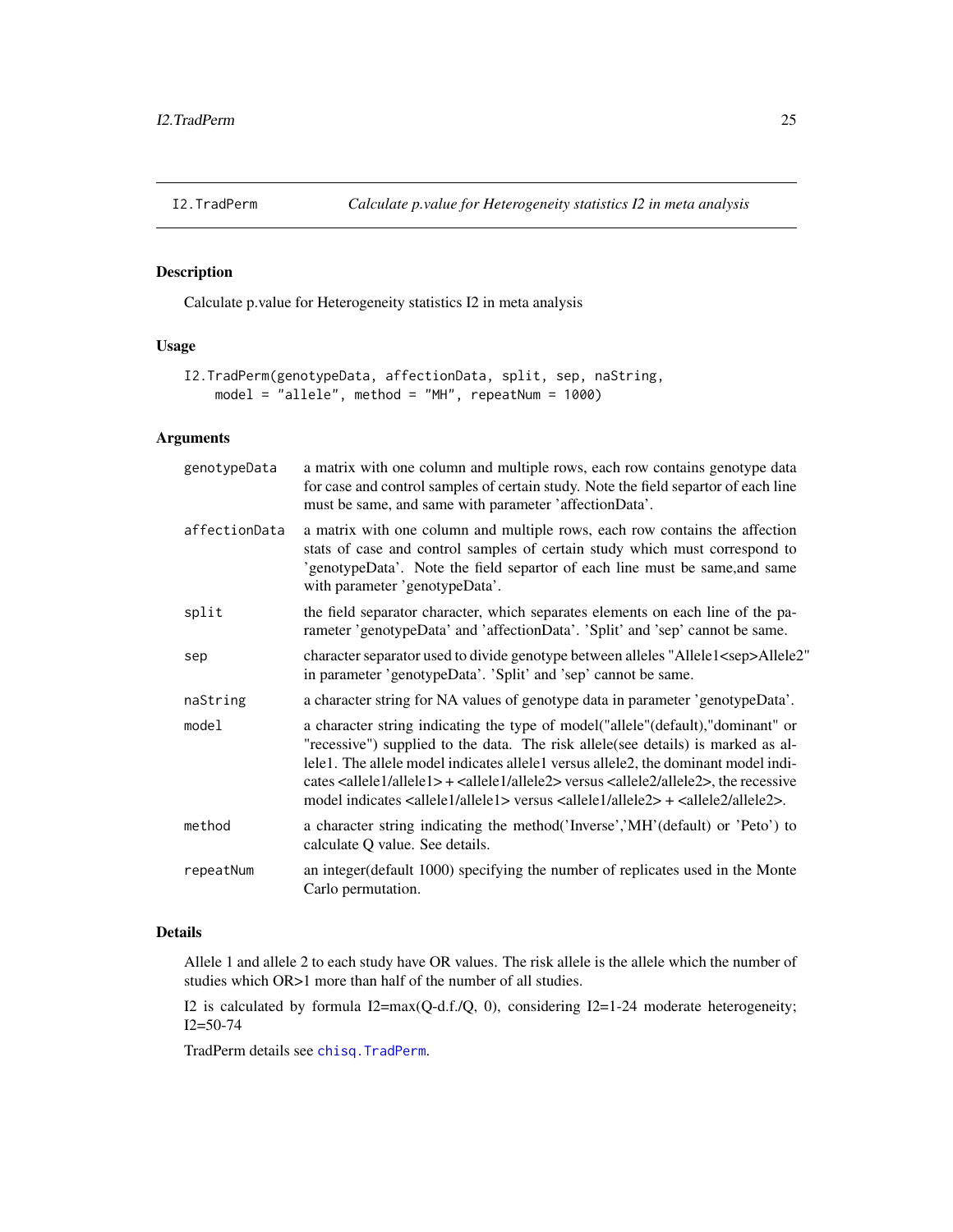# I2.TradPerm — Calculate p.value for Heterogeneity statistics I2 in meta analysis

## Description

Calculate p.value for Heterogeneity statistics I2 in meta analysis

## Usage

```
I2.TradPerm(genotypeData, affectionData, split, sep, naString,
    model = "allele", method = "MH", repeatNum = 1000)
```

## Arguments

| Argument | Description |
|---|---|
| genotypeData | a matrix with one column and multiple rows, each row contains genotype data for case and control samples of certain study. Note the field separtor of each line must be same, and same with parameter 'affectionData'. |
| affectionData | a matrix with one column and multiple rows, each row contains the affection stats of case and control samples of certain study which must correspond to 'genotypeData'. Note the field separtor of each line must be same,and same with parameter 'genotypeData'. |
| split | the field separator character, which separates elements on each line of the parameter 'genotypeData' and 'affectionData'. 'Split' and 'sep' cannot be same. |
| sep | character separator used to divide genotype between alleles "Allele1<sep>Allele2" in parameter 'genotypeData'. 'Split' and 'sep' cannot be same. |
| naString | a character string for NA values of genotype data in parameter 'genotypeData'. |
| model | a character string indicating the type of model("allele"(default),"dominant" or "recessive") supplied to the data. The risk allele(see details) is marked as allele1. The allele model indicates allele1 versus allele2, the dominant model indicates <allele1/allele1> + <allele1/allele2> versus <allele2/allele2>, the recessive model indicates <allele1/allele1> versus <allele1/allele2> + <allele2/allele2>. |
| method | a character string indicating the method('Inverse','MH'(default) or 'Peto') to calculate Q value. See details. |
| repeatNum | an integer(default 1000) specifying the number of replicates used in the Monte Carlo permutation. |

## Details

Allele 1 and allele 2 to each study have OR values. The risk allele is the allele which the number of studies which OR>1 more than half of the number of all studies.

I2 is calculated by formula I2=max(Q-d.f./Q, 0), considering I2=1-24 moderate heterogeneity; I2=50-74

TradPerm details see chisq.TradPerm.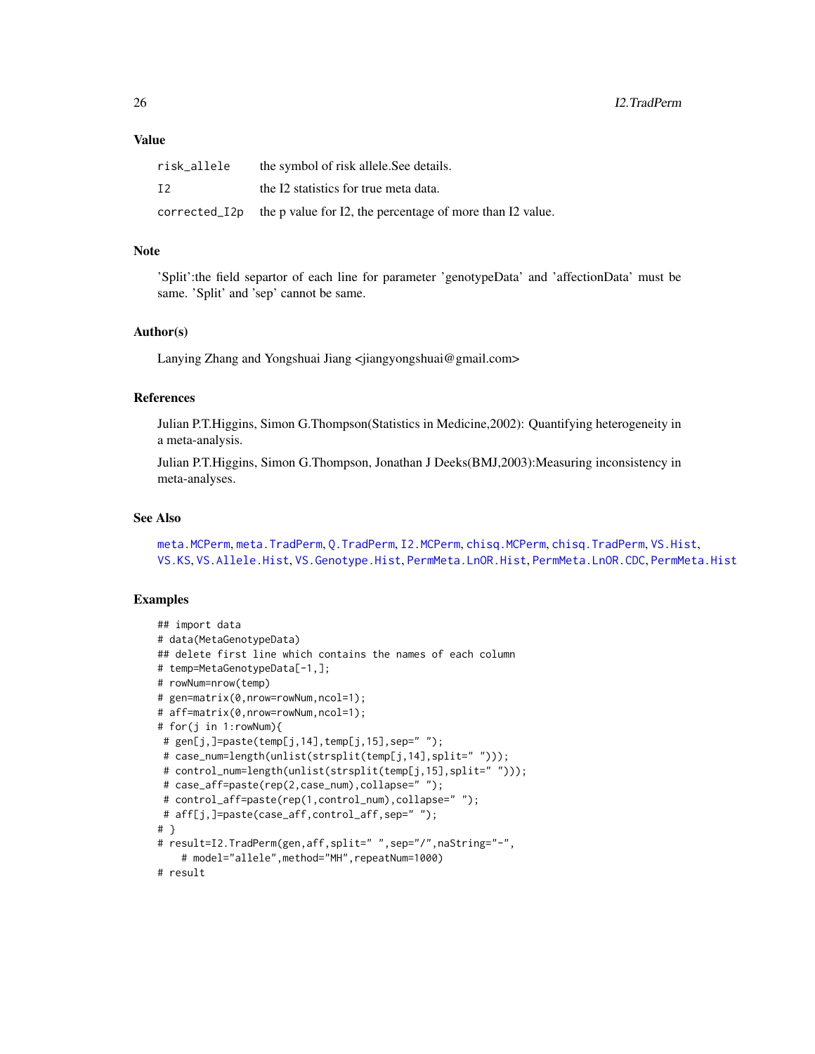## Value

| | |
|---|---|
| risk_allele | the symbol of risk allele.See details. |
| I2 | the I2 statistics for true meta data. |
| corrected_I2p | the p value for I2, the percentage of more than I2 value. |

## Note

'Split':the field separtor of each line for parameter 'genotypeData' and 'affectionData' must be same. 'Split' and 'sep' cannot be same.

## Author(s)

Lanying Zhang and Yongshuai Jiang <jiangyongshuai@gmail.com>

## References

Julian P.T.Higgins, Simon G.Thompson(Statistics in Medicine,2002): Quantifying heterogeneity in a meta-analysis.

Julian P.T.Higgins, Simon G.Thompson, Jonathan J Deeks(BMJ,2003):Measuring inconsistency in meta-analyses.

## See Also

meta.MCPerm, meta.TradPerm, Q.TradPerm, I2.MCPerm, chisq.MCPerm, chisq.TradPerm, VS.Hist, VS.KS, VS.Allele.Hist, VS.Genotype.Hist, PermMeta.LnOR.Hist, PermMeta.LnOR.CDC, PermMeta.Hist

## Examples

```
## import data
# data(MetaGenotypeData)
## delete first line which contains the names of each column
# temp=MetaGenotypeData[-1,];
# rowNum=nrow(temp)
# gen=matrix(0,nrow=rowNum,ncol=1);
# aff=matrix(0,nrow=rowNum,ncol=1);
# for(j in 1:rowNum){
 # gen[j,]=paste(temp[j,14],temp[j,15],sep=" ");
 # case_num=length(unlist(strsplit(temp[j,14],split=" ")));
 # control_num=length(unlist(strsplit(temp[j,15],split=" ")));
 # case_aff=paste(rep(2,case_num),collapse=" ");
 # control_aff=paste(rep(1,control_num),collapse=" ");
 # aff[j,]=paste(case_aff,control_aff,sep=" ");
# }
# result=I2.TradPerm(gen,aff,split=" ",sep="/",naString="-",
    # model="allele",method="MH",repeatNum=1000)
# result
```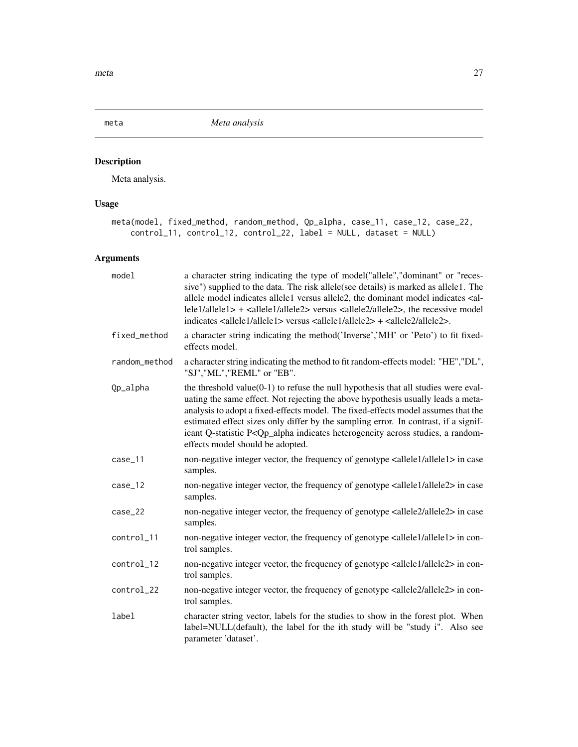## meta — *Meta analysis*

### Description

Meta analysis.

### Usage

```
meta(model, fixed_method, random_method, Qp_alpha, case_11, case_12, case_22,
    control_11, control_12, control_22, label = NULL, dataset = NULL)
```

### Arguments

| | |
|---|---|
| `model` | a character string indicating the type of model("allele","dominant" or "recessive") supplied to the data. The risk allele(see details) is marked as allele1. The allele model indicates allele1 versus allele2, the dominant model indicates <allele1/allele1> + <allele1/allele2> versus <allele2/allele2>, the recessive model indicates <allele1/allele1> versus <allele1/allele2> + <allele2/allele2>. |
| `fixed_method` | a character string indicating the method('Inverse','MH' or 'Peto') to fit fixed-effects model. |
| `random_method` | a character string indicating the method to fit random-effects model: "HE","DL", "SJ","ML","REML" or "EB". |
| `Qp_alpha` | the threshold value(0-1) to refuse the null hypothesis that all studies were evaluating the same effect. Not rejecting the above hypothesis usually leads a meta-analysis to adopt a fixed-effects model. The fixed-effects model assumes that the estimated effect sizes only differ by the sampling error. In contrast, if a significant Q-statistic P<Qp_alpha indicates heterogeneity across studies, a random-effects model should be adopted. |
| `case_11` | non-negative integer vector, the frequency of genotype <allele1/allele1> in case samples. |
| `case_12` | non-negative integer vector, the frequency of genotype <allele1/allele2> in case samples. |
| `case_22` | non-negative integer vector, the frequency of genotype <allele2/allele2> in case samples. |
| `control_11` | non-negative integer vector, the frequency of genotype <allele1/allele1> in control samples. |
| `control_12` | non-negative integer vector, the frequency of genotype <allele1/allele2> in control samples. |
| `control_22` | non-negative integer vector, the frequency of genotype <allele2/allele2> in control samples. |
| `label` | character string vector, labels for the studies to show in the forest plot. When label=NULL(default), the label for the ith study will be "study i". Also see parameter 'dataset'. |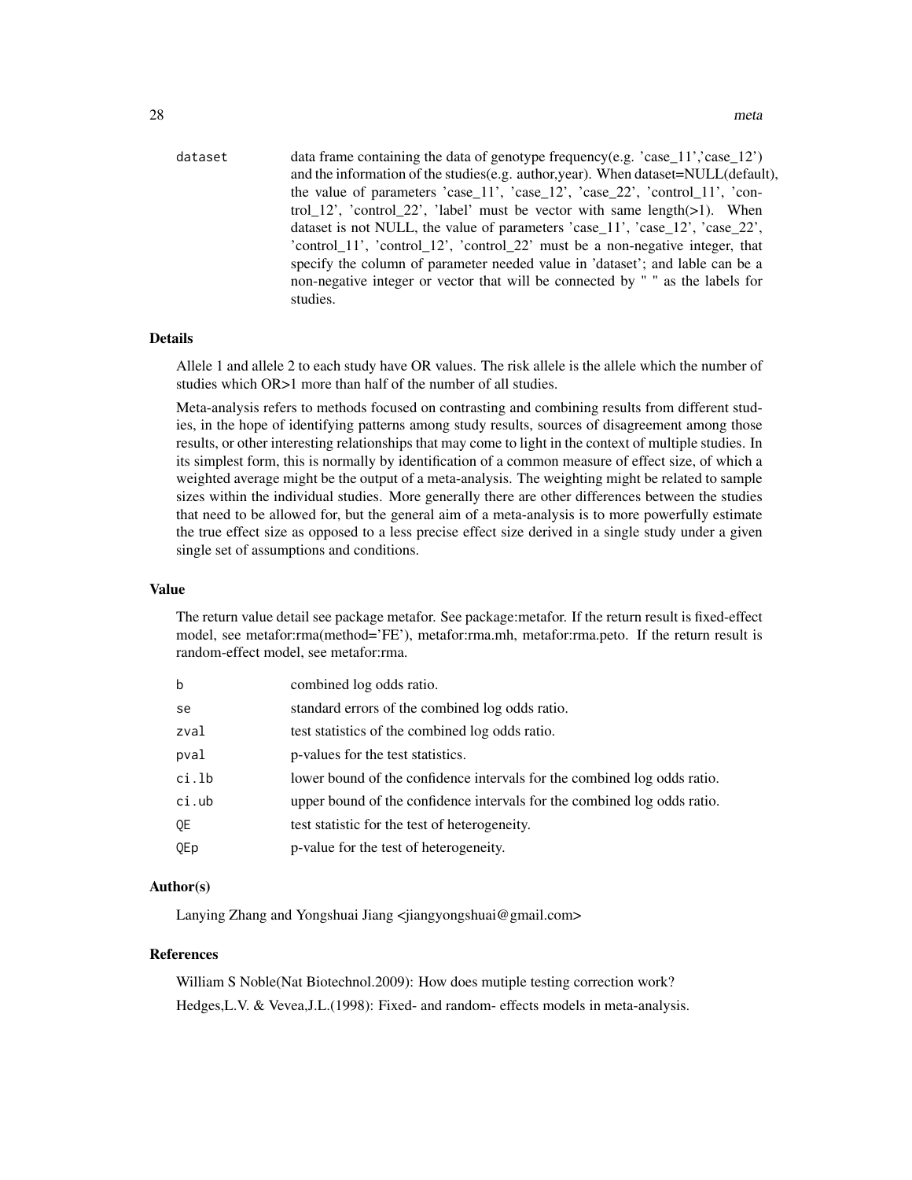dataset — data frame containing the data of genotype frequency(e.g. 'case_11','case_12') and the information of the studies(e.g. author,year). When dataset=NULL(default), the value of parameters 'case_11', 'case_12', 'case_22', 'control_11', 'control_12', 'control_22', 'label' must be vector with same length(>1). When dataset is not NULL, the value of parameters 'case_11', 'case_12', 'case_22', 'control_11', 'control_12', 'control_22' must be a non-negative integer, that specify the column of parameter needed value in 'dataset'; and lable can be a non-negative integer or vector that will be connected by " " as the labels for studies.

## Details

Allele 1 and allele 2 to each study have OR values. The risk allele is the allele which the number of studies which OR>1 more than half of the number of all studies.

Meta-analysis refers to methods focused on contrasting and combining results from different studies, in the hope of identifying patterns among study results, sources of disagreement among those results, or other interesting relationships that may come to light in the context of multiple studies. In its simplest form, this is normally by identification of a common measure of effect size, of which a weighted average might be the output of a meta-analysis. The weighting might be related to sample sizes within the individual studies. More generally there are other differences between the studies that need to be allowed for, but the general aim of a meta-analysis is to more powerfully estimate the true effect size as opposed to a less precise effect size derived in a single study under a given single set of assumptions and conditions.

## Value

The return value detail see package metafor. See package:metafor. If the return result is fixed-effect model, see metafor:rma(method='FE'), metafor:rma.mh, metafor:rma.peto. If the return result is random-effect model, see metafor:rma.

| | |
|---|---|
| b | combined log odds ratio. |
| se | standard errors of the combined log odds ratio. |
| zval | test statistics of the combined log odds ratio. |
| pval | p-values for the test statistics. |
| ci.lb | lower bound of the confidence intervals for the combined log odds ratio. |
| ci.ub | upper bound of the confidence intervals for the combined log odds ratio. |
| QE | test statistic for the test of heterogeneity. |
| QEp | p-value for the test of heterogeneity. |

## Author(s)

Lanying Zhang and Yongshuai Jiang <jiangyongshuai@gmail.com>

## References

William S Noble(Nat Biotechnol.2009): How does mutiple testing correction work?

Hedges,L.V. & Vevea,J.L.(1998): Fixed- and random- effects models in meta-analysis.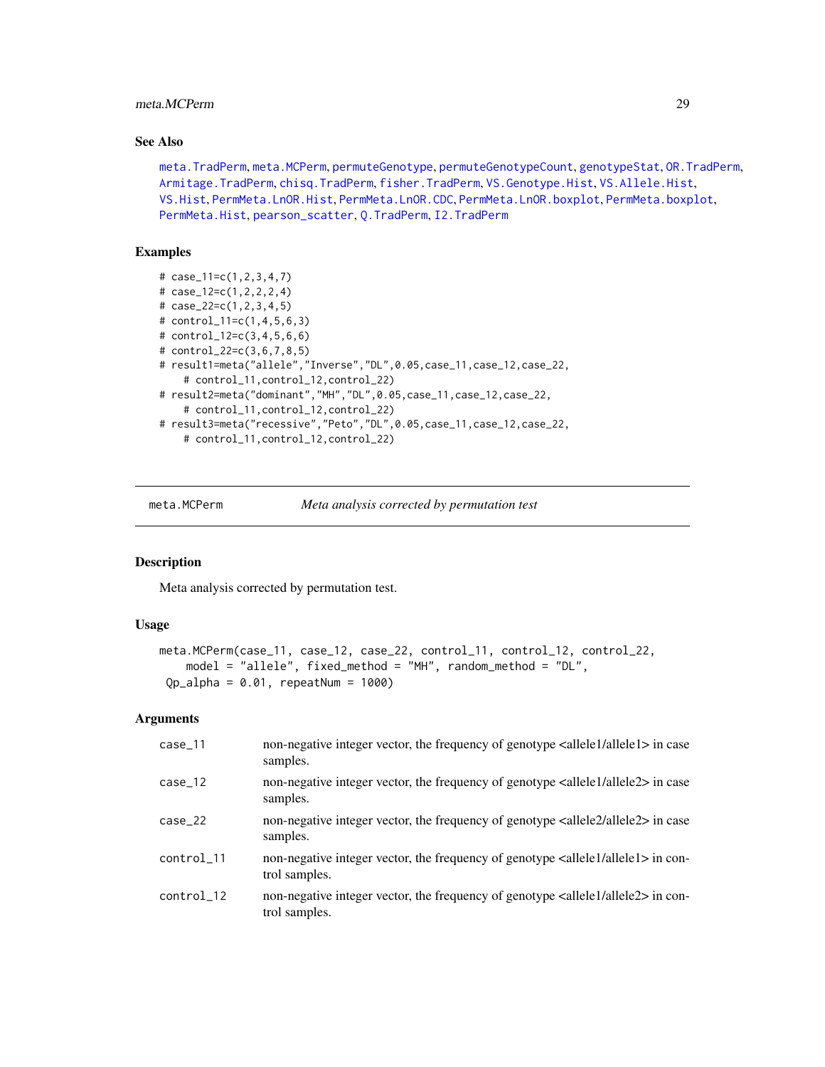## See Also

meta.TradPerm, meta.MCPerm, permuteGenotype, permuteGenotypeCount, genotypeStat, OR.TradPerm, Armitage.TradPerm, chisq.TradPerm, fisher.TradPerm, VS.Genotype.Hist, VS.Allele.Hist, VS.Hist, PermMeta.LnOR.Hist, PermMeta.LnOR.CDC, PermMeta.LnOR.boxplot, PermMeta.boxplot, PermMeta.Hist, pearson_scatter, Q.TradPerm, I2.TradPerm

## Examples

```
# case_11=c(1,2,3,4,7)
# case_12=c(1,2,2,2,4)
# case_22=c(1,2,3,4,5)
# control_11=c(1,4,5,6,3)
# control_12=c(3,4,5,6,6)
# control_22=c(3,6,7,8,5)
# result1=meta("allele","Inverse","DL",0.05,case_11,case_12,case_22,
    # control_11,control_12,control_22)
# result2=meta("dominant","MH","DL",0.05,case_11,case_12,case_22,
    # control_11,control_12,control_22)
# result3=meta("recessive","Peto","DL",0.05,case_11,case_12,case_22,
    # control_11,control_12,control_22)
```

---

# meta.MCPerm — *Meta analysis corrected by permutation test*

## Description

Meta analysis corrected by permutation test.

## Usage

```
meta.MCPerm(case_11, case_12, case_22, control_11, control_12, control_22,
    model = "allele", fixed_method = "MH", random_method = "DL",
 Qp_alpha = 0.01, repeatNum = 1000)
```

## Arguments

| | |
|---|---|
| case_11 | non-negative integer vector, the frequency of genotype <allele1/allele1> in case samples. |
| case_12 | non-negative integer vector, the frequency of genotype <allele1/allele2> in case samples. |
| case_22 | non-negative integer vector, the frequency of genotype <allele2/allele2> in case samples. |
| control_11 | non-negative integer vector, the frequency of genotype <allele1/allele1> in control samples. |
| control_12 | non-negative integer vector, the frequency of genotype <allele1/allele2> in control samples. |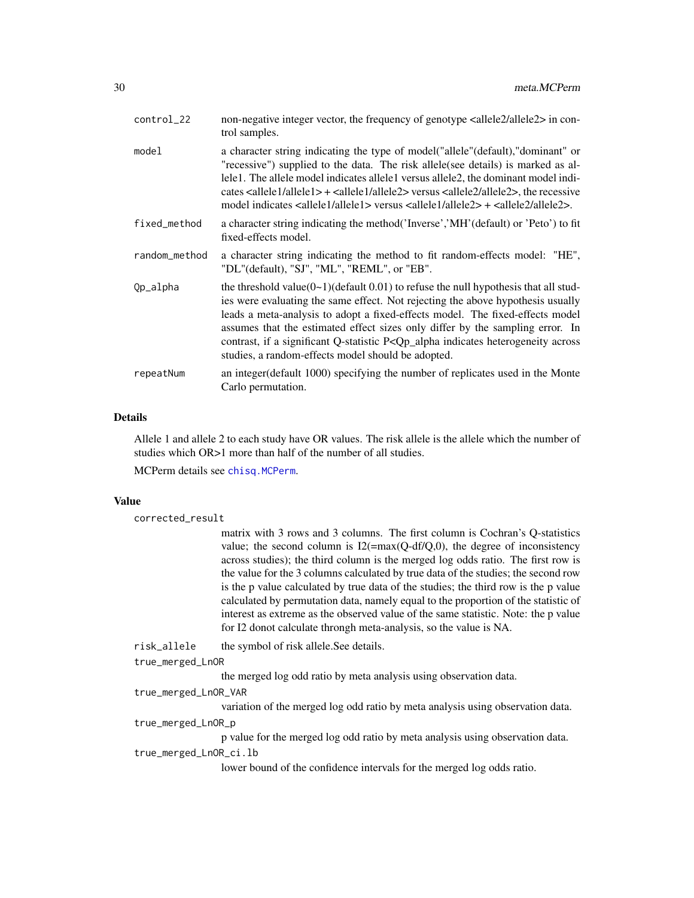| | |
|---|---|
| `control_22` | non-negative integer vector, the frequency of genotype <allele2/allele2> in control samples. |
| `model` | a character string indicating the type of model("allele"(default),"dominant" or "recessive") supplied to the data. The risk allele(see details) is marked as allele1. The allele model indicates allele1 versus allele2, the dominant model indicates <allele1/allele1> + <allele1/allele2> versus <allele2/allele2>, the recessive model indicates <allele1/allele1> versus <allele1/allele2> + <allele2/allele2>. |
| `fixed_method` | a character string indicating the method('Inverse','MH'(default) or 'Peto') to fit fixed-effects model. |
| `random_method` | a character string indicating the method to fit random-effects model: "HE", "DL"(default), "SJ", "ML", "REML", or "EB". |
| `Qp_alpha` | the threshold value(0~1)(default 0.01) to refuse the null hypothesis that all studies were evaluating the same effect. Not rejecting the above hypothesis usually leads a meta-analysis to adopt a fixed-effects model. The fixed-effects model assumes that the estimated effect sizes only differ by the sampling error. In contrast, if a significant Q-statistic P<Qp_alpha indicates heterogeneity across studies, a random-effects model should be adopted. |
| `repeatNum` | an integer(default 1000) specifying the number of replicates used in the Monte Carlo permutation. |

## Details

Allele 1 and allele 2 to each study have OR values. The risk allele is the allele which the number of studies which OR>1 more than half of the number of all studies.

MCPerm details see `chisq.MCPerm`.

## Value

`corrected_result`
: matrix with 3 rows and 3 columns. The first column is Cochran's Q-statistics value; the second column is I2(=max(Q-df/Q,0), the degree of inconsistency across studies); the third column is the merged log odds ratio. The first row is the value for the 3 columns calculated by true data of the studies; the second row is the p value calculated by true data of the studies; the third row is the p value calculated by permutation data, namely equal to the proportion of the statistic of interest as extreme as the observed value of the same statistic. Note: the p value for I2 donot calculate throngh meta-analysis, so the value is NA.

`risk_allele`
: the symbol of risk allele.See details.

`true_merged_LnOR`
: the merged log odd ratio by meta analysis using observation data.

`true_merged_LnOR_VAR`
: variation of the merged log odd ratio by meta analysis using observation data.

`true_merged_LnOR_p`
: p value for the merged log odd ratio by meta analysis using observation data.

`true_merged_LnOR_ci.lb`
: lower bound of the confidence intervals for the merged log odds ratio.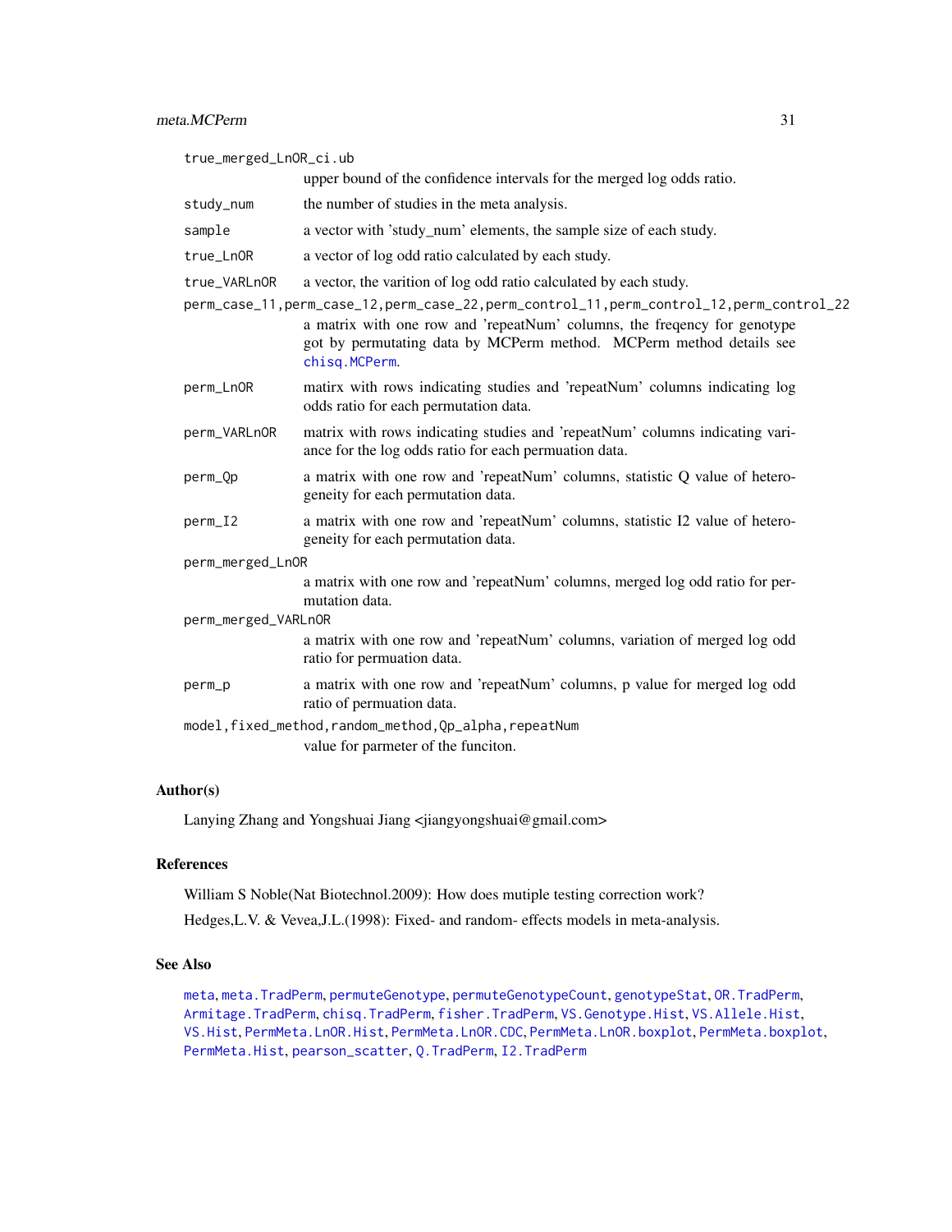`true_merged_LnOR_ci.ub`
: upper bound of the confidence intervals for the merged log odds ratio.

`study_num`
: the number of studies in the meta analysis.

`sample`
: a vector with 'study_num' elements, the sample size of each study.

`true_LnOR`
: a vector of log odd ratio calculated by each study.

`true_VARLnOR`
: a vector, the varition of log odd ratio calculated by each study.

`perm_case_11,perm_case_12,perm_case_22,perm_control_11,perm_control_12,perm_control_22`
: a matrix with one row and 'repeatNum' columns, the freqency for genotype got by permutating data by MCPerm method. MCPerm method details see chisq.MCPerm.

`perm_LnOR`
: matirx with rows indicating studies and 'repeatNum' columns indicating log odds ratio for each permutation data.

`perm_VARLnOR`
: matrix with rows indicating studies and 'repeatNum' columns indicating variance for the log odds ratio for each permuation data.

`perm_Qp`
: a matrix with one row and 'repeatNum' columns, statistic Q value of heterogeneity for each permutation data.

`perm_I2`
: a matrix with one row and 'repeatNum' columns, statistic I2 value of heterogeneity for each permutation data.

`perm_merged_LnOR`
: a matrix with one row and 'repeatNum' columns, merged log odd ratio for permutation data.

`perm_merged_VARLnOR`
: a matrix with one row and 'repeatNum' columns, variation of merged log odd ratio for permuation data.

`perm_p`
: a matrix with one row and 'repeatNum' columns, p value for merged log odd ratio of permuation data.

`model,fixed_method,random_method,Qp_alpha,repeatNum`
: value for parmeter of the funciton.

## Author(s)

Lanying Zhang and Yongshuai Jiang <jiangyongshuai@gmail.com>

## References

William S Noble(Nat Biotechnol.2009): How does mutiple testing correction work?

Hedges,L.V. & Vevea,J.L.(1998): Fixed- and random- effects models in meta-analysis.

## See Also

meta, meta.TradPerm, permuteGenotype, permuteGenotypeCount, genotypeStat, OR.TradPerm, Armitage.TradPerm, chisq.TradPerm, fisher.TradPerm, VS.Genotype.Hist, VS.Allele.Hist, VS.Hist, PermMeta.LnOR.Hist, PermMeta.LnOR.CDC, PermMeta.LnOR.boxplot, PermMeta.boxplot, PermMeta.Hist, pearson_scatter, Q.TradPerm, I2.TradPerm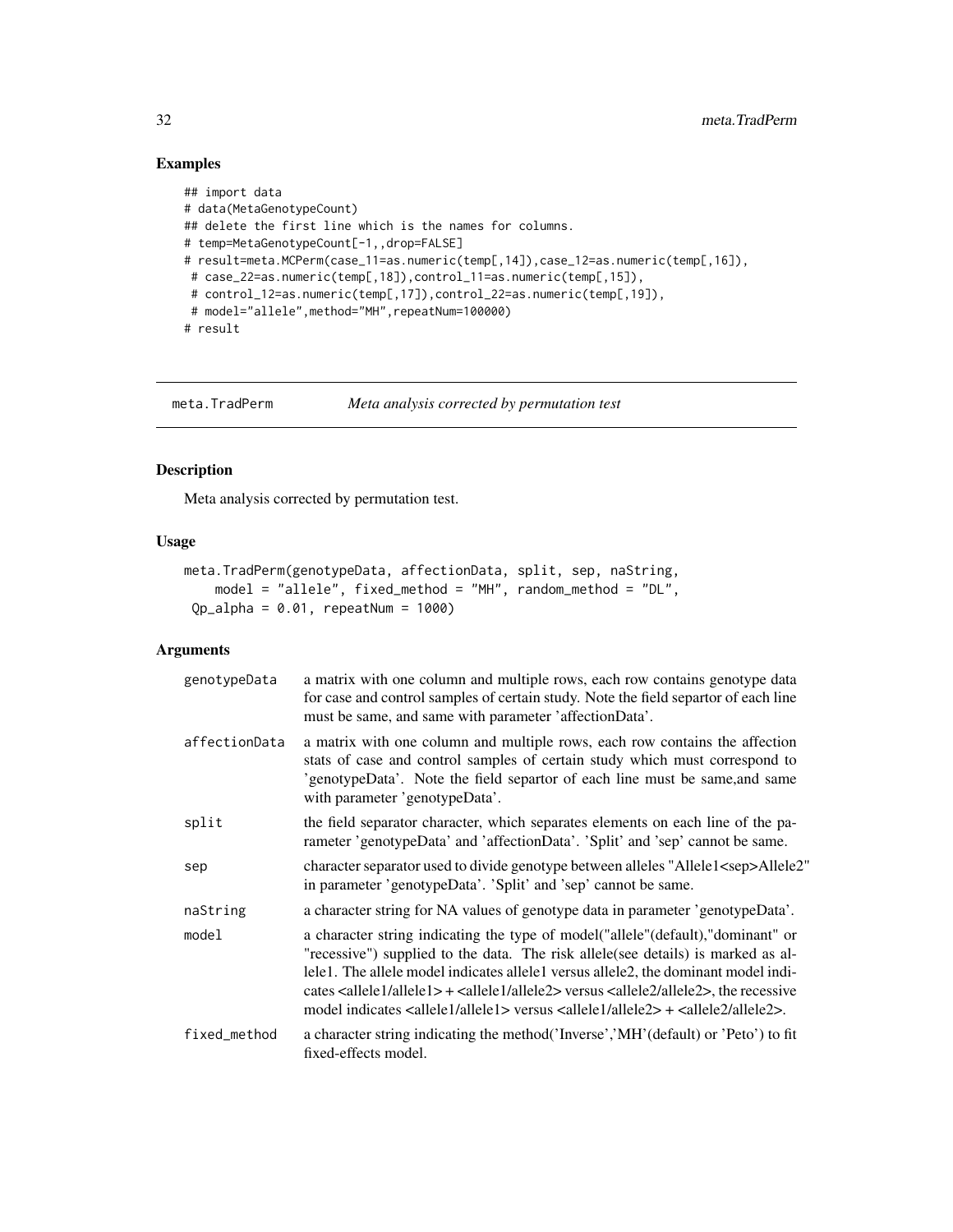## Examples

```
## import data
# data(MetaGenotypeCount)
## delete the first line which is the names for columns.
# temp=MetaGenotypeCount[-1,,drop=FALSE]
# result=meta.MCPerm(case_11=as.numeric(temp[,14]),case_12=as.numeric(temp[,16]),
 # case_22=as.numeric(temp[,18]),control_11=as.numeric(temp[,15]),
 # control_12=as.numeric(temp[,17]),control_22=as.numeric(temp[,19]),
 # model="allele",method="MH",repeatNum=100000)
# result
```

---

# meta.TradPerm — *Meta analysis corrected by permutation test*

## Description

Meta analysis corrected by permutation test.

## Usage

```
meta.TradPerm(genotypeData, affectionData, split, sep, naString,
    model = "allele", fixed_method = "MH", random_method = "DL",
 Qp_alpha = 0.01, repeatNum = 1000)
```

## Arguments

| | |
|---|---|
| genotypeData | a matrix with one column and multiple rows, each row contains genotype data for case and control samples of certain study. Note the field separtor of each line must be same, and same with parameter 'affectionData'. |
| affectionData | a matrix with one column and multiple rows, each row contains the affection stats of case and control samples of certain study which must correspond to 'genotypeData'. Note the field separtor of each line must be same,and same with parameter 'genotypeData'. |
| split | the field separator character, which separates elements on each line of the parameter 'genotypeData' and 'affectionData'. 'Split' and 'sep' cannot be same. |
| sep | character separator used to divide genotype between alleles "Allele1<sep>Allele2" in parameter 'genotypeData'. 'Split' and 'sep' cannot be same. |
| naString | a character string for NA values of genotype data in parameter 'genotypeData'. |
| model | a character string indicating the type of model("allele"(default),"dominant" or "recessive") supplied to the data. The risk allele(see details) is marked as allele1. The allele model indicates allele1 versus allele2, the dominant model indicates <allele1/allele1> + <allele1/allele2> versus <allele2/allele2>, the recessive model indicates <allele1/allele1> versus <allele1/allele2> + <allele2/allele2>. |
| fixed_method | a character string indicating the method('Inverse','MH'(default) or 'Peto') to fit fixed-effects model. |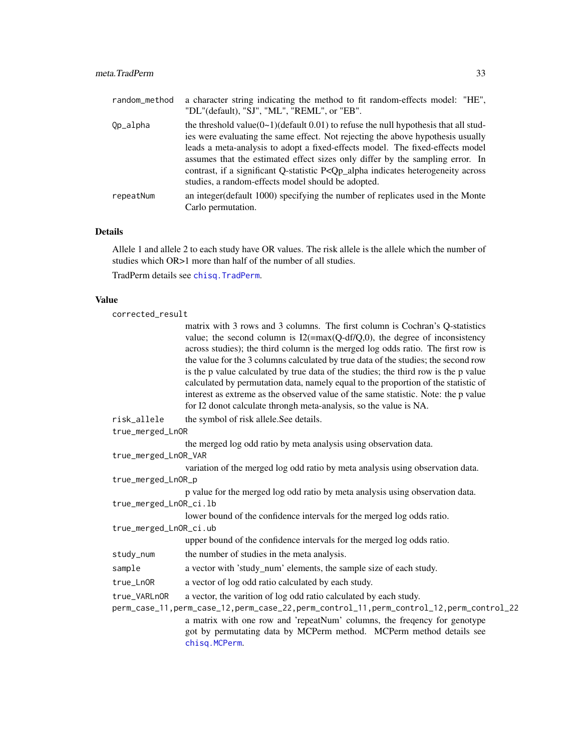random_method
: a character string indicating the method to fit random-effects model: "HE", "DL"(default), "SJ", "ML", "REML", or "EB".

Qp_alpha
: the threshold value(0~1)(default 0.01) to refuse the null hypothesis that all studies were evaluating the same effect. Not rejecting the above hypothesis usually leads a meta-analysis to adopt a fixed-effects model. The fixed-effects model assumes that the estimated effect sizes only differ by the sampling error. In contrast, if a significant Q-statistic P<Qp_alpha indicates heterogeneity across studies, a random-effects model should be adopted.

repeatNum
: an integer(default 1000) specifying the number of replicates used in the Monte Carlo permutation.

## Details

Allele 1 and allele 2 to each study have OR values. The risk allele is the allele which the number of studies which OR>1 more than half of the number of all studies.

TradPerm details see chisq.TradPerm.

## Value

corrected_result
: matrix with 3 rows and 3 columns. The first column is Cochran's Q-statistics value; the second column is I2(=max(Q-df/Q,0), the degree of inconsistency across studies); the third column is the merged log odds ratio. The first row is the value for the 3 columns calculated by true data of the studies; the second row is the p value calculated by true data of the studies; the third row is the p value calculated by permutation data, namely equal to the proportion of the statistic of interest as extreme as the observed value of the same statistic. Note: the p value for I2 donot calculate throngh meta-analysis, so the value is NA.

risk_allele
: the symbol of risk allele.See details.

true_merged_LnOR
: the merged log odd ratio by meta analysis using observation data.

true_merged_LnOR_VAR
: variation of the merged log odd ratio by meta analysis using observation data.

true_merged_LnOR_p
: p value for the merged log odd ratio by meta analysis using observation data.

true_merged_LnOR_ci.lb
: lower bound of the confidence intervals for the merged log odds ratio.

true_merged_LnOR_ci.ub
: upper bound of the confidence intervals for the merged log odds ratio.

study_num
: the number of studies in the meta analysis.

sample
: a vector with 'study_num' elements, the sample size of each study.

true_LnOR
: a vector of log odd ratio calculated by each study.

true_VARLnOR
: a vector, the varition of log odd ratio calculated by each study.

perm_case_11,perm_case_12,perm_case_22,perm_control_11,perm_control_12,perm_control_22
: a matrix with one row and 'repeatNum' columns, the freqency for genotype got by permutating data by MCPerm method. MCPerm method details see chisq.MCPerm.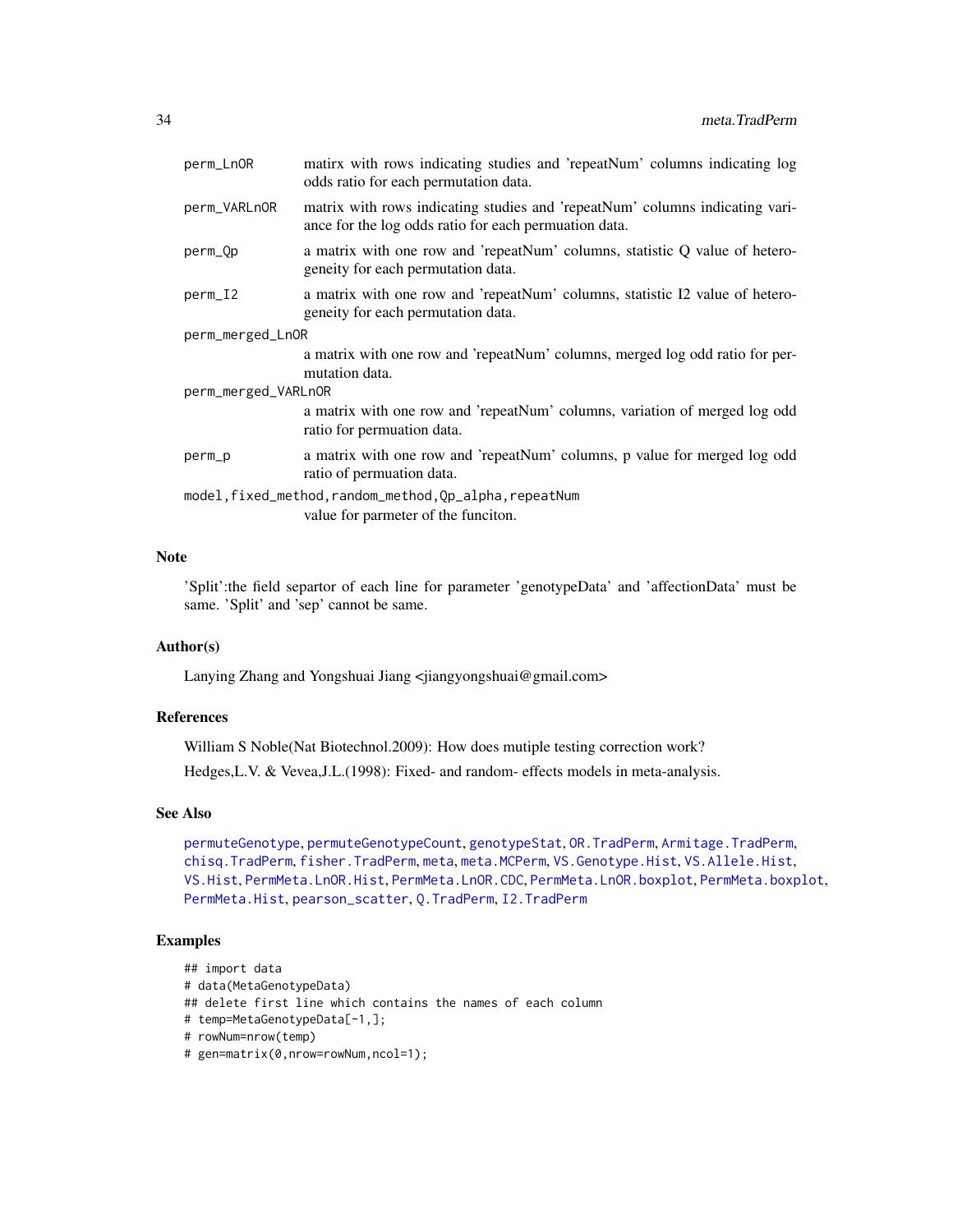| | |
|---|---|
| perm_LnOR | matirx with rows indicating studies and 'repeatNum' columns indicating log odds ratio for each permutation data. |
| perm_VARLnOR | matrix with rows indicating studies and 'repeatNum' columns indicating variance for the log odds ratio for each permuation data. |
| perm_Qp | a matrix with one row and 'repeatNum' columns, statistic Q value of heterogeneity for each permutation data. |
| perm_I2 | a matrix with one row and 'repeatNum' columns, statistic I2 value of heterogeneity for each permutation data. |
| perm_merged_LnOR | a matrix with one row and 'repeatNum' columns, merged log odd ratio for permutation data. |
| perm_merged_VARLnOR | a matrix with one row and 'repeatNum' columns, variation of merged log odd ratio for permuation data. |
| perm_p | a matrix with one row and 'repeatNum' columns, p value for merged log odd ratio of permuation data. |
| model,fixed_method,random_method,Qp_alpha,repeatNum | value for parmeter of the funciton. |

## Note

'Split':the field separtor of each line for parameter 'genotypeData' and 'affectionData' must be same. 'Split' and 'sep' cannot be same.

## Author(s)

Lanying Zhang and Yongshuai Jiang <jiangyongshuai@gmail.com>

## References

William S Noble(Nat Biotechnol.2009): How does mutiple testing correction work?

Hedges,L.V. & Vevea,J.L.(1998): Fixed- and random- effects models in meta-analysis.

## See Also

permuteGenotype, permuteGenotypeCount, genotypeStat, OR.TradPerm, Armitage.TradPerm, chisq.TradPerm, fisher.TradPerm, meta, meta.MCPerm, VS.Genotype.Hist, VS.Allele.Hist, VS.Hist, PermMeta.LnOR.Hist, PermMeta.LnOR.CDC, PermMeta.LnOR.boxplot, PermMeta.boxplot, PermMeta.Hist, pearson_scatter, Q.TradPerm, I2.TradPerm

## Examples

```
## import data
# data(MetaGenotypeData)
## delete first line which contains the names of each column
# temp=MetaGenotypeData[-1,];
# rowNum=nrow(temp)
# gen=matrix(0,nrow=rowNum,ncol=1);
```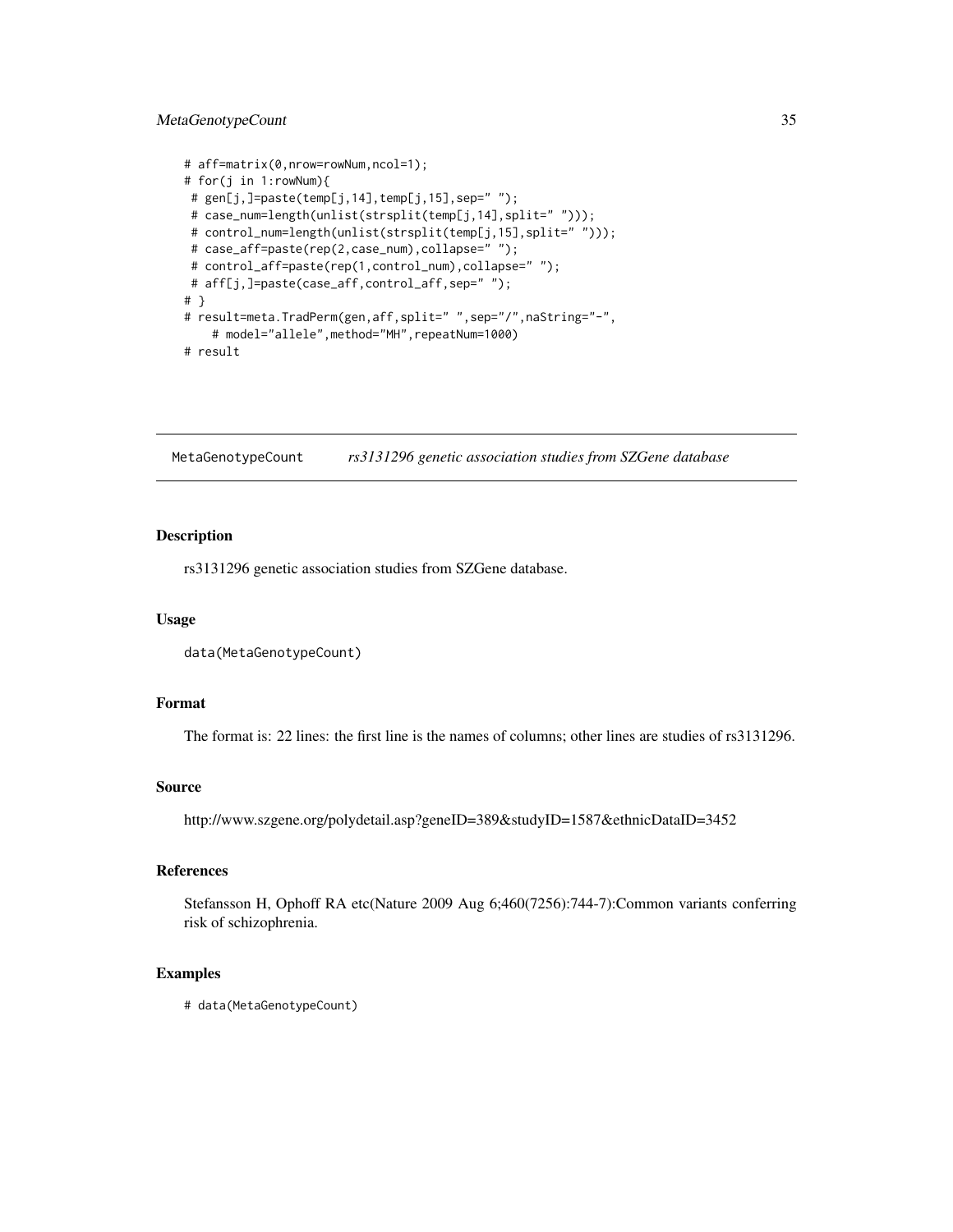```
# aff=matrix(0,nrow=rowNum,ncol=1);
# for(j in 1:rowNum){
 # gen[j,]=paste(temp[j,14],temp[j,15],sep=" ");
 # case_num=length(unlist(strsplit(temp[j,14],split=" ")));
 # control_num=length(unlist(strsplit(temp[j,15],split=" ")));
 # case_aff=paste(rep(2,case_num),collapse=" ");
 # control_aff=paste(rep(1,control_num),collapse=" ");
 # aff[j,]=paste(case_aff,control_aff,sep=" ");
# }
# result=meta.TradPerm(gen,aff,split=" ",sep="/",naString="-",
   # model="allele",method="MH",repeatNum=1000)
# result
```

---

## MetaGenotypeCount — *rs3131296 genetic association studies from SZGene database*

### Description

rs3131296 genetic association studies from SZGene database.

### Usage

```
data(MetaGenotypeCount)
```

### Format

The format is: 22 lines: the first line is the names of columns; other lines are studies of rs3131296.

### Source

http://www.szgene.org/polydetail.asp?geneID=389&studyID=1587&ethnicDataID=3452

### References

Stefansson H, Ophoff RA etc(Nature 2009 Aug 6;460(7256):744-7):Common variants conferring risk of schizophrenia.

### Examples

```
# data(MetaGenotypeCount)
```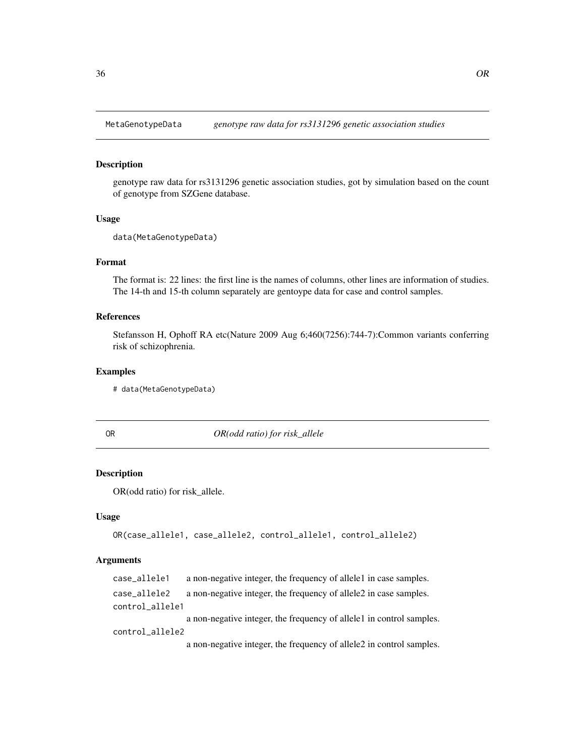## MetaGenotypeData *genotype raw data for rs3131296 genetic association studies*

### Description

genotype raw data for rs3131296 genetic association studies, got by simulation based on the count of genotype from SZGene database.

### Usage

```
data(MetaGenotypeData)
```

### Format

The format is: 22 lines: the first line is the names of columns, other lines are information of studies. The 14-th and 15-th column separately are gentoype data for case and control samples.

### References

Stefansson H, Ophoff RA etc(Nature 2009 Aug 6;460(7256):744-7):Common variants conferring risk of schizophrenia.

### Examples

```
# data(MetaGenotypeData)
```

## OR *OR(odd ratio) for risk_allele*

### Description

OR(odd ratio) for risk_allele.

### Usage

```
OR(case_allele1, case_allele2, control_allele1, control_allele2)
```

### Arguments

| | |
|---|---|
| case_allele1 | a non-negative integer, the frequency of allele1 in case samples. |
| case_allele2 | a non-negative integer, the frequency of allele2 in case samples. |
| control_allele1 | a non-negative integer, the frequency of allele1 in control samples. |
| control_allele2 | a non-negative integer, the frequency of allele2 in control samples. |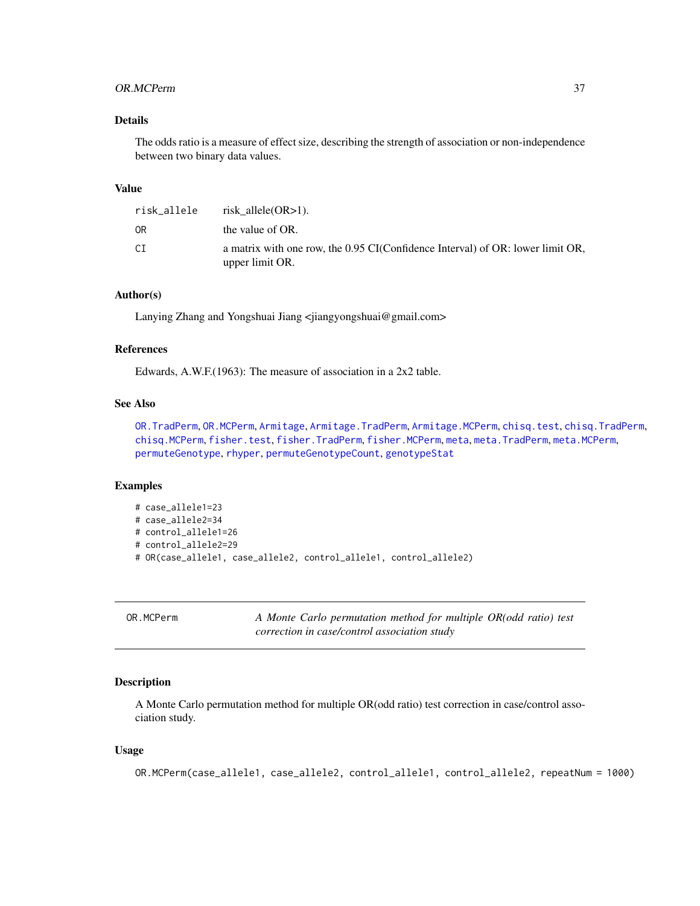### Details

The odds ratio is a measure of effect size, describing the strength of association or non-independence between two binary data values.

### Value

| | |
|---|---|
| `risk_allele` | risk_allele(OR>1). |
| `OR` | the value of OR. |
| `CI` | a matrix with one row, the 0.95 CI(Confidence Interval) of OR: lower limit OR, upper limit OR. |

### Author(s)

Lanying Zhang and Yongshuai Jiang <jiangyongshuai@gmail.com>

### References

Edwards, A.W.F.(1963): The measure of association in a 2x2 table.

### See Also

`OR.TradPerm`, `OR.MCPerm`, `Armitage`, `Armitage.TradPerm`, `Armitage.MCPerm`, `chisq.test`, `chisq.TradPerm`, `chisq.MCPerm`, `fisher.test`, `fisher.TradPerm`, `fisher.MCPerm`, `meta`, `meta.TradPerm`, `meta.MCPerm`, `permuteGenotype`, `rhyper`, `permuteGenotypeCount`, `genotypeStat`

### Examples

```
# case_allele1=23
# case_allele2=34
# control_allele1=26
# control_allele2=29
# OR(case_allele1, case_allele2, control_allele1, control_allele2)
```

---

## OR.MCPerm — *A Monte Carlo permutation method for multiple OR(odd ratio) test correction in case/control association study*

---

### Description

A Monte Carlo permutation method for multiple OR(odd ratio) test correction in case/control association study.

### Usage

```
OR.MCPerm(case_allele1, case_allele2, control_allele1, control_allele2, repeatNum = 1000)
```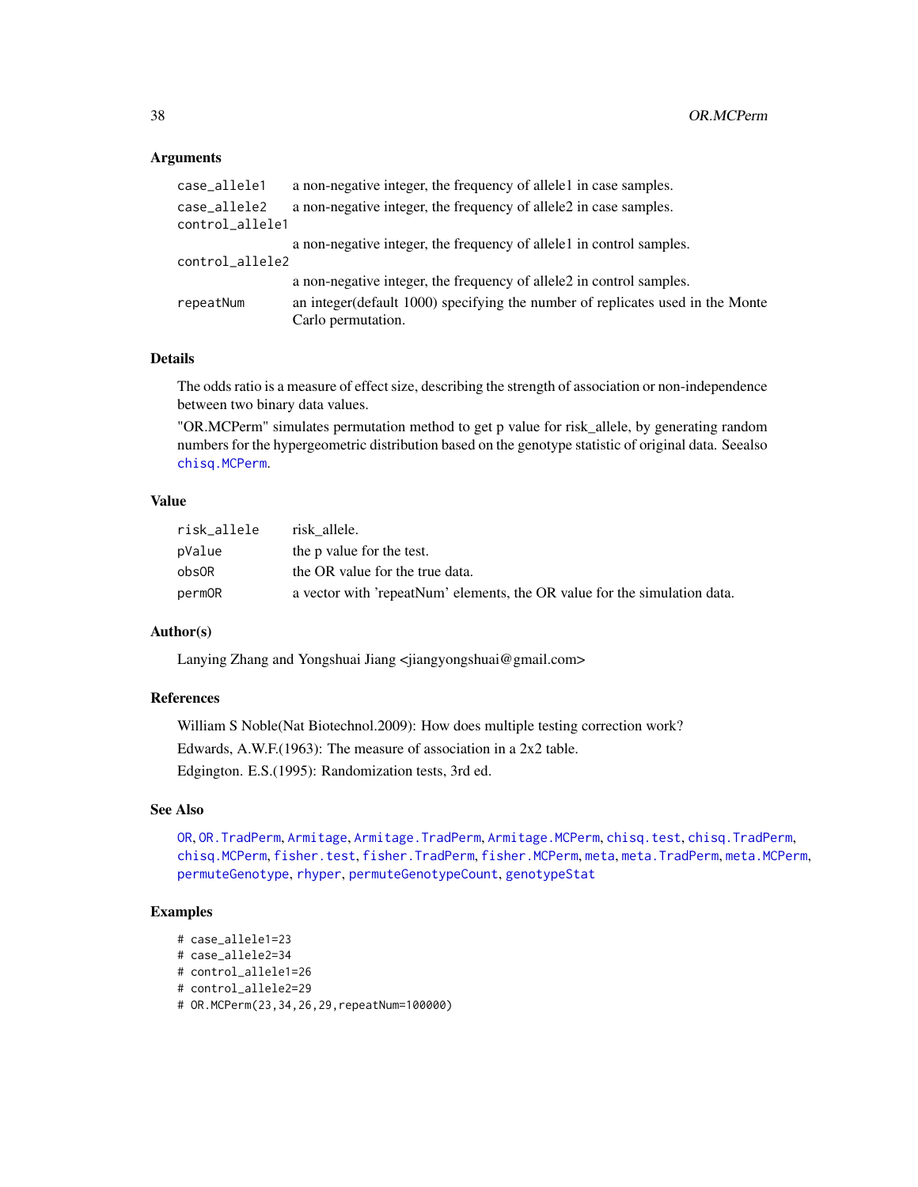### Arguments

| | |
|---|---|
| `case_allele1` | a non-negative integer, the frequency of allele1 in case samples. |
| `case_allele2` | a non-negative integer, the frequency of allele2 in case samples. |
| `control_allele1` | a non-negative integer, the frequency of allele1 in control samples. |
| `control_allele2` | a non-negative integer, the frequency of allele2 in control samples. |
| `repeatNum` | an integer(default 1000) specifying the number of replicates used in the Monte Carlo permutation. |

### Details

The odds ratio is a measure of effect size, describing the strength of association or non-independence between two binary data values.

"OR.MCPerm" simulates permutation method to get p value for risk_allele, by generating random numbers for the hypergeometric distribution based on the genotype statistic of original data. Seealso `chisq.MCPerm`.

### Value

| | |
|---|---|
| `risk_allele` | risk_allele. |
| `pValue` | the p value for the test. |
| `obsOR` | the OR value for the true data. |
| `permOR` | a vector with 'repeatNum' elements, the OR value for the simulation data. |

### Author(s)

Lanying Zhang and Yongshuai Jiang <jiangyongshuai@gmail.com>

### References

William S Noble(Nat Biotechnol.2009): How does multiple testing correction work?

Edwards, A.W.F.(1963): The measure of association in a 2x2 table.

Edgington. E.S.(1995): Randomization tests, 3rd ed.

### See Also

`OR`, `OR.TradPerm`, `Armitage`, `Armitage.TradPerm`, `Armitage.MCPerm`, `chisq.test`, `chisq.TradPerm`, `chisq.MCPerm`, `fisher.test`, `fisher.TradPerm`, `fisher.MCPerm`, `meta`, `meta.TradPerm`, `meta.MCPerm`, `permuteGenotype`, `rhyper`, `permuteGenotypeCount`, `genotypeStat`

### Examples

```
# case_allele1=23
# case_allele2=34
# control_allele1=26
# control_allele2=29
# OR.MCPerm(23,34,26,29,repeatNum=100000)
```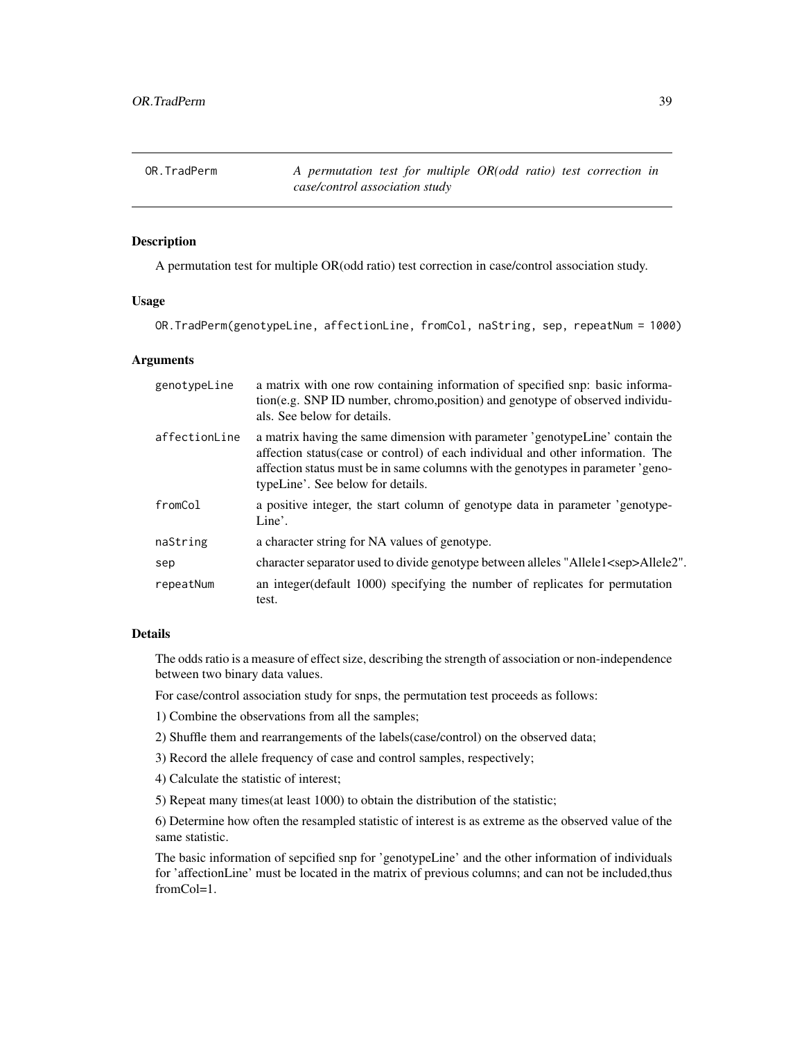OR.TradPerm    *A permutation test for multiple OR(odd ratio) test correction in case/control association study*

## Description

A permutation test for multiple OR(odd ratio) test correction in case/control association study.

## Usage

```
OR.TradPerm(genotypeLine, affectionLine, fromCol, naString, sep, repeatNum = 1000)
```

## Arguments

| | |
|---|---|
| genotypeLine | a matrix with one row containing information of specified snp: basic information(e.g. SNP ID number, chromo,position) and genotype of observed individuals. See below for details. |
| affectionLine | a matrix having the same dimension with parameter 'genotypeLine' contain the affection status(case or control) of each individual and other information. The affection status must be in same columns with the genotypes in parameter 'genotypeLine'. See below for details. |
| fromCol | a positive integer, the start column of genotype data in parameter 'genotypeLine'. |
| naString | a character string for NA values of genotype. |
| sep | character separator used to divide genotype between alleles "Allele1<sep>Allele2". |
| repeatNum | an integer(default 1000) specifying the number of replicates for permutation test. |

## Details

The odds ratio is a measure of effect size, describing the strength of association or non-independence between two binary data values.

For case/control association study for snps, the permutation test proceeds as follows:

1) Combine the observations from all the samples;

2) Shuffle them and rearrangements of the labels(case/control) on the observed data;

3) Record the allele frequency of case and control samples, respectively;

4) Calculate the statistic of interest;

5) Repeat many times(at least 1000) to obtain the distribution of the statistic;

6) Determine how often the resampled statistic of interest is as extreme as the observed value of the same statistic.

The basic information of sepcified snp for 'genotypeLine' and the other information of individuals for 'affectionLine' must be located in the matrix of previous columns; and can not be included,thus fromCol=1.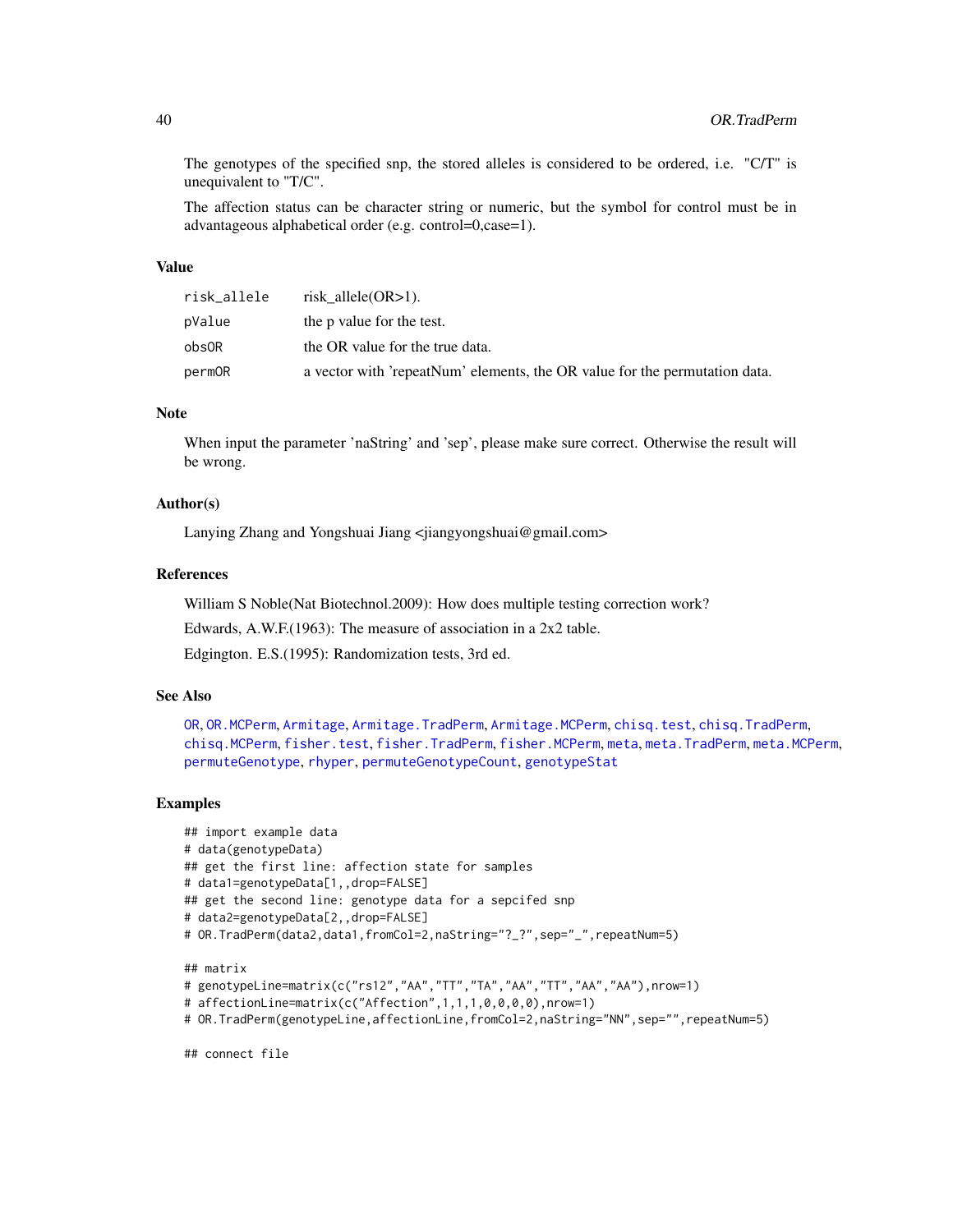The genotypes of the specified snp, the stored alleles is considered to be ordered, i.e. "C/T" is unequivalent to "T/C".

The affection status can be character string or numeric, but the symbol for control must be in advantageous alphabetical order (e.g. control=0,case=1).

### Value

| | |
|---|---|
| risk_allele | risk_allele(OR>1). |
| pValue | the p value for the test. |
| obsOR | the OR value for the true data. |
| permOR | a vector with 'repeatNum' elements, the OR value for the permutation data. |

### Note

When input the parameter 'naString' and 'sep', please make sure correct. Otherwise the result will be wrong.

### Author(s)

Lanying Zhang and Yongshuai Jiang <jiangyongshuai@gmail.com>

### References

William S Noble(Nat Biotechnol.2009): How does multiple testing correction work?

Edwards, A.W.F.(1963): The measure of association in a 2x2 table.

Edgington. E.S.(1995): Randomization tests, 3rd ed.

### See Also

OR, OR.MCPerm, Armitage, Armitage.TradPerm, Armitage.MCPerm, chisq.test, chisq.TradPerm, chisq.MCPerm, fisher.test, fisher.TradPerm, fisher.MCPerm, meta, meta.TradPerm, meta.MCPerm, permuteGenotype, rhyper, permuteGenotypeCount, genotypeStat

### Examples

```
## import example data
# data(genotypeData)
## get the first line: affection state for samples
# data1=genotypeData[1,,drop=FALSE]
## get the second line: genotype data for a sepcifed snp
# data2=genotypeData[2,,drop=FALSE]
# OR.TradPerm(data2,data1,fromCol=2,naString="?_?",sep="_",repeatNum=5)

## matrix
# genotypeLine=matrix(c("rs12","AA","TT","TA","AA","TT","AA","AA"),nrow=1)
# affectionLine=matrix(c("Affection",1,1,1,0,0,0,0),nrow=1)
# OR.TradPerm(genotypeLine,affectionLine,fromCol=2,naString="NN",sep="",repeatNum=5)

## connect file
```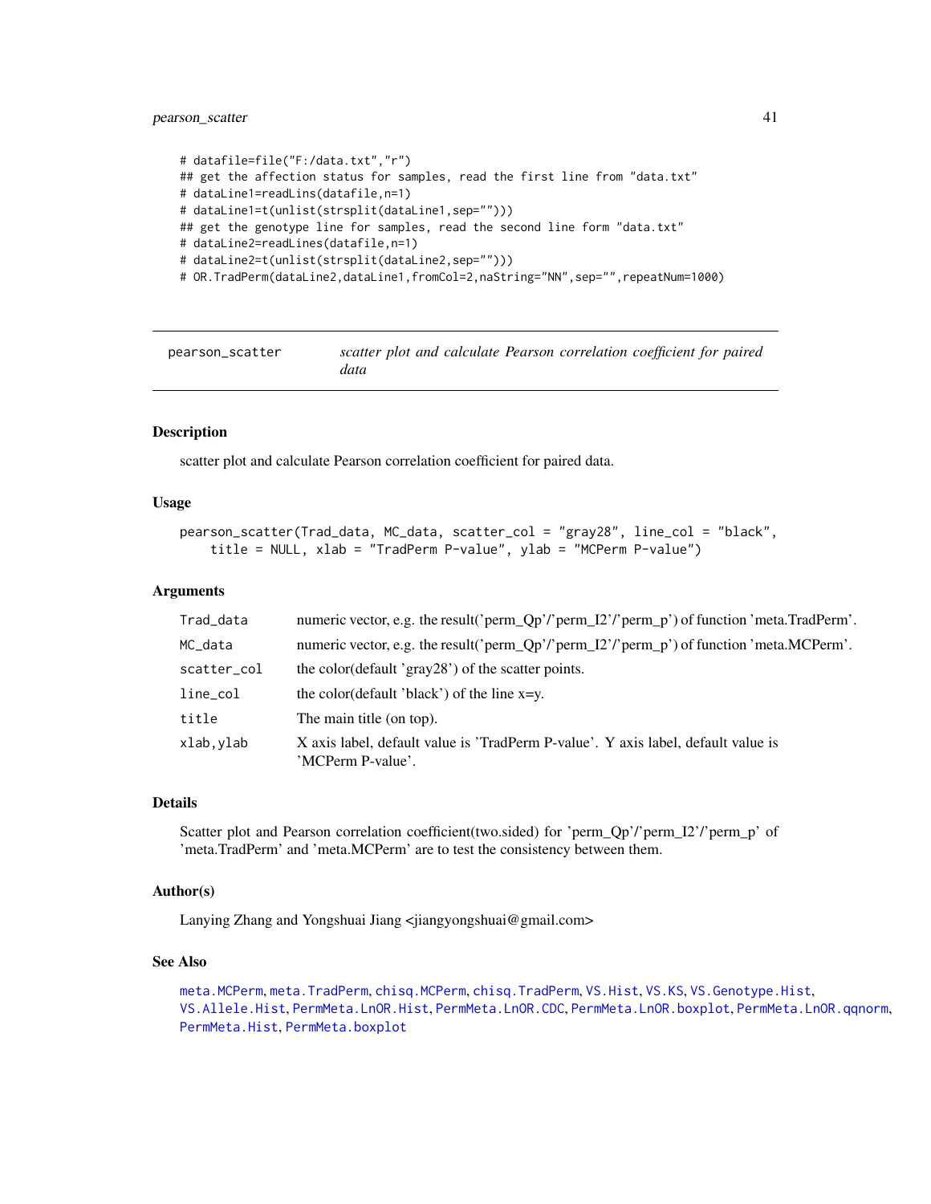```
# datafile=file("F:/data.txt","r")
## get the affection status for samples, read the first line from "data.txt"
# dataLine1=readLins(datafile,n=1)
# dataLine1=t(unlist(strsplit(dataLine1,sep="")))
## get the genotype line for samples, read the second line form "data.txt"
# dataLine2=readLines(datafile,n=1)
# dataLine2=t(unlist(strsplit(dataLine2,sep="")))
# OR.TradPerm(dataLine2,dataLine1,fromCol=2,naString="NN",sep="",repeatNum=1000)
```

---

# pearson_scatter — *scatter plot and calculate Pearson correlation coefficient for paired data*

---

## Description

scatter plot and calculate Pearson correlation coefficient for paired data.

## Usage

```
pearson_scatter(Trad_data, MC_data, scatter_col = "gray28", line_col = "black",
    title = NULL, xlab = "TradPerm P-value", ylab = "MCPerm P-value")
```

## Arguments

| | |
|---|---|
| `Trad_data` | numeric vector, e.g. the result('perm_Qp'/'perm_I2'/'perm_p') of function 'meta.TradPerm'. |
| `MC_data` | numeric vector, e.g. the result('perm_Qp'/'perm_I2'/'perm_p') of function 'meta.MCPerm'. |
| `scatter_col` | the color(default 'gray28') of the scatter points. |
| `line_col` | the color(default 'black') of the line x=y. |
| `title` | The main title (on top). |
| `xlab,ylab` | X axis label, default value is 'TradPerm P-value'. Y axis label, default value is 'MCPerm P-value'. |

## Details

Scatter plot and Pearson correlation coefficient(two.sided) for 'perm_Qp'/'perm_I2'/'perm_p' of 'meta.TradPerm' and 'meta.MCPerm' are to test the consistency between them.

## Author(s)

Lanying Zhang and Yongshuai Jiang <jiangyongshuai@gmail.com>

## See Also

meta.MCPerm, meta.TradPerm, chisq.MCPerm, chisq.TradPerm, VS.Hist, VS.KS, VS.Genotype.Hist, VS.Allele.Hist, PermMeta.LnOR.Hist, PermMeta.LnOR.CDC, PermMeta.LnOR.boxplot, PermMeta.LnOR.qqnorm, PermMeta.Hist, PermMeta.boxplot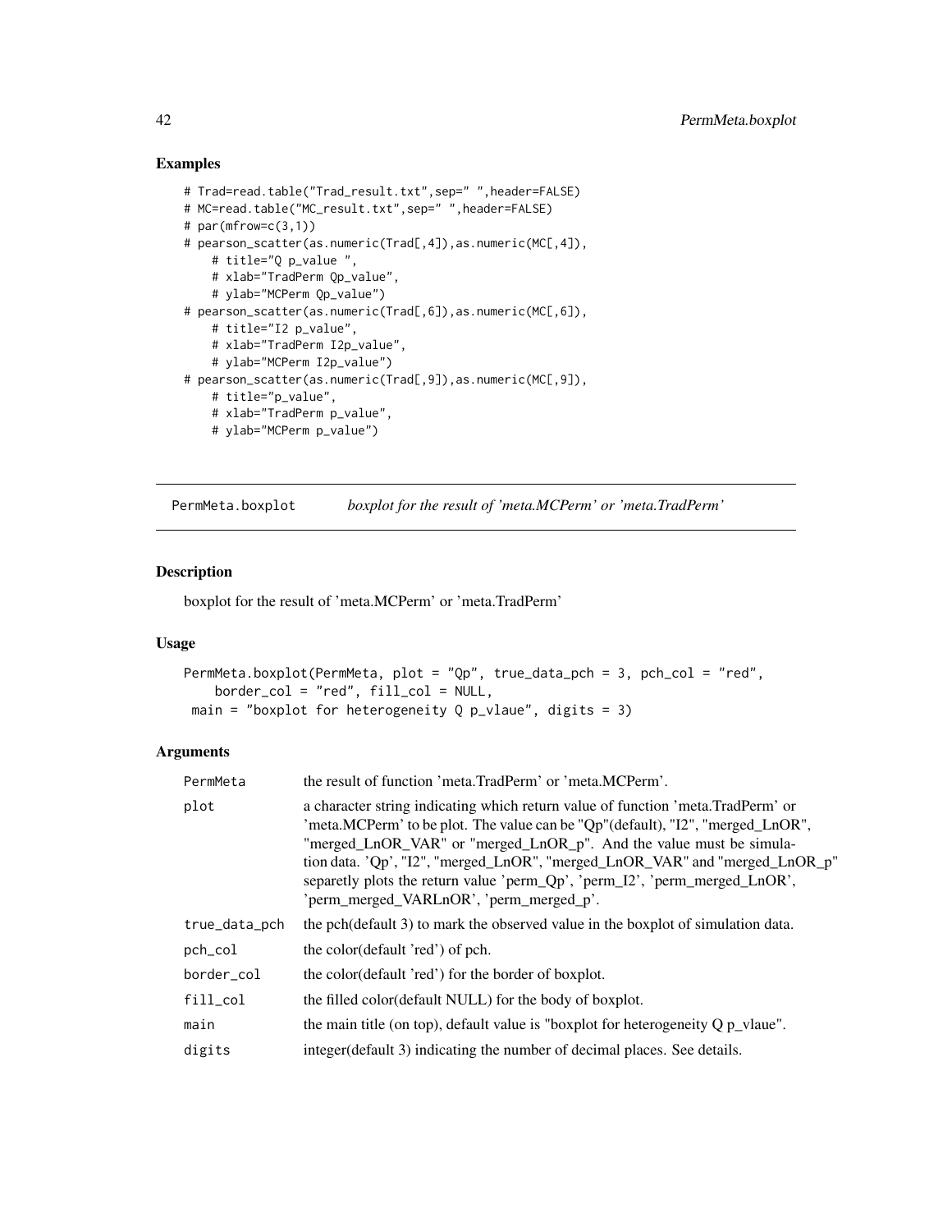### Examples

```
# Trad=read.table("Trad_result.txt",sep=" ",header=FALSE)
# MC=read.table("MC_result.txt",sep=" ",header=FALSE)
# par(mfrow=c(3,1))
# pearson_scatter(as.numeric(Trad[,4]),as.numeric(MC[,4]),
    # title="Q p_value ",
    # xlab="TradPerm Qp_value",
    # ylab="MCPerm Qp_value")
# pearson_scatter(as.numeric(Trad[,6]),as.numeric(MC[,6]),
    # title="I2 p_value",
    # xlab="TradPerm I2p_value",
    # ylab="MCPerm I2p_value")
# pearson_scatter(as.numeric(Trad[,9]),as.numeric(MC[,9]),
    # title="p_value",
    # xlab="TradPerm p_value",
    # ylab="MCPerm p_value")
```

---

## PermMeta.boxplot *boxplot for the result of 'meta.MCPerm' or 'meta.TradPerm'*

---

### Description

boxplot for the result of 'meta.MCPerm' or 'meta.TradPerm'

### Usage

```
PermMeta.boxplot(PermMeta, plot = "Qp", true_data_pch = 3, pch_col = "red",
    border_col = "red", fill_col = NULL,
 main = "boxplot for heterogeneity Q p_vlaue", digits = 3)
```

### Arguments

| | |
|---|---|
| PermMeta | the result of function 'meta.TradPerm' or 'meta.MCPerm'. |
| plot | a character string indicating which return value of function 'meta.TradPerm' or 'meta.MCPerm' to be plot. The value can be "Qp"(default), "I2", "merged_LnOR", "merged_LnOR_VAR" or "merged_LnOR_p". And the value must be simulation data. 'Qp', "I2", "merged_LnOR", "merged_LnOR_VAR" and "merged_LnOR_p" separetly plots the return value 'perm_Qp', 'perm_I2', 'perm_merged_LnOR', 'perm_merged_VARLnOR', 'perm_merged_p'. |
| true_data_pch | the pch(default 3) to mark the observed value in the boxplot of simulation data. |
| pch_col | the color(default 'red') of pch. |
| border_col | the color(default 'red') for the border of boxplot. |
| fill_col | the filled color(default NULL) for the body of boxplot. |
| main | the main title (on top), default value is "boxplot for heterogeneity Q p_vlaue". |
| digits | integer(default 3) indicating the number of decimal places. See details. |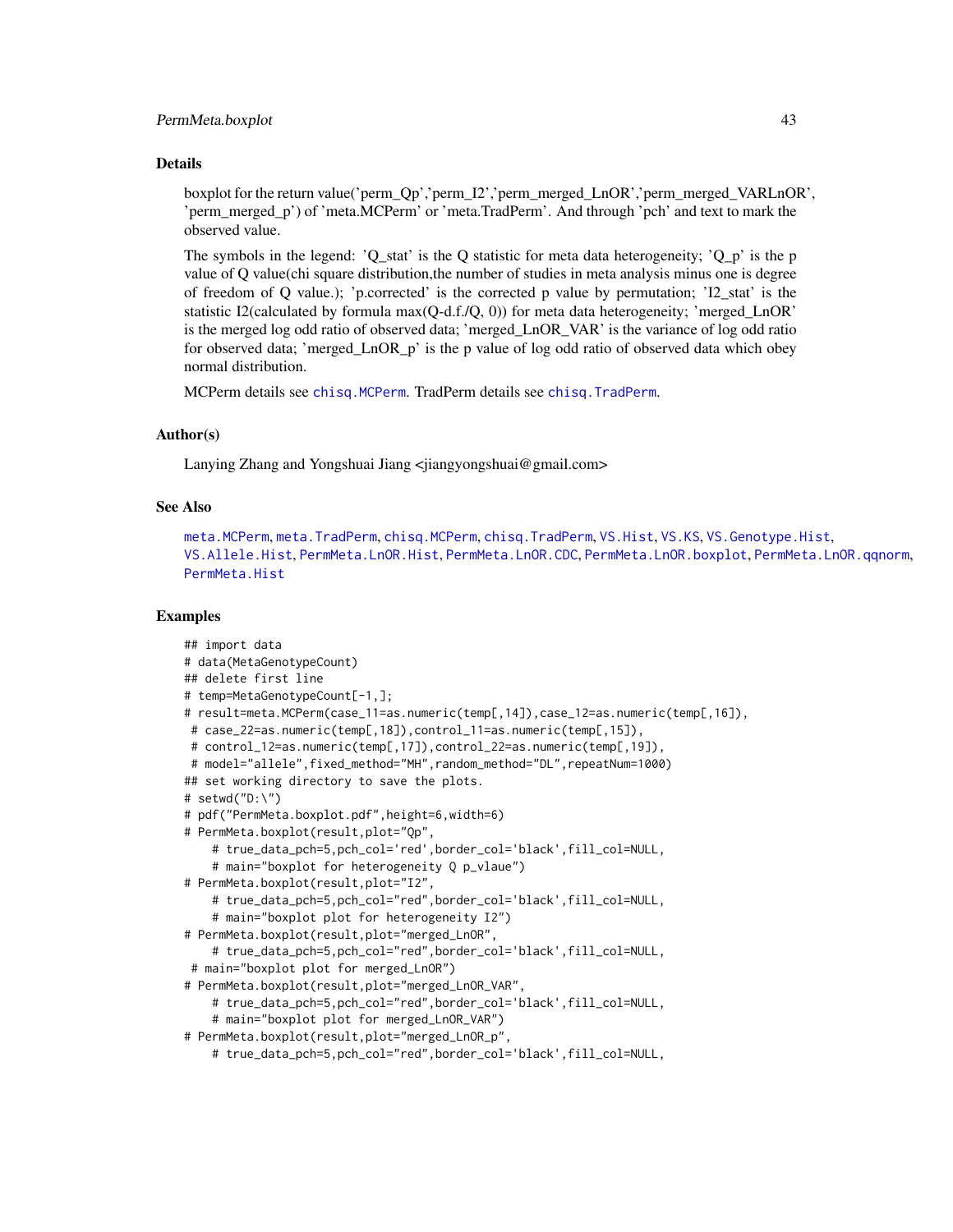## Details

boxplot for the return value('perm_Qp','perm_I2','perm_merged_LnOR','perm_merged_VARLnOR', 'perm_merged_p') of 'meta.MCPerm' or 'meta.TradPerm'. And through 'pch' and text to mark the observed value.

The symbols in the legend: 'Q_stat' is the Q statistic for meta data heterogeneity; 'Q_p' is the p value of Q value(chi square distribution,the number of studies in meta analysis minus one is degree of freedom of Q value.); 'p.corrected' is the corrected p value by permutation; 'I2_stat' is the statistic I2(calculated by formula max(Q-d.f./Q, 0)) for meta data heterogeneity; 'merged_LnOR' is the merged log odd ratio of observed data; 'merged_LnOR_VAR' is the variance of log odd ratio for observed data; 'merged_LnOR_p' is the p value of log odd ratio of observed data which obey normal distribution.

MCPerm details see `chisq.MCPerm`. TradPerm details see `chisq.TradPerm`.

## Author(s)

Lanying Zhang and Yongshuai Jiang <jiangyongshuai@gmail.com>

## See Also

`meta.MCPerm`, `meta.TradPerm`, `chisq.MCPerm`, `chisq.TradPerm`, `VS.Hist`, `VS.KS`, `VS.Genotype.Hist`, `VS.Allele.Hist`, `PermMeta.LnOR.Hist`, `PermMeta.LnOR.CDC`, `PermMeta.LnOR.boxplot`, `PermMeta.LnOR.qqnorm`, `PermMeta.Hist`

## Examples

```
## import data
# data(MetaGenotypeCount)
## delete first line
# temp=MetaGenotypeCount[-1,];
# result=meta.MCPerm(case_11=as.numeric(temp[,14]),case_12=as.numeric(temp[,16]),
 # case_22=as.numeric(temp[,18]),control_11=as.numeric(temp[,15]),
 # control_12=as.numeric(temp[,17]),control_22=as.numeric(temp[,19]),
 # model="allele",fixed_method="MH",random_method="DL",repeatNum=1000)
## set working directory to save the plots.
# setwd("D:\")
# pdf("PermMeta.boxplot.pdf",height=6,width=6)
# PermMeta.boxplot(result,plot="Qp",
    # true_data_pch=5,pch_col='red',border_col='black',fill_col=NULL,
    # main="boxplot for heterogeneity Q p_vlaue")
# PermMeta.boxplot(result,plot="I2",
    # true_data_pch=5,pch_col="red",border_col='black',fill_col=NULL,
    # main="boxplot plot for heterogeneity I2")
# PermMeta.boxplot(result,plot="merged_LnOR",
    # true_data_pch=5,pch_col="red",border_col='black',fill_col=NULL,
 # main="boxplot plot for merged_LnOR")
# PermMeta.boxplot(result,plot="merged_LnOR_VAR",
    # true_data_pch=5,pch_col="red",border_col='black',fill_col=NULL,
    # main="boxplot plot for merged_LnOR_VAR")
# PermMeta.boxplot(result,plot="merged_LnOR_p",
    # true_data_pch=5,pch_col="red",border_col='black',fill_col=NULL,
```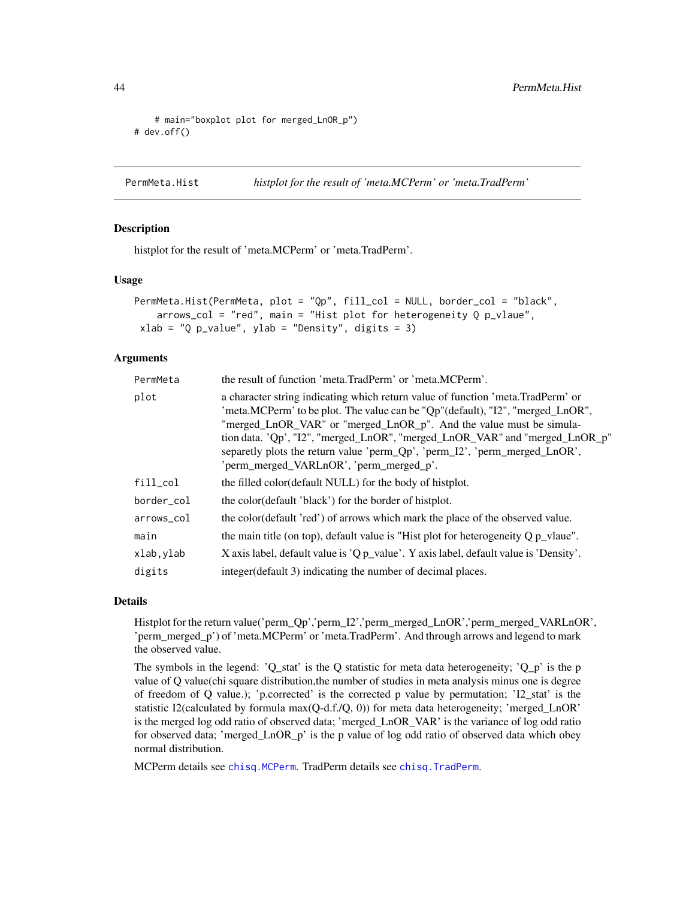```
    # main="boxplot plot for merged_LnOR_p")
# dev.off()
```

---

## PermMeta.Hist — *histplot for the result of 'meta.MCPerm' or 'meta.TradPerm'*

### Description

histplot for the result of 'meta.MCPerm' or 'meta.TradPerm'.

### Usage

```
PermMeta.Hist(PermMeta, plot = "Qp", fill_col = NULL, border_col = "black",
    arrows_col = "red", main = "Hist plot for heterogeneity Q p_vlaue",
 xlab = "Q p_value", ylab = "Density", digits = 3)
```

### Arguments

| | |
|---|---|
| `PermMeta` | the result of function 'meta.TradPerm' or 'meta.MCPerm'. |
| `plot` | a character string indicating which return value of function 'meta.TradPerm' or 'meta.MCPerm' to be plot. The value can be "Qp"(default), "I2", "merged_LnOR", "merged_LnOR_VAR" or "merged_LnOR_p". And the value must be simulation data. 'Qp', "I2", "merged_LnOR", "merged_LnOR_VAR" and "merged_LnOR_p" separetly plots the return value 'perm_Qp', 'perm_I2', 'perm_merged_LnOR', 'perm_merged_VARLnOR', 'perm_merged_p'. |
| `fill_col` | the filled color(default NULL) for the body of histplot. |
| `border_col` | the color(default 'black') for the border of histplot. |
| `arrows_col` | the color(default 'red') of arrows which mark the place of the observed value. |
| `main` | the main title (on top), default value is "Hist plot for heterogeneity Q p_vlaue". |
| `xlab,ylab` | X axis label, default value is 'Q p_value'. Y axis label, default value is 'Density'. |
| `digits` | integer(default 3) indicating the number of decimal places. |

### Details

Histplot for the return value('perm_Qp','perm_I2','perm_merged_LnOR','perm_merged_VARLnOR', 'perm_merged_p') of 'meta.MCPerm' or 'meta.TradPerm'. And through arrows and legend to mark the observed value.

The symbols in the legend: 'Q_stat' is the Q statistic for meta data heterogeneity; 'Q_p' is the p value of Q value(chi square distribution,the number of studies in meta analysis minus one is degree of freedom of Q value.); 'p.corrected' is the corrected p value by permutation; 'I2_stat' is the statistic I2(calculated by formula max(Q-d.f./Q, 0)) for meta data heterogeneity; 'merged_LnOR' is the merged log odd ratio of observed data; 'merged_LnOR_VAR' is the variance of log odd ratio for observed data; 'merged_LnOR_p' is the p value of log odd ratio of observed data which obey normal distribution.

MCPerm details see `chisq.MCPerm`. TradPerm details see `chisq.TradPerm`.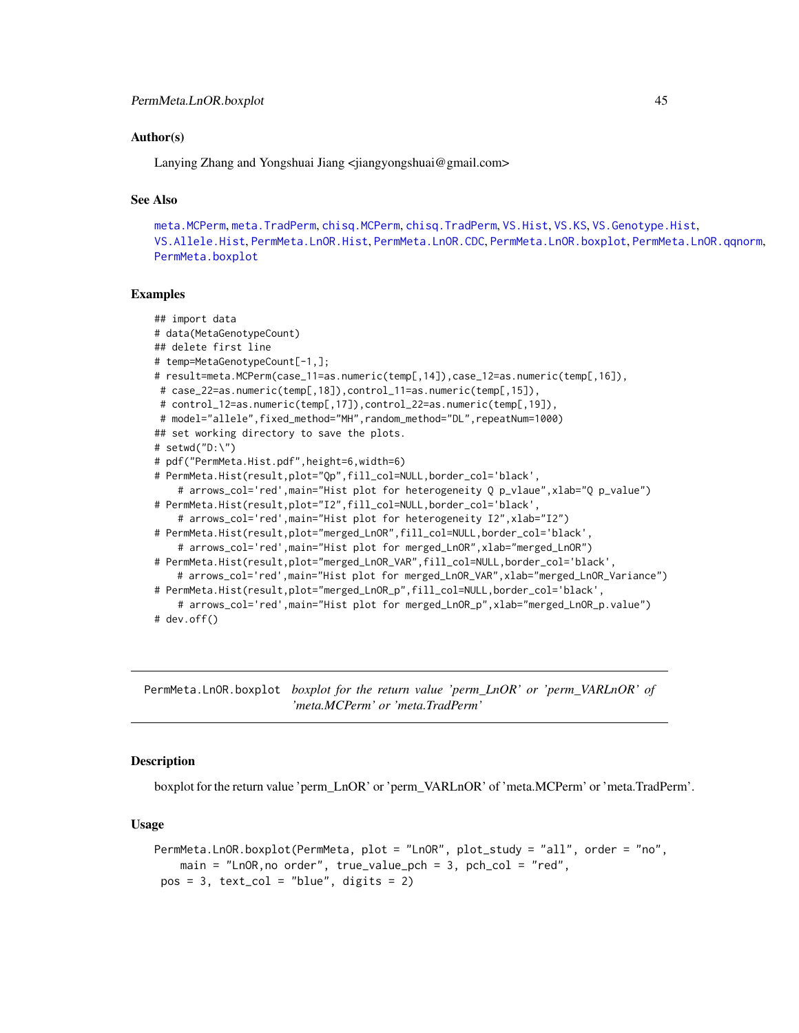### Author(s)

Lanying Zhang and Yongshuai Jiang <jiangyongshuai@gmail.com>

### See Also

meta.MCPerm, meta.TradPerm, chisq.MCPerm, chisq.TradPerm, VS.Hist, VS.KS, VS.Genotype.Hist, VS.Allele.Hist, PermMeta.LnOR.Hist, PermMeta.LnOR.CDC, PermMeta.LnOR.boxplot, PermMeta.LnOR.qqnorm, PermMeta.boxplot

### Examples

```
## import data
# data(MetaGenotypeCount)
## delete first line
# temp=MetaGenotypeCount[-1,];
# result=meta.MCPerm(case_11=as.numeric(temp[,14]),case_12=as.numeric(temp[,16]),
 # case_22=as.numeric(temp[,18]),control_11=as.numeric(temp[,15]),
 # control_12=as.numeric(temp[,17]),control_22=as.numeric(temp[,19]),
 # model="allele",fixed_method="MH",random_method="DL",repeatNum=1000)
## set working directory to save the plots.
# setwd("D:\")
# pdf("PermMeta.Hist.pdf",height=6,width=6)
# PermMeta.Hist(result,plot="Qp",fill_col=NULL,border_col='black',
    # arrows_col='red',main="Hist plot for heterogeneity Q p_vlaue",xlab="Q p_value")
# PermMeta.Hist(result,plot="I2",fill_col=NULL,border_col='black',
    # arrows_col='red',main="Hist plot for heterogeneity I2",xlab="I2")
# PermMeta.Hist(result,plot="merged_LnOR",fill_col=NULL,border_col='black',
    # arrows_col='red',main="Hist plot for merged_LnOR",xlab="merged_LnOR")
# PermMeta.Hist(result,plot="merged_LnOR_VAR",fill_col=NULL,border_col='black',
    # arrows_col='red',main="Hist plot for merged_LnOR_VAR",xlab="merged_LnOR_Variance")
# PermMeta.Hist(result,plot="merged_LnOR_p",fill_col=NULL,border_col='black',
    # arrows_col='red',main="Hist plot for merged_LnOR_p",xlab="merged_LnOR_p.value")
# dev.off()
```

---

## PermMeta.LnOR.boxplot *boxplot for the return value 'perm_LnOR' or 'perm_VARLnOR' of 'meta.MCPerm' or 'meta.TradPerm'*

---

### Description

boxplot for the return value 'perm_LnOR' or 'perm_VARLnOR' of 'meta.MCPerm' or 'meta.TradPerm'.

### Usage

```
PermMeta.LnOR.boxplot(PermMeta, plot = "LnOR", plot_study = "all", order = "no",
    main = "LnOR,no order", true_value_pch = 3, pch_col = "red",
 pos = 3, text_col = "blue", digits = 2)
```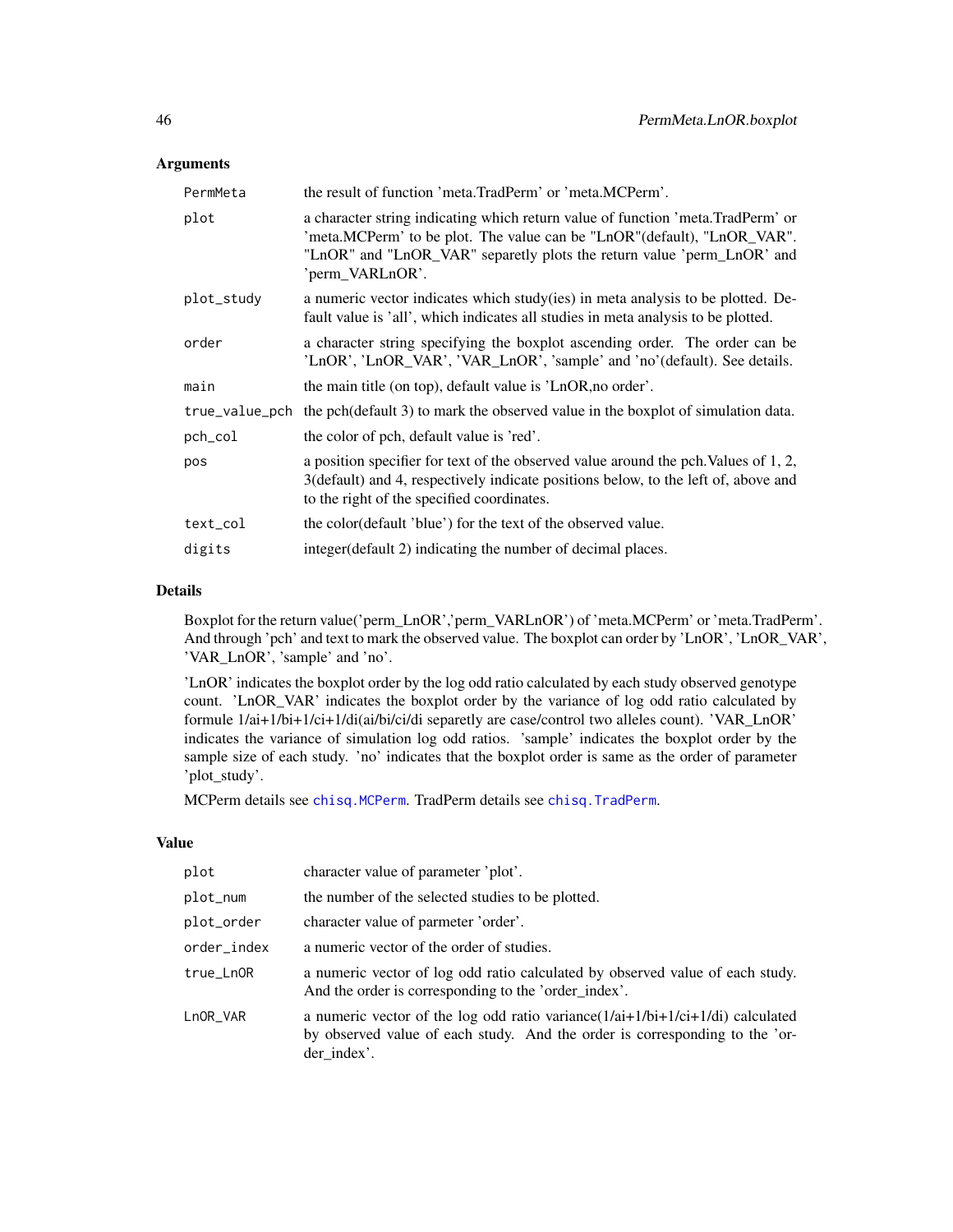## Arguments

| | |
|---|---|
| `PermMeta` | the result of function 'meta.TradPerm' or 'meta.MCPerm'. |
| `plot` | a character string indicating which return value of function 'meta.TradPerm' or 'meta.MCPerm' to be plot. The value can be "LnOR"(default), "LnOR_VAR". "LnOR" and "LnOR_VAR" separetly plots the return value 'perm_LnOR' and 'perm_VARLnOR'. |
| `plot_study` | a numeric vector indicates which study(ies) in meta analysis to be plotted. Default value is 'all', which indicates all studies in meta analysis to be plotted. |
| `order` | a character string specifying the boxplot ascending order. The order can be 'LnOR', 'LnOR_VAR', 'VAR_LnOR', 'sample' and 'no'(default). See details. |
| `main` | the main title (on top), default value is 'LnOR,no order'. |
| `true_value_pch` | the pch(default 3) to mark the observed value in the boxplot of simulation data. |
| `pch_col` | the color of pch, default value is 'red'. |
| `pos` | a position specifier for text of the observed value around the pch.Values of 1, 2, 3(default) and 4, respectively indicate positions below, to the left of, above and to the right of the specified coordinates. |
| `text_col` | the color(default 'blue') for the text of the observed value. |
| `digits` | integer(default 2) indicating the number of decimal places. |

## Details

Boxplot for the return value('perm_LnOR','perm_VARLnOR') of 'meta.MCPerm' or 'meta.TradPerm'. And through 'pch' and text to mark the observed value. The boxplot can order by 'LnOR', 'LnOR_VAR', 'VAR_LnOR', 'sample' and 'no'.

'LnOR' indicates the boxplot order by the log odd ratio calculated by each study observed genotype count. 'LnOR_VAR' indicates the boxplot order by the variance of log odd ratio calculated by formule 1/ai+1/bi+1/ci+1/di(ai/bi/ci/di separetly are case/control two alleles count). 'VAR_LnOR' indicates the variance of simulation log odd ratios. 'sample' indicates the boxplot order by the sample size of each study. 'no' indicates that the boxplot order is same as the order of parameter 'plot_study'.

MCPerm details see chisq.MCPerm. TradPerm details see chisq.TradPerm.

## Value

| | |
|---|---|
| `plot` | character value of parameter 'plot'. |
| `plot_num` | the number of the selected studies to be plotted. |
| `plot_order` | character value of parmeter 'order'. |
| `order_index` | a numeric vector of the order of studies. |
| `true_LnOR` | a numeric vector of log odd ratio calculated by observed value of each study. And the order is corresponding to the 'order_index'. |
| `LnOR_VAR` | a numeric vector of the log odd ratio variance(1/ai+1/bi+1/ci+1/di) calculated by observed value of each study. And the order is corresponding to the 'order_index'. |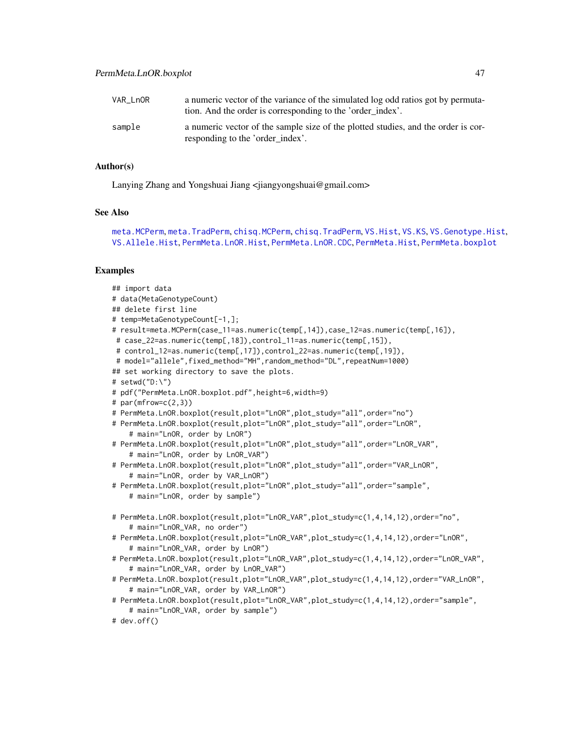VAR_LnOR a numeric vector of the variance of the simulated log odd ratios got by permutation. And the order is corresponding to the 'order_index'.

sample a numeric vector of the sample size of the plotted studies, and the order is corresponding to the 'order_index'.

## Author(s)

Lanying Zhang and Yongshuai Jiang <jiangyongshuai@gmail.com>

## See Also

meta.MCPerm, meta.TradPerm, chisq.MCPerm, chisq.TradPerm, VS.Hist, VS.KS, VS.Genotype.Hist, VS.Allele.Hist, PermMeta.LnOR.Hist, PermMeta.LnOR.CDC, PermMeta.Hist, PermMeta.boxplot

## Examples

```
## import data
# data(MetaGenotypeCount)
## delete first line
# temp=MetaGenotypeCount[-1,];
# result=meta.MCPerm(case_11=as.numeric(temp[,14]),case_12=as.numeric(temp[,16]),
 # case_22=as.numeric(temp[,18]),control_11=as.numeric(temp[,15]),
 # control_12=as.numeric(temp[,17]),control_22=as.numeric(temp[,19]),
 # model="allele",fixed_method="MH",random_method="DL",repeatNum=1000)
## set working directory to save the plots.
# setwd("D:\")
# pdf("PermMeta.LnOR.boxplot.pdf",height=6,width=9)
# par(mfrow=c(2,3))
# PermMeta.LnOR.boxplot(result,plot="LnOR",plot_study="all",order="no")
# PermMeta.LnOR.boxplot(result,plot="LnOR",plot_study="all",order="LnOR",
    # main="LnOR, order by LnOR")
# PermMeta.LnOR.boxplot(result,plot="LnOR",plot_study="all",order="LnOR_VAR",
    # main="LnOR, order by LnOR_VAR")
# PermMeta.LnOR.boxplot(result,plot="LnOR",plot_study="all",order="VAR_LnOR",
    # main="LnOR, order by VAR_LnOR")
# PermMeta.LnOR.boxplot(result,plot="LnOR",plot_study="all",order="sample",
    # main="LnOR, order by sample")

# PermMeta.LnOR.boxplot(result,plot="LnOR_VAR",plot_study=c(1,4,14,12),order="no",
    # main="LnOR_VAR, no order")
# PermMeta.LnOR.boxplot(result,plot="LnOR_VAR",plot_study=c(1,4,14,12),order="LnOR",
    # main="LnOR_VAR, order by LnOR")
# PermMeta.LnOR.boxplot(result,plot="LnOR_VAR",plot_study=c(1,4,14,12),order="LnOR_VAR",
    # main="LnOR_VAR, order by LnOR_VAR")
# PermMeta.LnOR.boxplot(result,plot="LnOR_VAR",plot_study=c(1,4,14,12),order="VAR_LnOR",
    # main="LnOR_VAR, order by VAR_LnOR")
# PermMeta.LnOR.boxplot(result,plot="LnOR_VAR",plot_study=c(1,4,14,12),order="sample",
    # main="LnOR_VAR, order by sample")
# dev.off()
```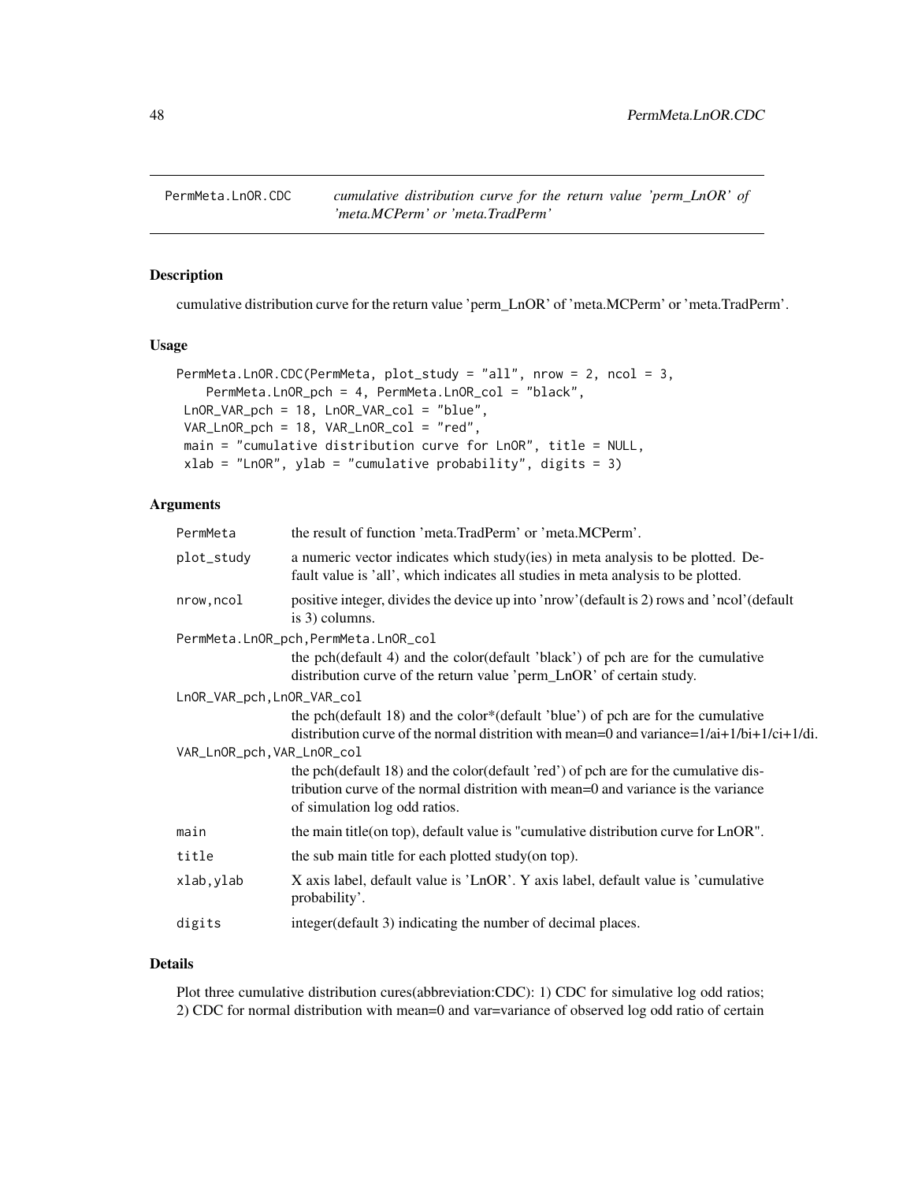PermMeta.LnOR.CDC *cumulative distribution curve for the return value 'perm_LnOR' of 'meta.MCPerm' or 'meta.TradPerm'*

## Description

cumulative distribution curve for the return value 'perm_LnOR' of 'meta.MCPerm' or 'meta.TradPerm'.

## Usage

```
PermMeta.LnOR.CDC(PermMeta, plot_study = "all", nrow = 2, ncol = 3,
    PermMeta.LnOR_pch = 4, PermMeta.LnOR_col = "black",
 LnOR_VAR_pch = 18, LnOR_VAR_col = "blue",
 VAR_LnOR_pch = 18, VAR_LnOR_col = "red",
 main = "cumulative distribution curve for LnOR", title = NULL,
 xlab = "LnOR", ylab = "cumulative probability", digits = 3)
```

## Arguments

| | |
|---|---|
| PermMeta | the result of function 'meta.TradPerm' or 'meta.MCPerm'. |
| plot_study | a numeric vector indicates which study(ies) in meta analysis to be plotted. Default value is 'all', which indicates all studies in meta analysis to be plotted. |
| nrow,ncol | positive integer, divides the device up into 'nrow'(default is 2) rows and 'ncol'(default is 3) columns. |
| PermMeta.LnOR_pch,PermMeta.LnOR_col | the pch(default 4) and the color(default 'black') of pch are for the cumulative distribution curve of the return value 'perm_LnOR' of certain study. |
| LnOR_VAR_pch,LnOR_VAR_col | the pch(default 18) and the color*(default 'blue') of pch are for the cumulative distribution curve of the normal distrition with mean=0 and variance=1/ai+1/bi+1/ci+1/di. |
| VAR_LnOR_pch,VAR_LnOR_col | the pch(default 18) and the color(default 'red') of pch are for the cumulative distribution curve of the normal distrition with mean=0 and variance is the variance of simulation log odd ratios. |
| main | the main title(on top), default value is "cumulative distribution curve for LnOR". |
| title | the sub main title for each plotted study(on top). |
| xlab,ylab | X axis label, default value is 'LnOR'. Y axis label, default value is 'cumulative probability'. |
| digits | integer(default 3) indicating the number of decimal places. |

## Details

Plot three cumulative distribution cures(abbreviation:CDC): 1) CDC for simulative log odd ratios; 2) CDC for normal distribution with mean=0 and var=variance of observed log odd ratio of certain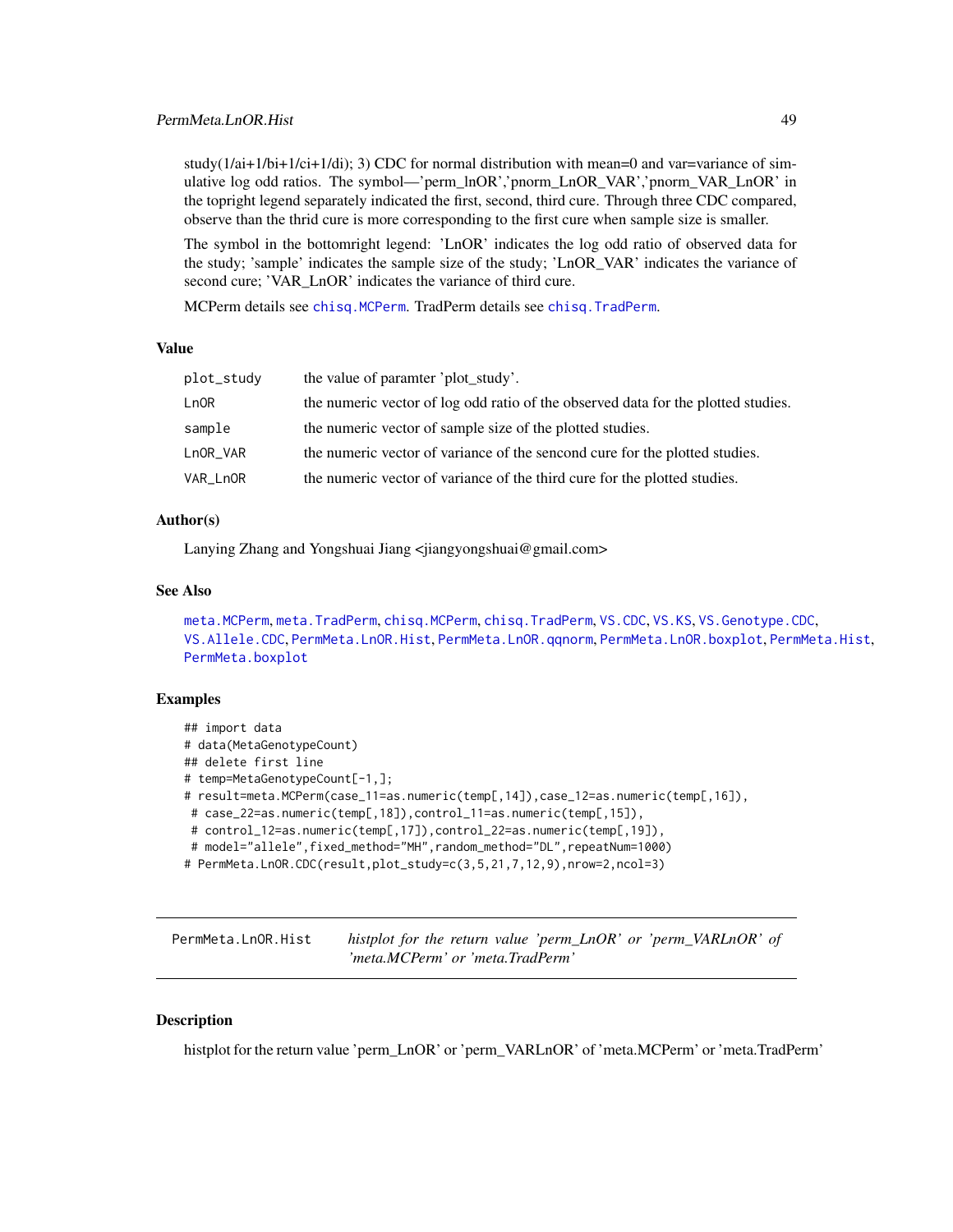study(1/ai+1/bi+1/ci+1/di); 3) CDC for normal distribution with mean=0 and var=variance of simulative log odd ratios. The symbol—'perm_lnOR','pnorm_LnOR_VAR','pnorm_VAR_LnOR' in the topright legend separately indicated the first, second, third cure. Through three CDC compared, observe than the thrid cure is more corresponding to the first cure when sample size is smaller.

The symbol in the bottomright legend: 'LnOR' indicates the log odd ratio of observed data for the study; 'sample' indicates the sample size of the study; 'LnOR_VAR' indicates the variance of second cure; 'VAR_LnOR' indicates the variance of third cure.

MCPerm details see `chisq.MCPerm`. TradPerm details see `chisq.TradPerm`.

### Value

| | |
|---|---|
| `plot_study` | the value of paramter 'plot_study'. |
| `LnOR` | the numeric vector of log odd ratio of the observed data for the plotted studies. |
| `sample` | the numeric vector of sample size of the plotted studies. |
| `LnOR_VAR` | the numeric vector of variance of the sencond cure for the plotted studies. |
| `VAR_LnOR` | the numeric vector of variance of the third cure for the plotted studies. |

### Author(s)

Lanying Zhang and Yongshuai Jiang <jiangyongshuai@gmail.com>

### See Also

`meta.MCPerm`, `meta.TradPerm`, `chisq.MCPerm`, `chisq.TradPerm`, `VS.CDC`, `VS.KS`, `VS.Genotype.CDC`, `VS.Allele.CDC`, `PermMeta.LnOR.Hist`, `PermMeta.LnOR.qqnorm`, `PermMeta.LnOR.boxplot`, `PermMeta.Hist`, `PermMeta.boxplot`

### Examples

```
## import data
# data(MetaGenotypeCount)
## delete first line
# temp=MetaGenotypeCount[-1,];
# result=meta.MCPerm(case_11=as.numeric(temp[,14]),case_12=as.numeric(temp[,16]),
 # case_22=as.numeric(temp[,18]),control_11=as.numeric(temp[,15]),
 # control_12=as.numeric(temp[,17]),control_22=as.numeric(temp[,19]),
 # model="allele",fixed_method="MH",random_method="DL",repeatNum=1000)
# PermMeta.LnOR.CDC(result,plot_study=c(3,5,21,7,12,9),nrow=2,ncol=3)
```

---

## PermMeta.LnOR.Hist — *histplot for the return value 'perm_LnOR' or 'perm_VARLnOR' of 'meta.MCPerm' or 'meta.TradPerm'*

### Description

histplot for the return value 'perm_LnOR' or 'perm_VARLnOR' of 'meta.MCPerm' or 'meta.TradPerm'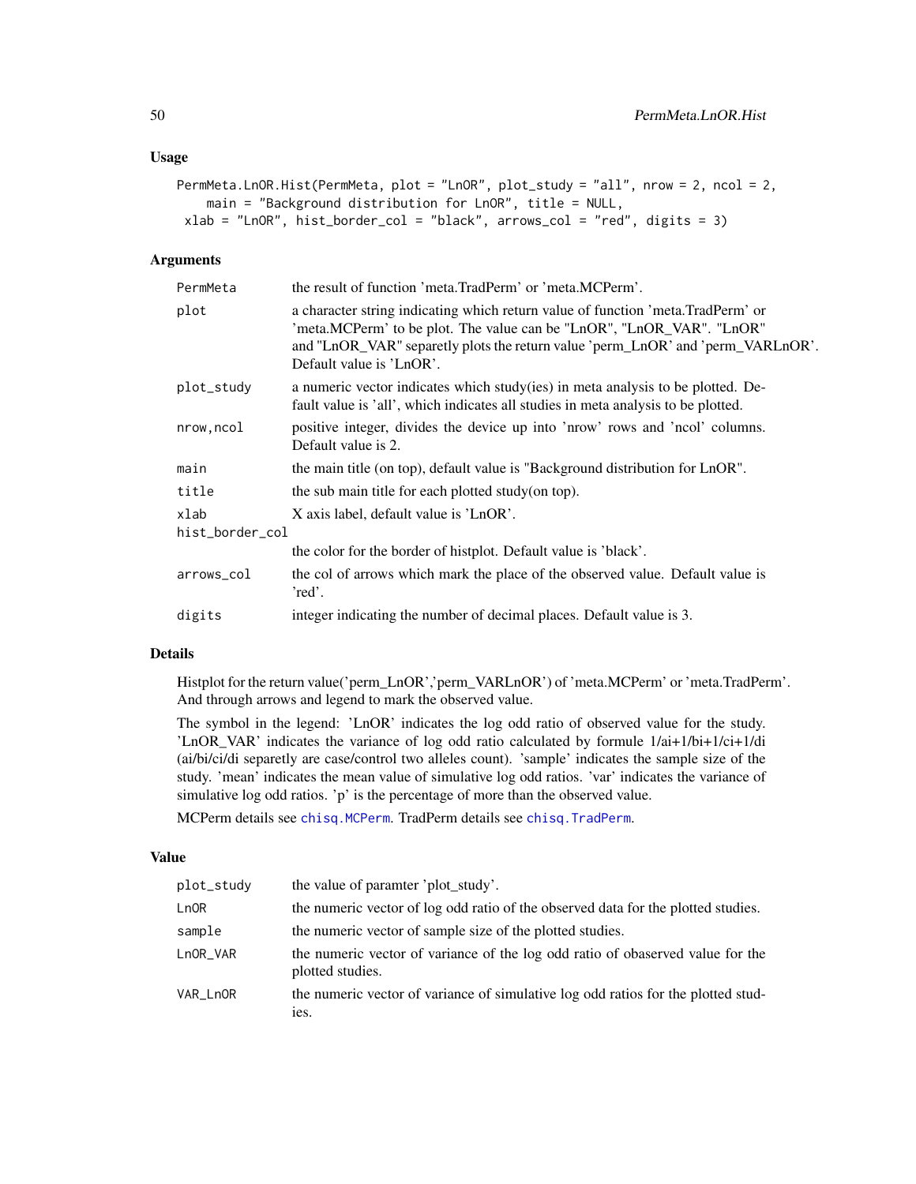## Usage

```
PermMeta.LnOR.Hist(PermMeta, plot = "LnOR", plot_study = "all", nrow = 2, ncol = 2,
    main = "Background distribution for LnOR", title = NULL,
 xlab = "LnOR", hist_border_col = "black", arrows_col = "red", digits = 3)
```

## Arguments

| | |
|---|---|
| PermMeta | the result of function 'meta.TradPerm' or 'meta.MCPerm'. |
| plot | a character string indicating which return value of function 'meta.TradPerm' or 'meta.MCPerm' to be plot. The value can be "LnOR", "LnOR_VAR". "LnOR" and "LnOR_VAR" separetly plots the return value 'perm_LnOR' and 'perm_VARLnOR'. Default value is 'LnOR'. |
| plot_study | a numeric vector indicates which study(ies) in meta analysis to be plotted. Default value is 'all', which indicates all studies in meta analysis to be plotted. |
| nrow,ncol | positive integer, divides the device up into 'nrow' rows and 'ncol' columns. Default value is 2. |
| main | the main title (on top), default value is "Background distribution for LnOR". |
| title | the sub main title for each plotted study(on top). |
| xlab | X axis label, default value is 'LnOR'. |
| hist_border_col | the color for the border of histplot. Default value is 'black'. |
| arrows_col | the col of arrows which mark the place of the observed value. Default value is 'red'. |
| digits | integer indicating the number of decimal places. Default value is 3. |

## Details

Histplot for the return value('perm_LnOR','perm_VARLnOR') of 'meta.MCPerm' or 'meta.TradPerm'. And through arrows and legend to mark the observed value.

The symbol in the legend: 'LnOR' indicates the log odd ratio of observed value for the study. 'LnOR_VAR' indicates the variance of log odd ratio calculated by formule 1/ai+1/bi+1/ci+1/di (ai/bi/ci/di separetly are case/control two alleles count). 'sample' indicates the sample size of the study. 'mean' indicates the mean value of simulative log odd ratios. 'var' indicates the variance of simulative log odd ratios. 'p' is the percentage of more than the observed value.

MCPerm details see chisq.MCPerm. TradPerm details see chisq.TradPerm.

## Value

| | |
|---|---|
| plot_study | the value of paramter 'plot_study'. |
| LnOR | the numeric vector of log odd ratio of the observed data for the plotted studies. |
| sample | the numeric vector of sample size of the plotted studies. |
| LnOR_VAR | the numeric vector of variance of the log odd ratio of obaserved value for the plotted studies. |
| VAR_LnOR | the numeric vector of variance of simulative log odd ratios for the plotted studies. |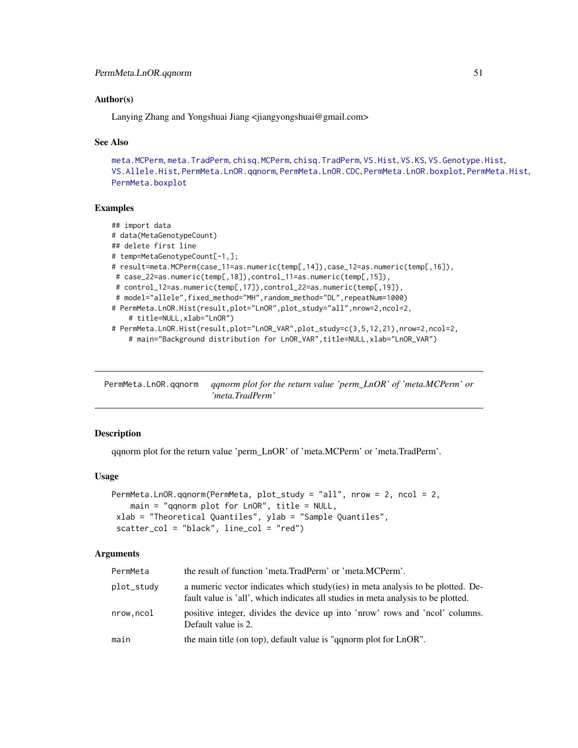### Author(s)

Lanying Zhang and Yongshuai Jiang <jiangyongshuai@gmail.com>

### See Also

meta.MCPerm, meta.TradPerm, chisq.MCPerm, chisq.TradPerm, VS.Hist, VS.KS, VS.Genotype.Hist, VS.Allele.Hist, PermMeta.LnOR.qqnorm, PermMeta.LnOR.CDC, PermMeta.LnOR.boxplot, PermMeta.Hist, PermMeta.boxplot

### Examples

```
## import data
# data(MetaGenotypeCount)
## delete first line
# temp=MetaGenotypeCount[-1,];
# result=meta.MCPerm(case_11=as.numeric(temp[,14]),case_12=as.numeric(temp[,16]),
 # case_22=as.numeric(temp[,18]),control_11=as.numeric(temp[,15]),
 # control_12=as.numeric(temp[,17]),control_22=as.numeric(temp[,19]),
 # model="allele",fixed_method="MH",random_method="DL",repeatNum=1000)
# PermMeta.LnOR.Hist(result,plot="LnOR",plot_study="all",nrow=2,ncol=2,
    # title=NULL,xlab="LnOR")
# PermMeta.LnOR.Hist(result,plot="LnOR_VAR",plot_study=c(3,5,12,21),nrow=2,ncol=2,
    # main="Background distribution for LnOR_VAR",title=NULL,xlab="LnOR_VAR")
```

---

## PermMeta.LnOR.qqnorm — *qqnorm plot for the return value 'perm_LnOR' of 'meta.MCPerm' or 'meta.TradPerm'*

### Description

qqnorm plot for the return value 'perm_LnOR' of 'meta.MCPerm' or 'meta.TradPerm'.

### Usage

```
PermMeta.LnOR.qqnorm(PermMeta, plot_study = "all", nrow = 2, ncol = 2,
    main = "qqnorm plot for LnOR", title = NULL,
 xlab = "Theoretical Quantiles", ylab = "Sample Quantiles",
 scatter_col = "black", line_col = "red")
```

### Arguments

| | |
|---|---|
| PermMeta | the result of function 'meta.TradPerm' or 'meta.MCPerm'. |
| plot_study | a numeric vector indicates which study(ies) in meta analysis to be plotted. Default value is 'all', which indicates all studies in meta analysis to be plotted. |
| nrow,ncol | positive integer, divides the device up into 'nrow' rows and 'ncol' columns. Default value is 2. |
| main | the main title (on top), default value is "qqnorm plot for LnOR". |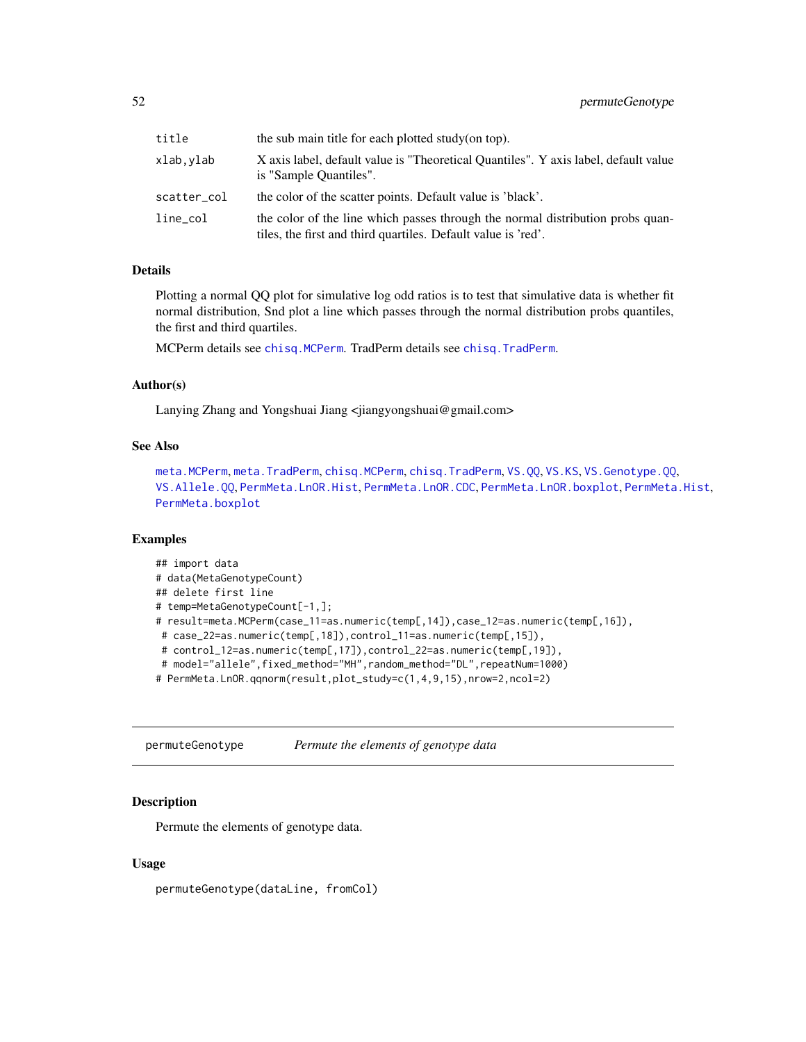| | |
|---|---|
| title | the sub main title for each plotted study(on top). |
| xlab,ylab | X axis label, default value is "Theoretical Quantiles". Y axis label, default value is "Sample Quantiles". |
| scatter_col | the color of the scatter points. Default value is 'black'. |
| line_col | the color of the line which passes through the normal distribution probs quantiles, the first and third quartiles. Default value is 'red'. |

### Details

Plotting a normal QQ plot for simulative log odd ratios is to test that simulative data is whether fit normal distribution, Snd plot a line which passes through the normal distribution probs quantiles, the first and third quartiles.

MCPerm details see chisq.MCPerm. TradPerm details see chisq.TradPerm.

### Author(s)

Lanying Zhang and Yongshuai Jiang <jiangyongshuai@gmail.com>

### See Also

meta.MCPerm, meta.TradPerm, chisq.MCPerm, chisq.TradPerm, VS.QQ, VS.KS, VS.Genotype.QQ, VS.Allele.QQ, PermMeta.LnOR.Hist, PermMeta.LnOR.CDC, PermMeta.LnOR.boxplot, PermMeta.Hist, PermMeta.boxplot

### Examples

```
## import data
# data(MetaGenotypeCount)
## delete first line
# temp=MetaGenotypeCount[-1,];
# result=meta.MCPerm(case_11=as.numeric(temp[,14]),case_12=as.numeric(temp[,16]),
 # case_22=as.numeric(temp[,18]),control_11=as.numeric(temp[,15]),
 # control_12=as.numeric(temp[,17]),control_22=as.numeric(temp[,19]),
 # model="allele",fixed_method="MH",random_method="DL",repeatNum=1000)
# PermMeta.LnOR.qqnorm(result,plot_study=c(1,4,9,15),nrow=2,ncol=2)
```

---

## permuteGenotype *Permute the elements of genotype data*

### Description

Permute the elements of genotype data.

### Usage

```
permuteGenotype(dataLine, fromCol)
```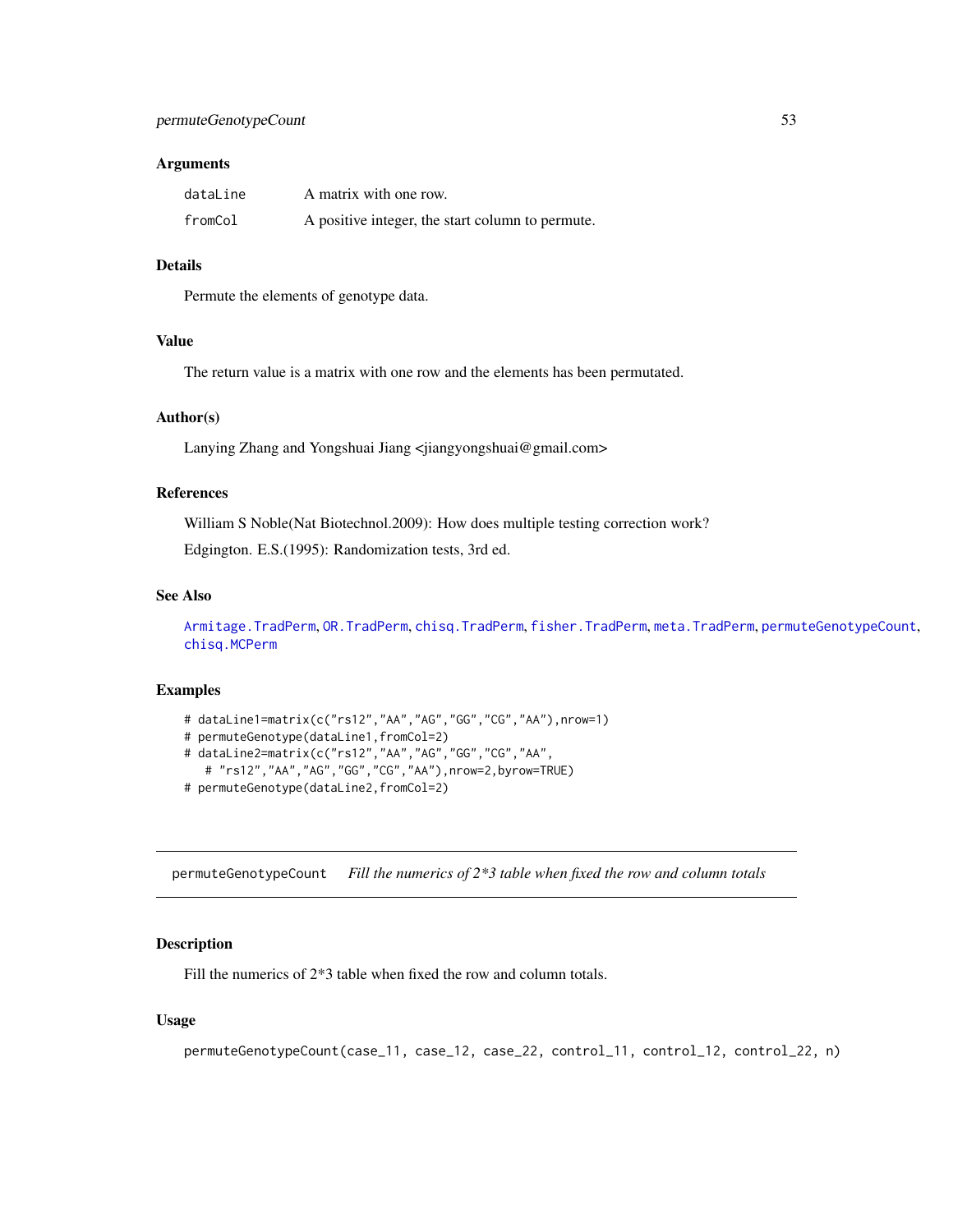### Arguments

| | |
|---|---|
| dataLine | A matrix with one row. |
| fromCol | A positive integer, the start column to permute. |

### Details

Permute the elements of genotype data.

### Value

The return value is a matrix with one row and the elements has been permutated.

### Author(s)

Lanying Zhang and Yongshuai Jiang <jiangyongshuai@gmail.com>

### References

William S Noble(Nat Biotechnol.2009): How does multiple testing correction work?

Edgington. E.S.(1995): Randomization tests, 3rd ed.

### See Also

Armitage.TradPerm, OR.TradPerm, chisq.TradPerm, fisher.TradPerm, meta.TradPerm, permuteGenotypeCount, chisq.MCPerm

### Examples

```
# dataLine1=matrix(c("rs12","AA","AG","GG","CG","AA"),nrow=1)
# permuteGenotype(dataLine1,fromCol=2)
# dataLine2=matrix(c("rs12","AA","AG","GG","CG","AA",
   # "rs12","AA","AG","GG","CG","AA"),nrow=2,byrow=TRUE)
# permuteGenotype(dataLine2,fromCol=2)
```

---

## permuteGenotypeCount    *Fill the numerics of 2*3 table when fixed the row and column totals*

### Description

Fill the numerics of 2*3 table when fixed the row and column totals.

### Usage

```
permuteGenotypeCount(case_11, case_12, case_22, control_11, control_12, control_22, n)
```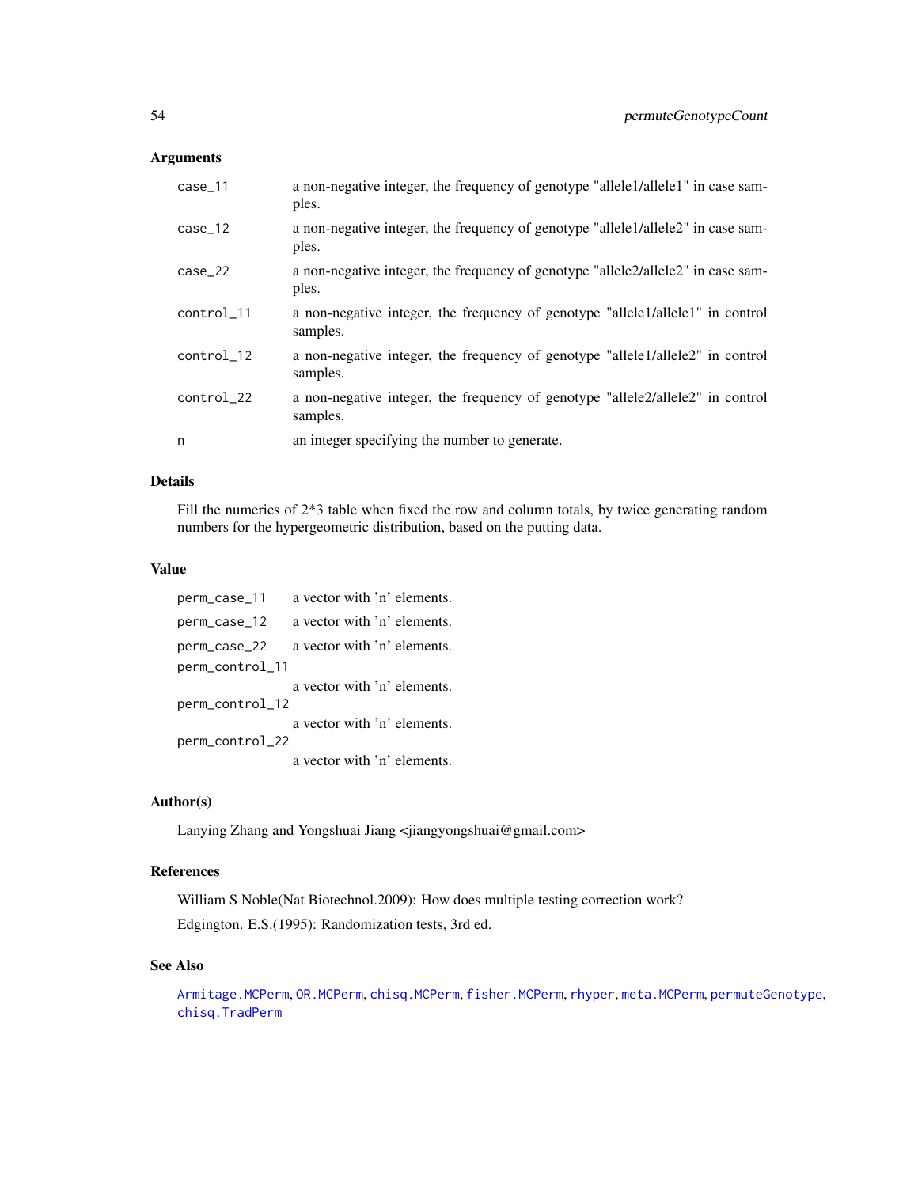## Arguments

| | |
|---|---|
| case_11 | a non-negative integer, the frequency of genotype "allele1/allele1" in case samples. |
| case_12 | a non-negative integer, the frequency of genotype "allele1/allele2" in case samples. |
| case_22 | a non-negative integer, the frequency of genotype "allele2/allele2" in case samples. |
| control_11 | a non-negative integer, the frequency of genotype "allele1/allele1" in control samples. |
| control_12 | a non-negative integer, the frequency of genotype "allele1/allele2" in control samples. |
| control_22 | a non-negative integer, the frequency of genotype "allele2/allele2" in control samples. |
| n | an integer specifying the number to generate. |

## Details

Fill the numerics of 2*3 table when fixed the row and column totals, by twice generating random numbers for the hypergeometric distribution, based on the putting data.

## Value

| | |
|---|---|
| perm_case_11 | a vector with 'n' elements. |
| perm_case_12 | a vector with 'n' elements. |
| perm_case_22 | a vector with 'n' elements. |
| perm_control_11 | a vector with 'n' elements. |
| perm_control_12 | a vector with 'n' elements. |
| perm_control_22 | a vector with 'n' elements. |

## Author(s)

Lanying Zhang and Yongshuai Jiang <jiangyongshuai@gmail.com>

## References

William S Noble(Nat Biotechnol.2009): How does multiple testing correction work?

Edgington. E.S.(1995): Randomization tests, 3rd ed.

## See Also

Armitage.MCPerm, OR.MCPerm, chisq.MCPerm, fisher.MCPerm, rhyper, meta.MCPerm, permuteGenotype, chisq.TradPerm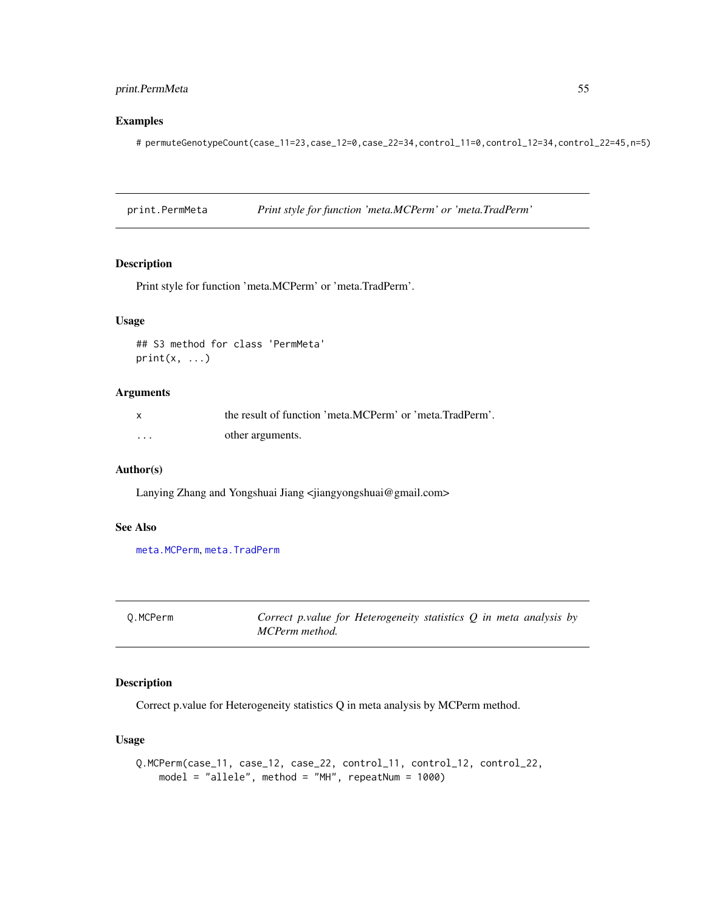## Examples

```
# permuteGenotypeCount(case_11=23,case_12=0,case_22=34,control_11=0,control_12=34,control_22=45,n=5)
```

---

## print.PermMeta — *Print style for function 'meta.MCPerm' or 'meta.TradPerm'*

### Description

Print style for function 'meta.MCPerm' or 'meta.TradPerm'.

### Usage

```
## S3 method for class 'PermMeta'
print(x, ...)
```

### Arguments

| | |
|---|---|
| x | the result of function 'meta.MCPerm' or 'meta.TradPerm'. |
| ... | other arguments. |

### Author(s)

Lanying Zhang and Yongshuai Jiang <jiangyongshuai@gmail.com>

### See Also

meta.MCPerm, meta.TradPerm

---

## Q.MCPerm — *Correct p.value for Heterogeneity statistics Q in meta analysis by MCPerm method.*

### Description

Correct p.value for Heterogeneity statistics Q in meta analysis by MCPerm method.

### Usage

```
Q.MCPerm(case_11, case_12, case_22, control_11, control_12, control_22,
    model = "allele", method = "MH", repeatNum = 1000)
```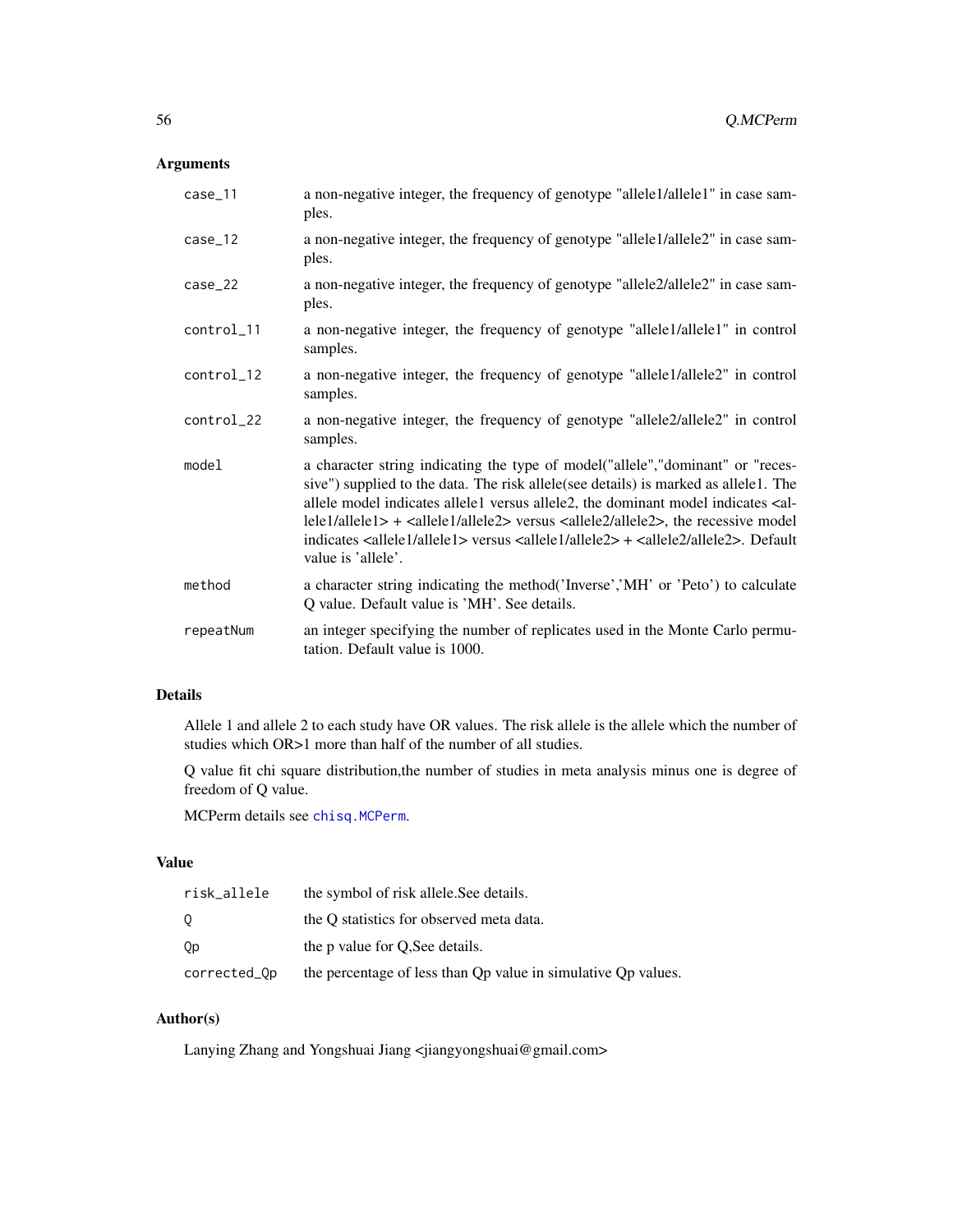## Arguments

| | |
|---|---|
| case_11 | a non-negative integer, the frequency of genotype "allele1/allele1" in case samples. |
| case_12 | a non-negative integer, the frequency of genotype "allele1/allele2" in case samples. |
| case_22 | a non-negative integer, the frequency of genotype "allele2/allele2" in case samples. |
| control_11 | a non-negative integer, the frequency of genotype "allele1/allele1" in control samples. |
| control_12 | a non-negative integer, the frequency of genotype "allele1/allele2" in control samples. |
| control_22 | a non-negative integer, the frequency of genotype "allele2/allele2" in control samples. |
| model | a character string indicating the type of model("allele","dominant" or "recessive") supplied to the data. The risk allele(see details) is marked as allele1. The allele model indicates allele1 versus allele2, the dominant model indicates <allele1/allele1> + <allele1/allele2> versus <allele2/allele2>, the recessive model indicates <allele1/allele1> versus <allele1/allele2> + <allele2/allele2>. Default value is 'allele'. |
| method | a character string indicating the method('Inverse','MH' or 'Peto') to calculate Q value. Default value is 'MH'. See details. |
| repeatNum | an integer specifying the number of replicates used in the Monte Carlo permutation. Default value is 1000. |

## Details

Allele 1 and allele 2 to each study have OR values. The risk allele is the allele which the number of studies which OR>1 more than half of the number of all studies.

Q value fit chi square distribution,the number of studies in meta analysis minus one is degree of freedom of Q value.

MCPerm details see chisq.MCPerm.

## Value

| | |
|---|---|
| risk_allele | the symbol of risk allele.See details. |
| Q | the Q statistics for observed meta data. |
| Qp | the p value for Q,See details. |
| corrected_Qp | the percentage of less than Qp value in simulative Qp values. |

## Author(s)

Lanying Zhang and Yongshuai Jiang <jiangyongshuai@gmail.com>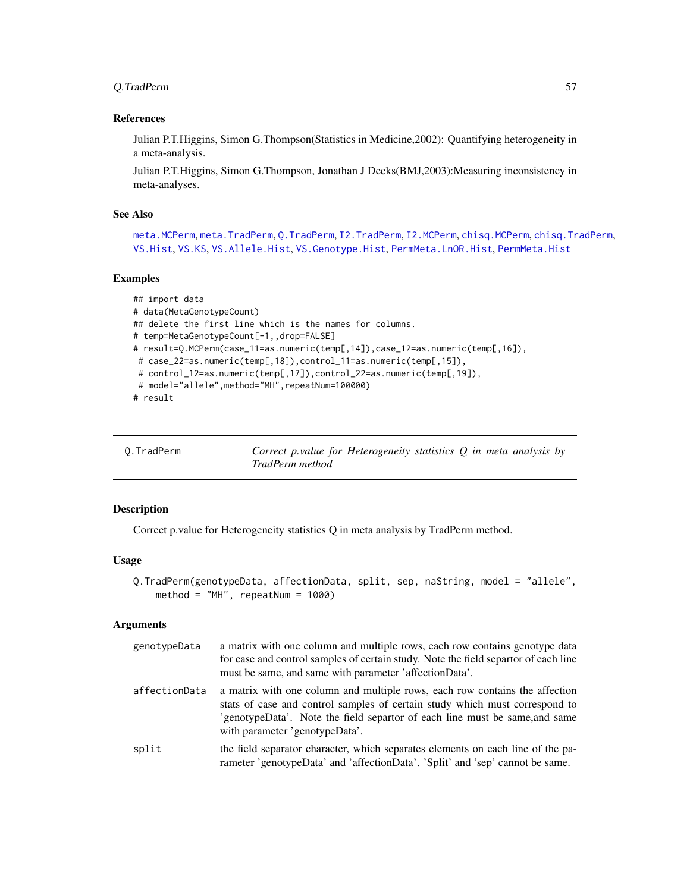### References

Julian P.T.Higgins, Simon G.Thompson(Statistics in Medicine,2002): Quantifying heterogeneity in a meta-analysis.

Julian P.T.Higgins, Simon G.Thompson, Jonathan J Deeks(BMJ,2003):Measuring inconsistency in meta-analyses.

### See Also

meta.MCPerm, meta.TradPerm, Q.TradPerm, I2.TradPerm, I2.MCPerm, chisq.MCPerm, chisq.TradPerm, VS.Hist, VS.KS, VS.Allele.Hist, VS.Genotype.Hist, PermMeta.LnOR.Hist, PermMeta.Hist

### Examples

```
## import data
# data(MetaGenotypeCount)
## delete the first line which is the names for columns.
# temp=MetaGenotypeCount[-1,,drop=FALSE]
# result=Q.MCPerm(case_11=as.numeric(temp[,14]),case_12=as.numeric(temp[,16]),
 # case_22=as.numeric(temp[,18]),control_11=as.numeric(temp[,15]),
 # control_12=as.numeric(temp[,17]),control_22=as.numeric(temp[,19]),
 # model="allele",method="MH",repeatNum=100000)
# result
```

---

## Q.TradPerm — *Correct p.value for Heterogeneity statistics Q in meta analysis by TradPerm method*

### Description

Correct p.value for Heterogeneity statistics Q in meta analysis by TradPerm method.

### Usage

```
Q.TradPerm(genotypeData, affectionData, split, sep, naString, model = "allele",
    method = "MH", repeatNum = 1000)
```

### Arguments

| | |
|---|---|
| genotypeData | a matrix with one column and multiple rows, each row contains genotype data for case and control samples of certain study. Note the field separtor of each line must be same, and same with parameter 'affectionData'. |
| affectionData | a matrix with one column and multiple rows, each row contains the affection stats of case and control samples of certain study which must correspond to 'genotypeData'. Note the field separtor of each line must be same,and same with parameter 'genotypeData'. |
| split | the field separator character, which separates elements on each line of the parameter 'genotypeData' and 'affectionData'. 'Split' and 'sep' cannot be same. |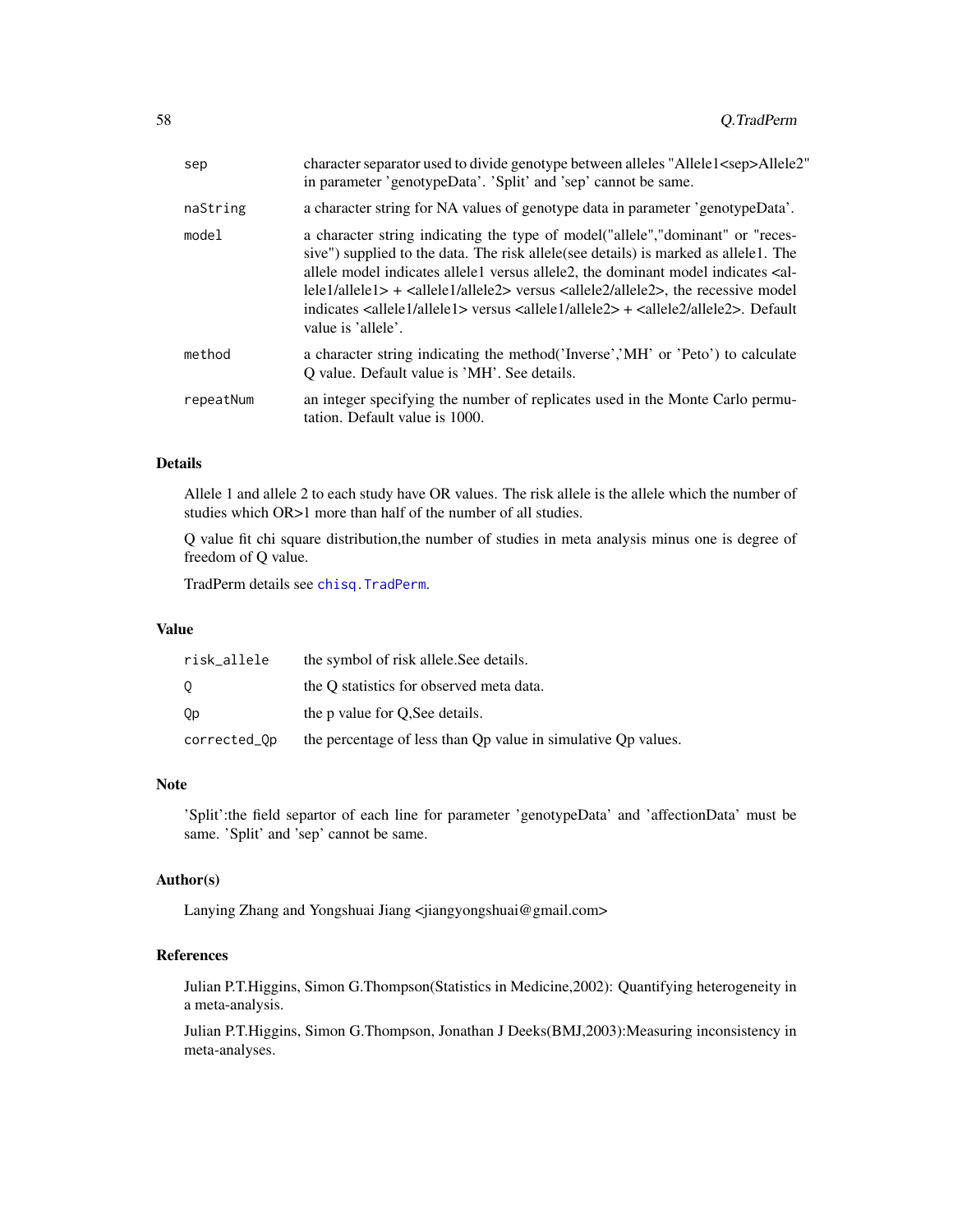| | |
|---|---|
| sep | character separator used to divide genotype between alleles "Allele1<sep>Allele2" in parameter 'genotypeData'. 'Split' and 'sep' cannot be same. |
| naString | a character string for NA values of genotype data in parameter 'genotypeData'. |
| model | a character string indicating the type of model("allele","dominant" or "recessive") supplied to the data. The risk allele(see details) is marked as allele1. The allele model indicates allele1 versus allele2, the dominant model indicates <allele1/allele1> + <allele1/allele2> versus <allele2/allele2>, the recessive model indicates <allele1/allele1> versus <allele1/allele2> + <allele2/allele2>. Default value is 'allele'. |
| method | a character string indicating the method('Inverse','MH' or 'Peto') to calculate Q value. Default value is 'MH'. See details. |
| repeatNum | an integer specifying the number of replicates used in the Monte Carlo permutation. Default value is 1000. |

## Details

Allele 1 and allele 2 to each study have OR values. The risk allele is the allele which the number of studies which OR>1 more than half of the number of all studies.

Q value fit chi square distribution,the number of studies in meta analysis minus one is degree of freedom of Q value.

TradPerm details see chisq.TradPerm.

## Value

| | |
|---|---|
| risk_allele | the symbol of risk allele.See details. |
| Q | the Q statistics for observed meta data. |
| Qp | the p value for Q,See details. |
| corrected_Qp | the percentage of less than Qp value in simulative Qp values. |

## Note

'Split':the field separtor of each line for parameter 'genotypeData' and 'affectionData' must be same. 'Split' and 'sep' cannot be same.

## Author(s)

Lanying Zhang and Yongshuai Jiang <jiangyongshuai@gmail.com>

## References

Julian P.T.Higgins, Simon G.Thompson(Statistics in Medicine,2002): Quantifying heterogeneity in a meta-analysis.

Julian P.T.Higgins, Simon G.Thompson, Jonathan J Deeks(BMJ,2003):Measuring inconsistency in meta-analyses.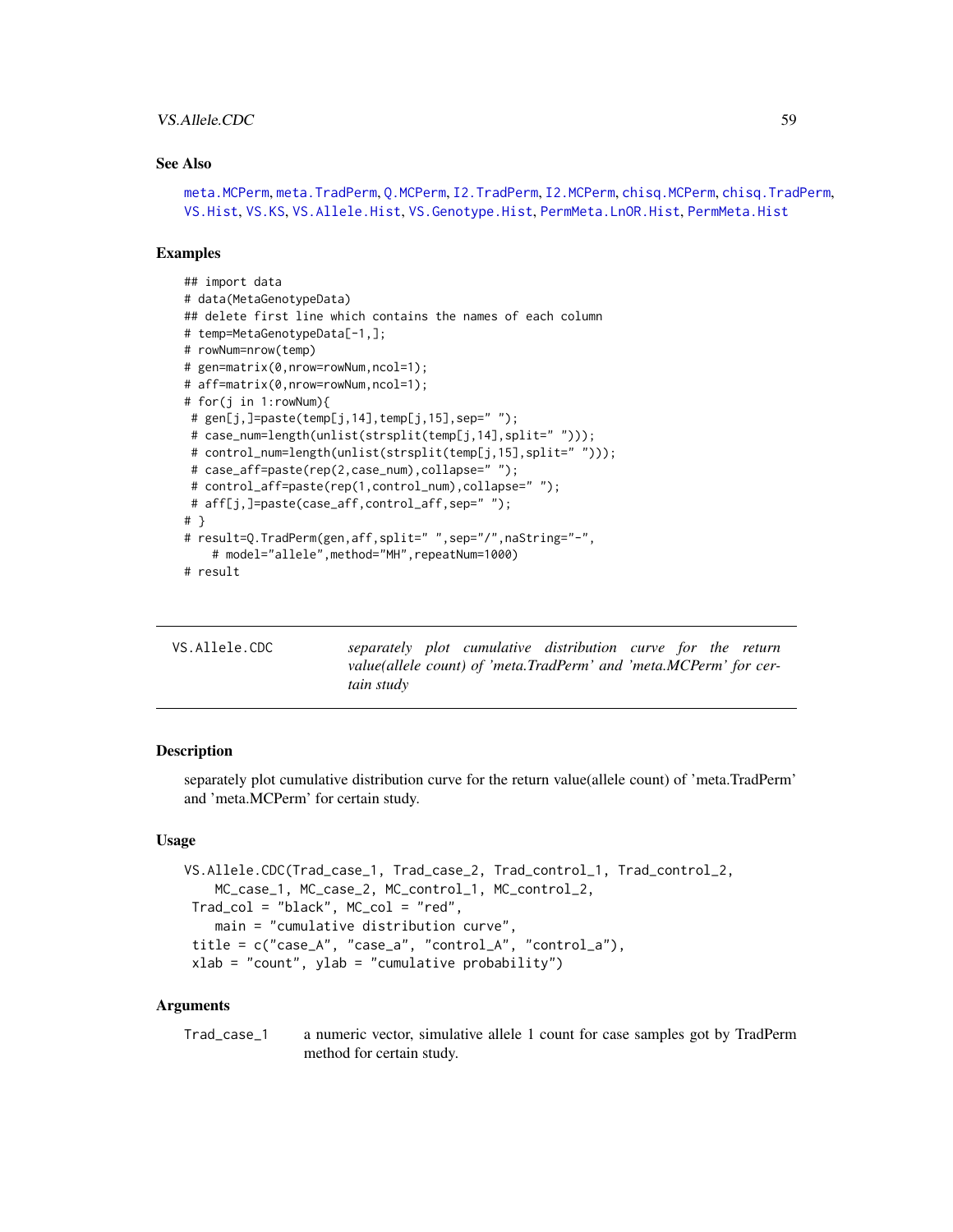## See Also

meta.MCPerm, meta.TradPerm, Q.MCPerm, I2.TradPerm, I2.MCPerm, chisq.MCPerm, chisq.TradPerm, VS.Hist, VS.KS, VS.Allele.Hist, VS.Genotype.Hist, PermMeta.LnOR.Hist, PermMeta.Hist

## Examples

```
## import data
# data(MetaGenotypeData)
## delete first line which contains the names of each column
# temp=MetaGenotypeData[-1,];
# rowNum=nrow(temp)
# gen=matrix(0,nrow=rowNum,ncol=1);
# aff=matrix(0,nrow=rowNum,ncol=1);
# for(j in 1:rowNum){
 # gen[j,]=paste(temp[j,14],temp[j,15],sep=" ");
 # case_num=length(unlist(strsplit(temp[j,14],split=" ")));
 # control_num=length(unlist(strsplit(temp[j,15],split=" ")));
 # case_aff=paste(rep(2,case_num),collapse=" ");
 # control_aff=paste(rep(1,control_num),collapse=" ");
 # aff[j,]=paste(case_aff,control_aff,sep=" ");
# }
# result=Q.TradPerm(gen,aff,split=" ",sep="/",naString="-",
    # model="allele",method="MH",repeatNum=1000)
# result
```

---

# VS.Allele.CDC    *separately plot cumulative distribution curve for the return value(allele count) of 'meta.TradPerm' and 'meta.MCPerm' for certain study*

---

## Description

separately plot cumulative distribution curve for the return value(allele count) of 'meta.TradPerm' and 'meta.MCPerm' for certain study.

## Usage

```
VS.Allele.CDC(Trad_case_1, Trad_case_2, Trad_control_1, Trad_control_2,
    MC_case_1, MC_case_2, MC_control_1, MC_control_2,
 Trad_col = "black", MC_col = "red",
    main = "cumulative distribution curve",
 title = c("case_A", "case_a", "control_A", "control_a"),
 xlab = "count", ylab = "cumulative probability")
```

## Arguments

| | |
|---|---|
| Trad_case_1 | a numeric vector, simulative allele 1 count for case samples got by TradPerm method for certain study. |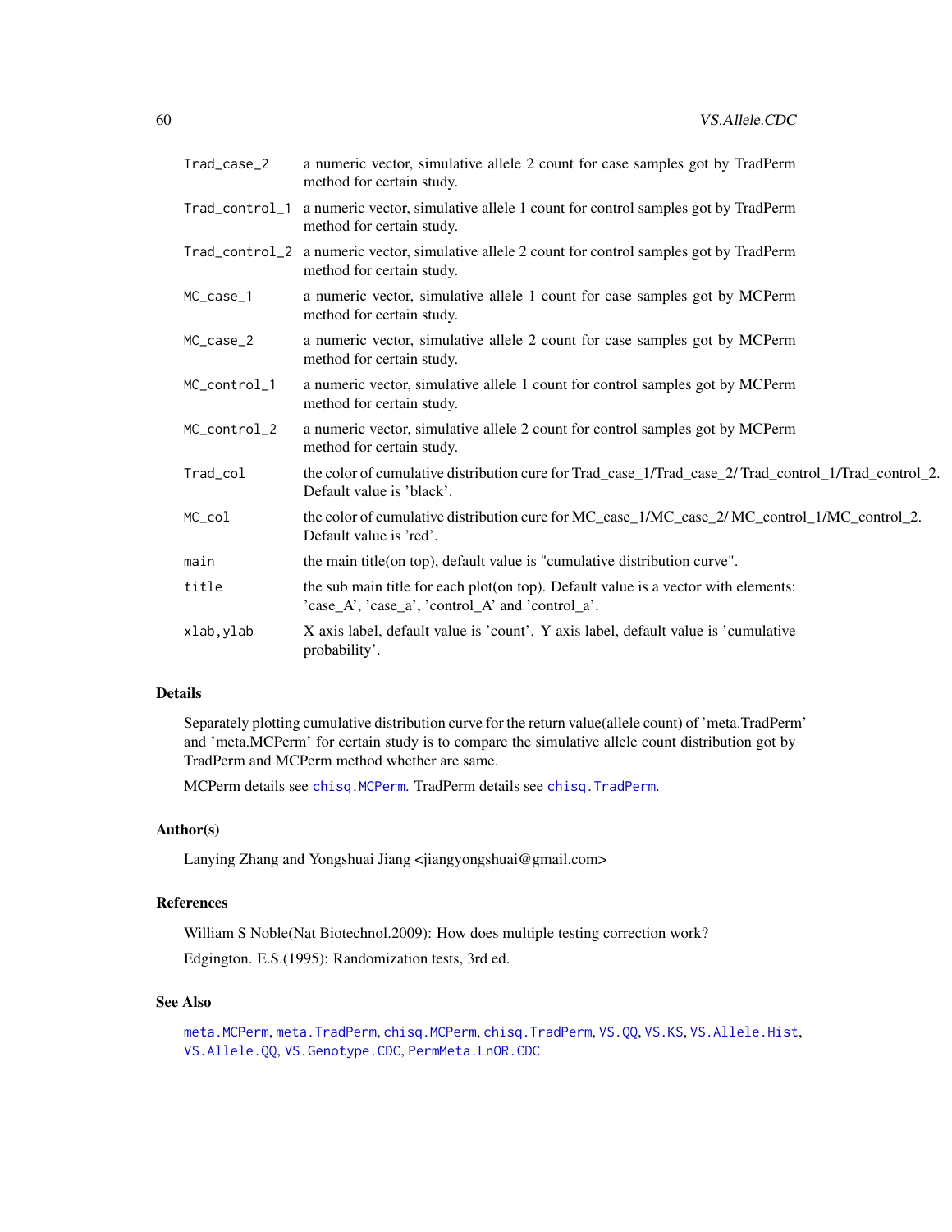| | |
|---|---|
| Trad_case_2 | a numeric vector, simulative allele 2 count for case samples got by TradPerm method for certain study. |
| Trad_control_1 | a numeric vector, simulative allele 1 count for control samples got by TradPerm method for certain study. |
| Trad_control_2 | a numeric vector, simulative allele 2 count for control samples got by TradPerm method for certain study. |
| MC_case_1 | a numeric vector, simulative allele 1 count for case samples got by MCPerm method for certain study. |
| MC_case_2 | a numeric vector, simulative allele 2 count for case samples got by MCPerm method for certain study. |
| MC_control_1 | a numeric vector, simulative allele 1 count for control samples got by MCPerm method for certain study. |
| MC_control_2 | a numeric vector, simulative allele 2 count for control samples got by MCPerm method for certain study. |
| Trad_col | the color of cumulative distribution cure for Trad_case_1/Trad_case_2/ Trad_control_1/Trad_control_2. Default value is 'black'. |
| MC_col | the color of cumulative distribution cure for MC_case_1/MC_case_2/ MC_control_1/MC_control_2. Default value is 'red'. |
| main | the main title(on top), default value is "cumulative distribution curve". |
| title | the sub main title for each plot(on top). Default value is a vector with elements: 'case_A', 'case_a', 'control_A' and 'control_a'. |
| xlab,ylab | X axis label, default value is 'count'. Y axis label, default value is 'cumulative probability'. |

## Details

Separately plotting cumulative distribution curve for the return value(allele count) of 'meta.TradPerm' and 'meta.MCPerm' for certain study is to compare the simulative allele count distribution got by TradPerm and MCPerm method whether are same.

MCPerm details see `chisq.MCPerm`. TradPerm details see `chisq.TradPerm`.

## Author(s)

Lanying Zhang and Yongshuai Jiang <jiangyongshuai@gmail.com>

## References

William S Noble(Nat Biotechnol.2009): How does multiple testing correction work?

Edgington. E.S.(1995): Randomization tests, 3rd ed.

## See Also

`meta.MCPerm`, `meta.TradPerm`, `chisq.MCPerm`, `chisq.TradPerm`, `VS.QQ`, `VS.KS`, `VS.Allele.Hist`, `VS.Allele.QQ`, `VS.Genotype.CDC`, `PermMeta.LnOR.CDC`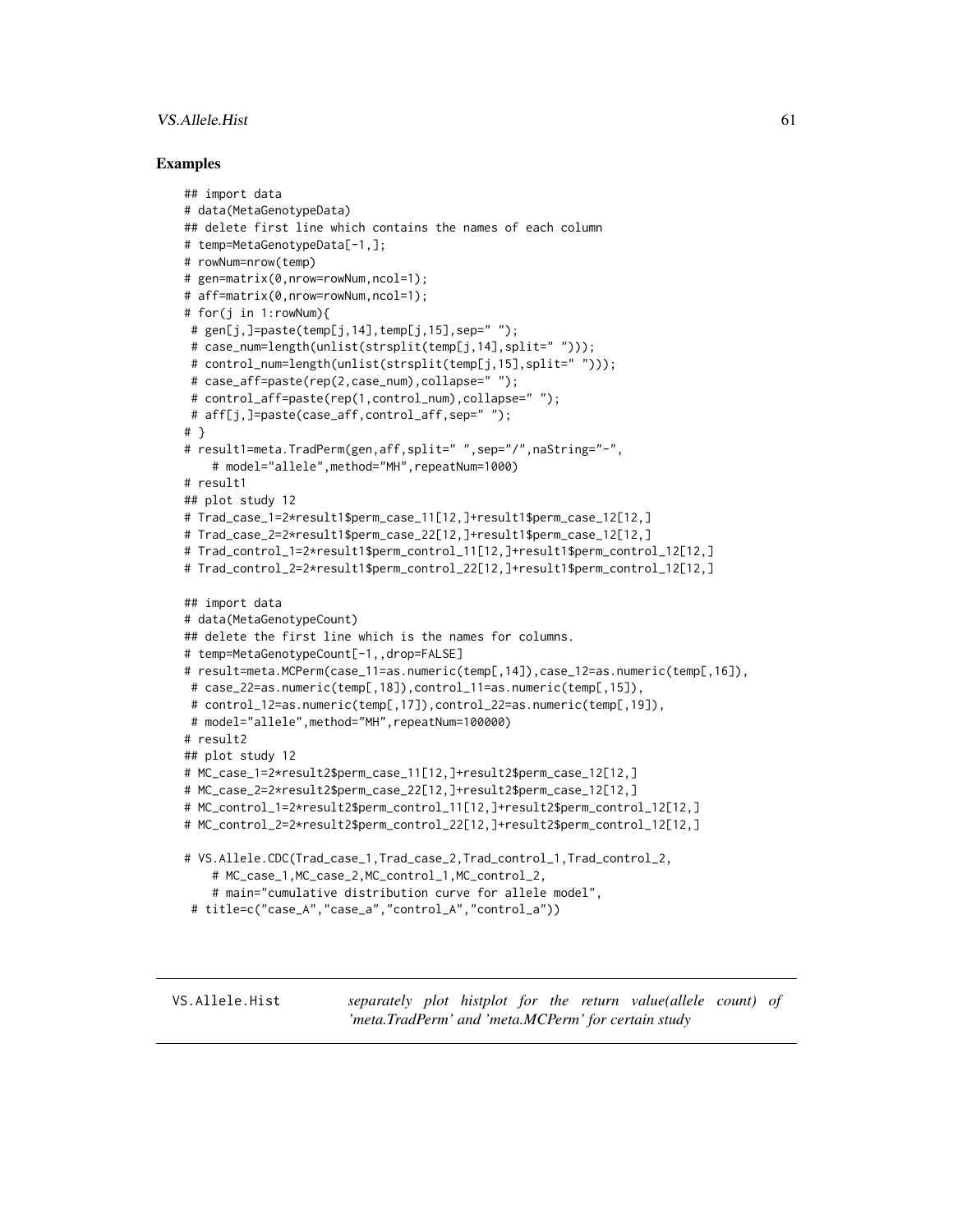### Examples

```
## import data
# data(MetaGenotypeData)
## delete first line which contains the names of each column
# temp=MetaGenotypeData[-1,];
# rowNum=nrow(temp)
# gen=matrix(0,nrow=rowNum,ncol=1);
# aff=matrix(0,nrow=rowNum,ncol=1);
# for(j in 1:rowNum){
 # gen[j,]=paste(temp[j,14],temp[j,15],sep=" ");
 # case_num=length(unlist(strsplit(temp[j,14],split=" ")));
 # control_num=length(unlist(strsplit(temp[j,15],split=" ")));
 # case_aff=paste(rep(2,case_num),collapse=" ");
 # control_aff=paste(rep(1,control_num),collapse=" ");
 # aff[j,]=paste(case_aff,control_aff,sep=" ");
# }
# result1=meta.TradPerm(gen,aff,split=" ",sep="/",naString="-",
    # model="allele",method="MH",repeatNum=1000)
# result1
## plot study 12
# Trad_case_1=2*result1$perm_case_11[12,]+result1$perm_case_12[12,]
# Trad_case_2=2*result1$perm_case_22[12,]+result1$perm_case_12[12,]
# Trad_control_1=2*result1$perm_control_11[12,]+result1$perm_control_12[12,]
# Trad_control_2=2*result1$perm_control_22[12,]+result1$perm_control_12[12,]

## import data
# data(MetaGenotypeCount)
## delete the first line which is the names for columns.
# temp=MetaGenotypeCount[-1,,drop=FALSE]
# result=meta.MCPerm(case_11=as.numeric(temp[,14]),case_12=as.numeric(temp[,16]),
 # case_22=as.numeric(temp[,18]),control_11=as.numeric(temp[,15]),
 # control_12=as.numeric(temp[,17]),control_22=as.numeric(temp[,19]),
 # model="allele",method="MH",repeatNum=100000)
# result2
## plot study 12
# MC_case_1=2*result2$perm_case_11[12,]+result2$perm_case_12[12,]
# MC_case_2=2*result2$perm_case_22[12,]+result2$perm_case_12[12,]
# MC_control_1=2*result2$perm_control_11[12,]+result2$perm_control_12[12,]
# MC_control_2=2*result2$perm_control_22[12,]+result2$perm_control_12[12,]

# VS.Allele.CDC(Trad_case_1,Trad_case_2,Trad_control_1,Trad_control_2,
    # MC_case_1,MC_case_2,MC_control_1,MC_control_2,
    # main="cumulative distribution curve for allele model",
 # title=c("case_A","case_a","control_A","control_a"))
```

---

VS.Allele.Hist *separately plot histplot for the return value(allele count) of 'meta.TradPerm' and 'meta.MCPerm' for certain study*

---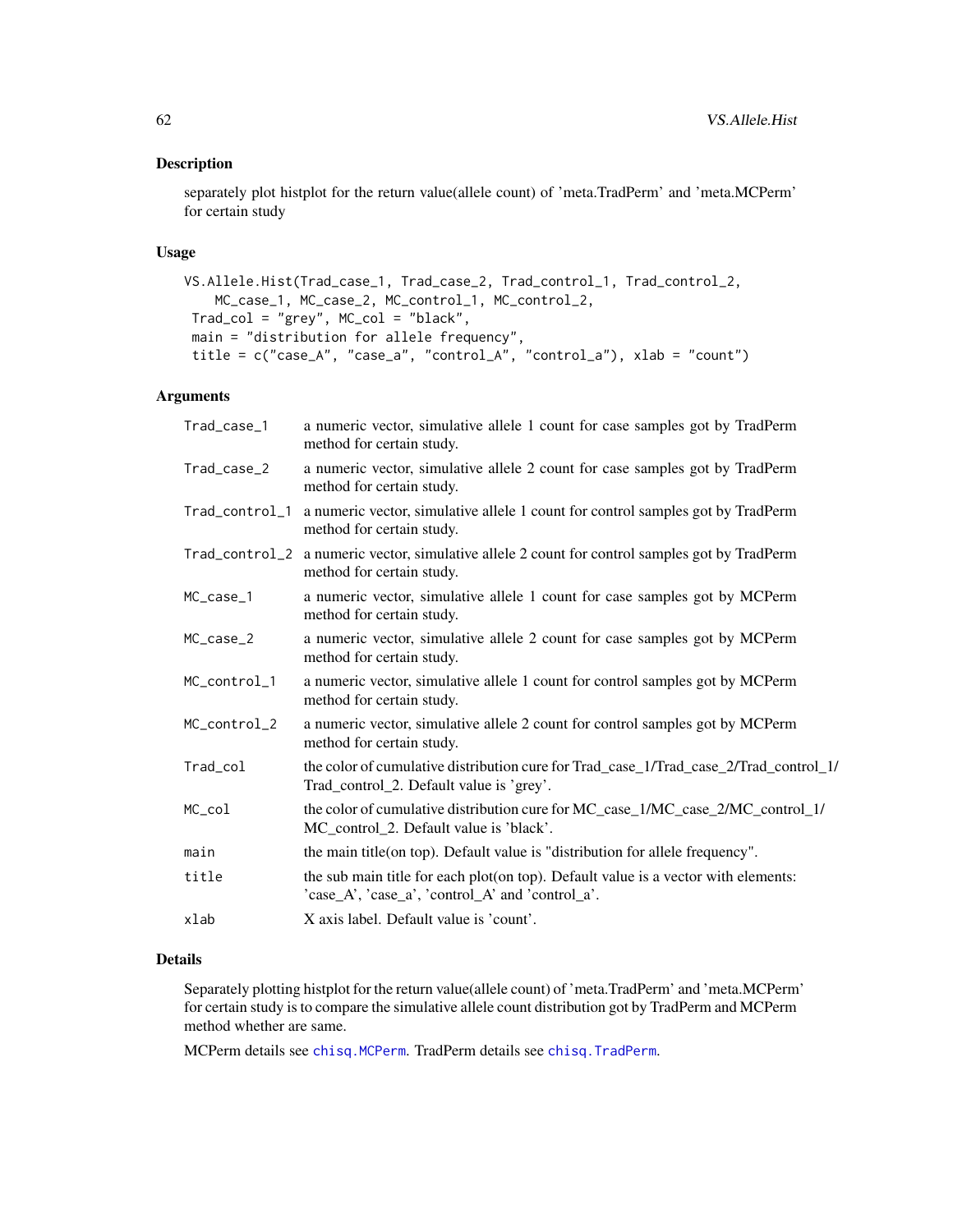## Description

separately plot histplot for the return value(allele count) of 'meta.TradPerm' and 'meta.MCPerm' for certain study

## Usage

```
VS.Allele.Hist(Trad_case_1, Trad_case_2, Trad_control_1, Trad_control_2,
    MC_case_1, MC_case_2, MC_control_1, MC_control_2,
 Trad_col = "grey", MC_col = "black",
 main = "distribution for allele frequency",
 title = c("case_A", "case_a", "control_A", "control_a"), xlab = "count")
```

## Arguments

| | |
|---|---|
| Trad_case_1 | a numeric vector, simulative allele 1 count for case samples got by TradPerm method for certain study. |
| Trad_case_2 | a numeric vector, simulative allele 2 count for case samples got by TradPerm method for certain study. |
| Trad_control_1 | a numeric vector, simulative allele 1 count for control samples got by TradPerm method for certain study. |
| Trad_control_2 | a numeric vector, simulative allele 2 count for control samples got by TradPerm method for certain study. |
| MC_case_1 | a numeric vector, simulative allele 1 count for case samples got by MCPerm method for certain study. |
| MC_case_2 | a numeric vector, simulative allele 2 count for case samples got by MCPerm method for certain study. |
| MC_control_1 | a numeric vector, simulative allele 1 count for control samples got by MCPerm method for certain study. |
| MC_control_2 | a numeric vector, simulative allele 2 count for control samples got by MCPerm method for certain study. |
| Trad_col | the color of cumulative distribution cure for Trad_case_1/Trad_case_2/Trad_control_1/Trad_control_2. Default value is 'grey'. |
| MC_col | the color of cumulative distribution cure for MC_case_1/MC_case_2/MC_control_1/MC_control_2. Default value is 'black'. |
| main | the main title(on top). Default value is "distribution for allele frequency". |
| title | the sub main title for each plot(on top). Default value is a vector with elements: 'case_A', 'case_a', 'control_A' and 'control_a'. |
| xlab | X axis label. Default value is 'count'. |

## Details

Separately plotting histplot for the return value(allele count) of 'meta.TradPerm' and 'meta.MCPerm' for certain study is to compare the simulative allele count distribution got by TradPerm and MCPerm method whether are same.

MCPerm details see chisq.MCPerm. TradPerm details see chisq.TradPerm.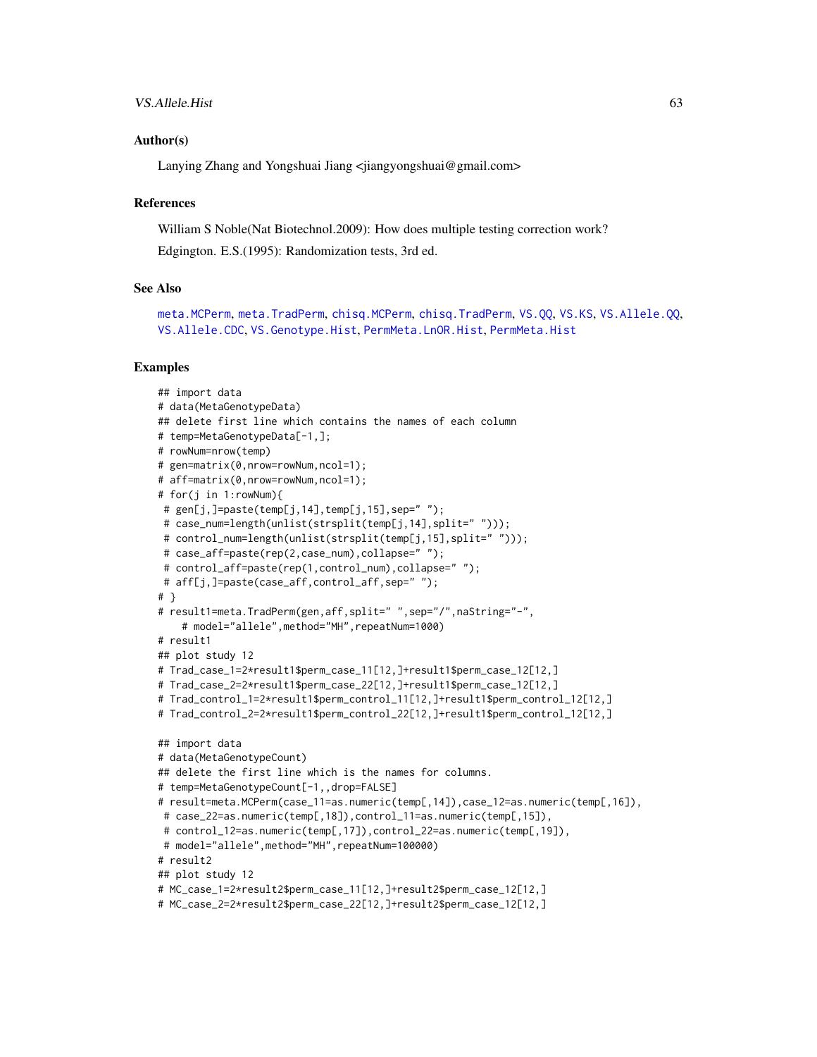## Author(s)

Lanying Zhang and Yongshuai Jiang <jiangyongshuai@gmail.com>

## References

William S Noble(Nat Biotechnol.2009): How does multiple testing correction work?

Edgington. E.S.(1995): Randomization tests, 3rd ed.

## See Also

meta.MCPerm, meta.TradPerm, chisq.MCPerm, chisq.TradPerm, VS.QQ, VS.KS, VS.Allele.QQ, VS.Allele.CDC, VS.Genotype.Hist, PermMeta.LnOR.Hist, PermMeta.Hist

## Examples

```
## import data
# data(MetaGenotypeData)
## delete first line which contains the names of each column
# temp=MetaGenotypeData[-1,];
# rowNum=nrow(temp)
# gen=matrix(0,nrow=rowNum,ncol=1);
# aff=matrix(0,nrow=rowNum,ncol=1);
# for(j in 1:rowNum){
 # gen[j,]=paste(temp[j,14],temp[j,15],sep=" ");
 # case_num=length(unlist(strsplit(temp[j,14],split=" ")));
 # control_num=length(unlist(strsplit(temp[j,15],split=" ")));
 # case_aff=paste(rep(2,case_num),collapse=" ");
 # control_aff=paste(rep(1,control_num),collapse=" ");
 # aff[j,]=paste(case_aff,control_aff,sep=" ");
# }
# result1=meta.TradPerm(gen,aff,split=" ",sep="/",naString="-",
    # model="allele",method="MH",repeatNum=1000)
# result1
## plot study 12
# Trad_case_1=2*result1$perm_case_11[12,]+result1$perm_case_12[12,]
# Trad_case_2=2*result1$perm_case_22[12,]+result1$perm_case_12[12,]
# Trad_control_1=2*result1$perm_control_11[12,]+result1$perm_control_12[12,]
# Trad_control_2=2*result1$perm_control_22[12,]+result1$perm_control_12[12,]

## import data
# data(MetaGenotypeCount)
## delete the first line which is the names for columns.
# temp=MetaGenotypeCount[-1,,drop=FALSE]
# result=meta.MCPerm(case_11=as.numeric(temp[,14]),case_12=as.numeric(temp[,16]),
 # case_22=as.numeric(temp[,18]),control_11=as.numeric(temp[,15]),
 # control_12=as.numeric(temp[,17]),control_22=as.numeric(temp[,19]),
 # model="allele",method="MH",repeatNum=100000)
# result2
## plot study 12
# MC_case_1=2*result2$perm_case_11[12,]+result2$perm_case_12[12,]
# MC_case_2=2*result2$perm_case_22[12,]+result2$perm_case_12[12,]
```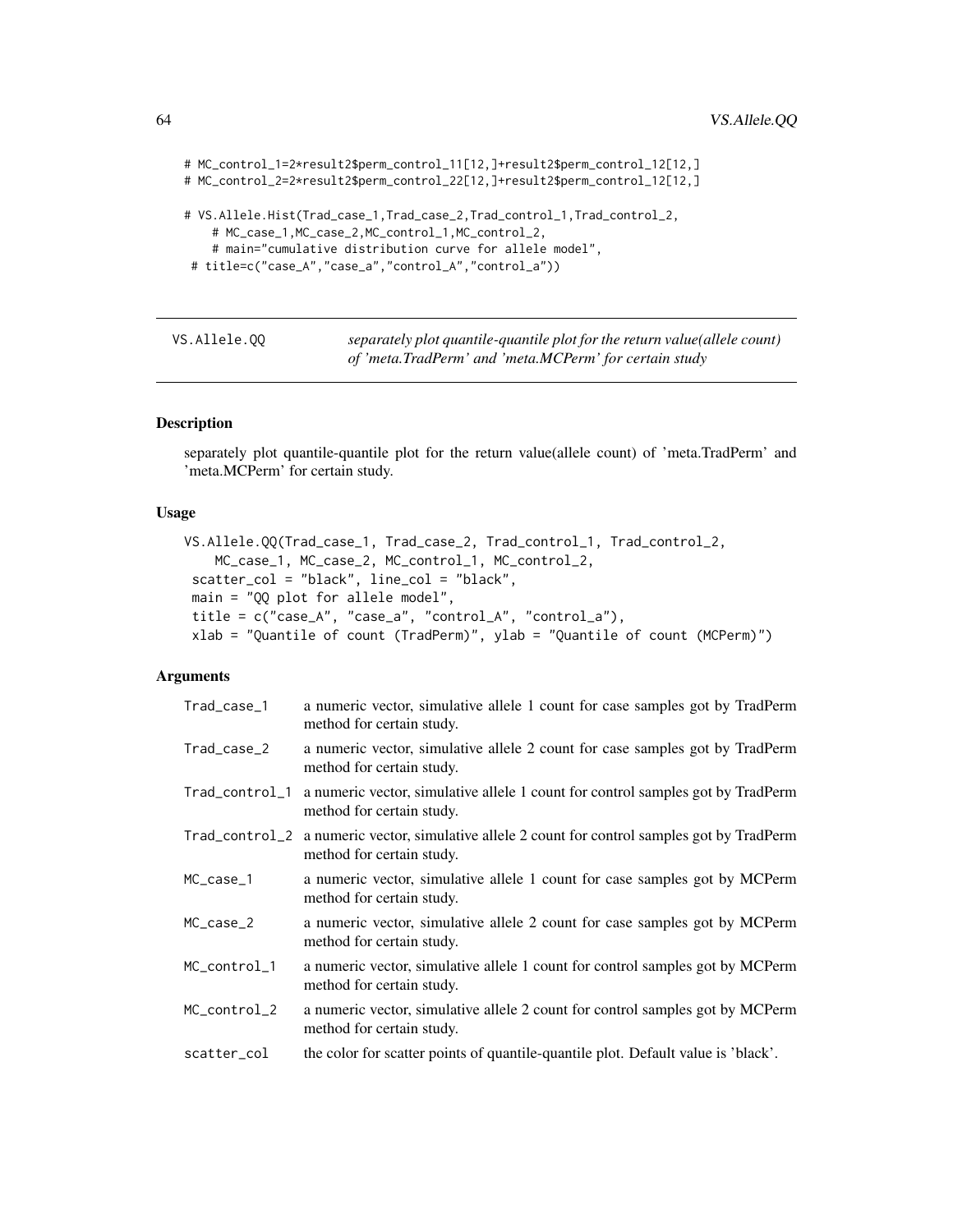```
# MC_control_1=2*result2$perm_control_11[12,]+result2$perm_control_12[12,]
# MC_control_2=2*result2$perm_control_22[12,]+result2$perm_control_12[12,]

# VS.Allele.Hist(Trad_case_1,Trad_case_2,Trad_control_1,Trad_control_2,
    # MC_case_1,MC_case_2,MC_control_1,MC_control_2,
    # main="cumulative distribution curve for allele model",
 # title=c("case_A","case_a","control_A","control_a"))
```

---

## VS.Allele.QQ

*separately plot quantile-quantile plot for the return value(allele count) of 'meta.TradPerm' and 'meta.MCPerm' for certain study*

---

### Description

separately plot quantile-quantile plot for the return value(allele count) of 'meta.TradPerm' and 'meta.MCPerm' for certain study.

### Usage

```
VS.Allele.QQ(Trad_case_1, Trad_case_2, Trad_control_1, Trad_control_2,
    MC_case_1, MC_case_2, MC_control_1, MC_control_2,
 scatter_col = "black", line_col = "black",
 main = "QQ plot for allele model",
 title = c("case_A", "case_a", "control_A", "control_a"),
 xlab = "Quantile of count (TradPerm)", ylab = "Quantile of count (MCPerm)")
```

### Arguments

| | |
|---|---|
| Trad_case_1 | a numeric vector, simulative allele 1 count for case samples got by TradPerm method for certain study. |
| Trad_case_2 | a numeric vector, simulative allele 2 count for case samples got by TradPerm method for certain study. |
| Trad_control_1 | a numeric vector, simulative allele 1 count for control samples got by TradPerm method for certain study. |
| Trad_control_2 | a numeric vector, simulative allele 2 count for control samples got by TradPerm method for certain study. |
| MC_case_1 | a numeric vector, simulative allele 1 count for case samples got by MCPerm method for certain study. |
| MC_case_2 | a numeric vector, simulative allele 2 count for case samples got by MCPerm method for certain study. |
| MC_control_1 | a numeric vector, simulative allele 1 count for control samples got by MCPerm method for certain study. |
| MC_control_2 | a numeric vector, simulative allele 2 count for control samples got by MCPerm method for certain study. |
| scatter_col | the color for scatter points of quantile-quantile plot. Default value is 'black'. |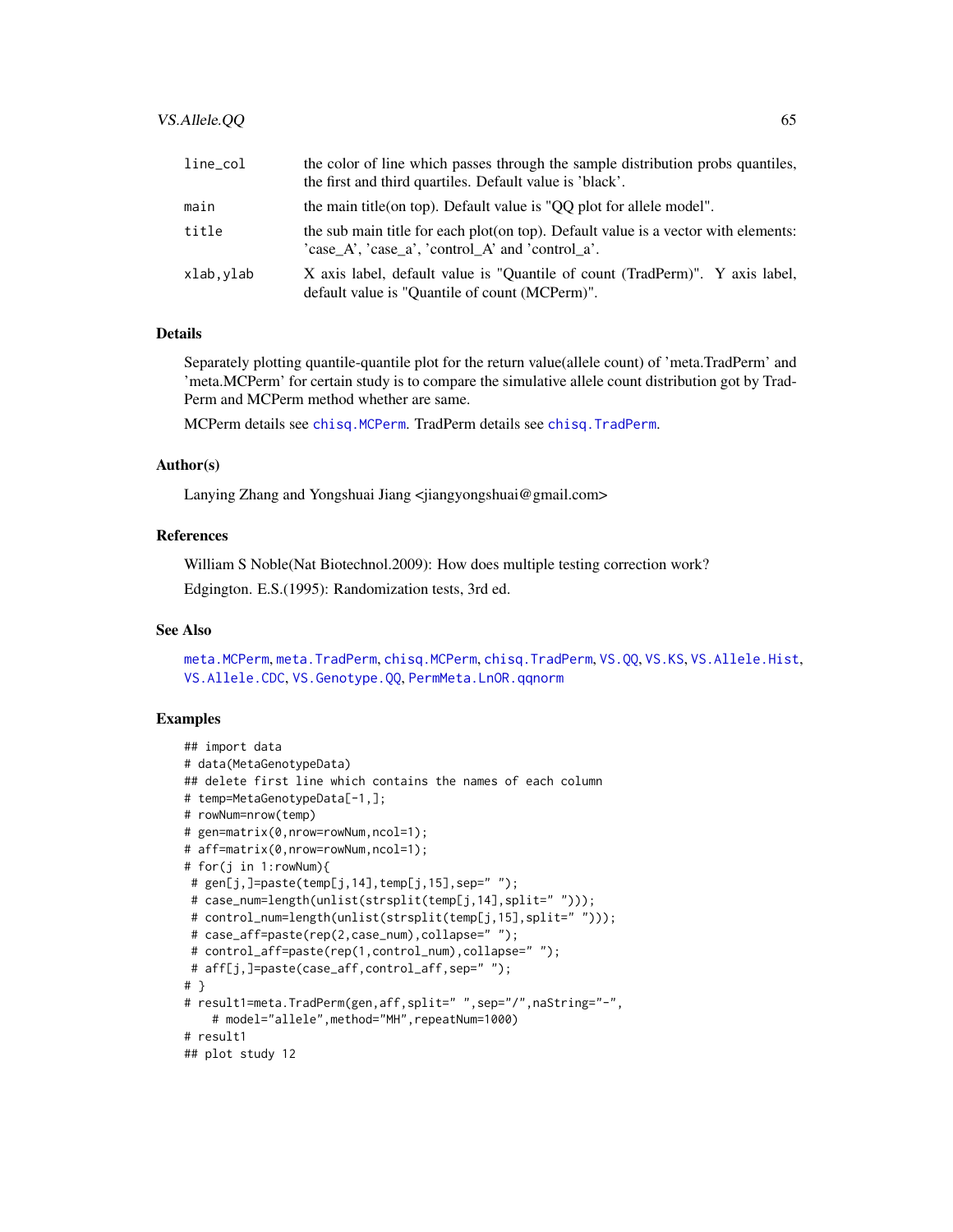| | |
|---|---|
| line_col | the color of line which passes through the sample distribution probs quantiles, the first and third quartiles. Default value is 'black'. |
| main | the main title(on top). Default value is "QQ plot for allele model". |
| title | the sub main title for each plot(on top). Default value is a vector with elements: 'case_A', 'case_a', 'control_A' and 'control_a'. |
| xlab,ylab | X axis label, default value is "Quantile of count (TradPerm)". Y axis label, default value is "Quantile of count (MCPerm)". |

## Details

Separately plotting quantile-quantile plot for the return value(allele count) of 'meta.TradPerm' and 'meta.MCPerm' for certain study is to compare the simulative allele count distribution got by TradPerm and MCPerm method whether are same.

MCPerm details see chisq.MCPerm. TradPerm details see chisq.TradPerm.

## Author(s)

Lanying Zhang and Yongshuai Jiang <jiangyongshuai@gmail.com>

## References

William S Noble(Nat Biotechnol.2009): How does multiple testing correction work?

Edgington. E.S.(1995): Randomization tests, 3rd ed.

## See Also

meta.MCPerm, meta.TradPerm, chisq.MCPerm, chisq.TradPerm, VS.QQ, VS.KS, VS.Allele.Hist, VS.Allele.CDC, VS.Genotype.QQ, PermMeta.LnOR.qqnorm

## Examples

```
## import data
# data(MetaGenotypeData)
## delete first line which contains the names of each column
# temp=MetaGenotypeData[-1,];
# rowNum=nrow(temp)
# gen=matrix(0,nrow=rowNum,ncol=1);
# aff=matrix(0,nrow=rowNum,ncol=1);
# for(j in 1:rowNum){
 # gen[j,]=paste(temp[j,14],temp[j,15],sep=" ");
 # case_num=length(unlist(strsplit(temp[j,14],split=" ")));
 # control_num=length(unlist(strsplit(temp[j,15],split=" ")));
 # case_aff=paste(rep(2,case_num),collapse=" ");
 # control_aff=paste(rep(1,control_num),collapse=" ");
 # aff[j,]=paste(case_aff,control_aff,sep=" ");
# }
# result1=meta.TradPerm(gen,aff,split=" ",sep="/",naString="-",
    # model="allele",method="MH",repeatNum=1000)
# result1
## plot study 12
```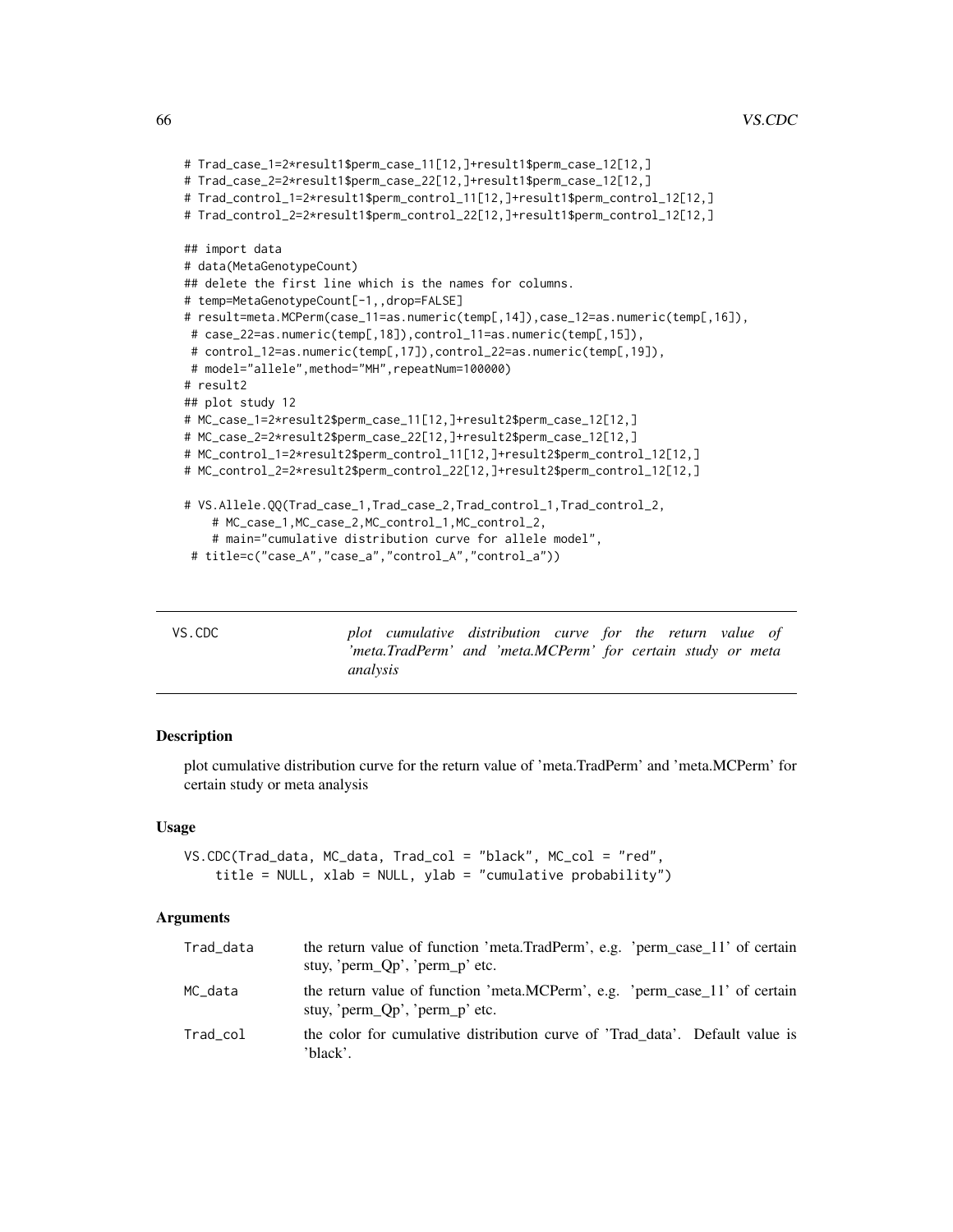```
# Trad_case_1=2*result1$perm_case_11[12,]+result1$perm_case_12[12,]
# Trad_case_2=2*result1$perm_case_22[12,]+result1$perm_case_12[12,]
# Trad_control_1=2*result1$perm_control_11[12,]+result1$perm_control_12[12,]
# Trad_control_2=2*result1$perm_control_22[12,]+result1$perm_control_12[12,]

## import data
# data(MetaGenotypeCount)
## delete the first line which is the names for columns.
# temp=MetaGenotypeCount[-1,,drop=FALSE]
# result=meta.MCPerm(case_11=as.numeric(temp[,14]),case_12=as.numeric(temp[,16]),
 # case_22=as.numeric(temp[,18]),control_11=as.numeric(temp[,15]),
 # control_12=as.numeric(temp[,17]),control_22=as.numeric(temp[,19]),
 # model="allele",method="MH",repeatNum=100000)
# result2
## plot study 12
# MC_case_1=2*result2$perm_case_11[12,]+result2$perm_case_12[12,]
# MC_case_2=2*result2$perm_case_22[12,]+result2$perm_case_12[12,]
# MC_control_1=2*result2$perm_control_11[12,]+result2$perm_control_12[12,]
# MC_control_2=2*result2$perm_control_22[12,]+result2$perm_control_12[12,]

# VS.Allele.QQ(Trad_case_1,Trad_case_2,Trad_control_1,Trad_control_2,
    # MC_case_1,MC_case_2,MC_control_1,MC_control_2,
    # main="cumulative distribution curve for allele model",
 # title=c("case_A","case_a","control_A","control_a"))
```

---

VS.CDC *plot cumulative distribution curve for the return value of 'meta.TradPerm' and 'meta.MCPerm' for certain study or meta analysis*

---

### Description

plot cumulative distribution curve for the return value of 'meta.TradPerm' and 'meta.MCPerm' for certain study or meta analysis

### Usage

```
VS.CDC(Trad_data, MC_data, Trad_col = "black", MC_col = "red",
    title = NULL, xlab = NULL, ylab = "cumulative probability")
```

### Arguments

| | |
|---|---|
| Trad_data | the return value of function 'meta.TradPerm', e.g. 'perm_case_11' of certain stuy, 'perm_Qp', 'perm_p' etc. |
| MC_data | the return value of function 'meta.MCPerm', e.g. 'perm_case_11' of certain stuy, 'perm_Qp', 'perm_p' etc. |
| Trad_col | the color for cumulative distribution curve of 'Trad_data'. Default value is 'black'. |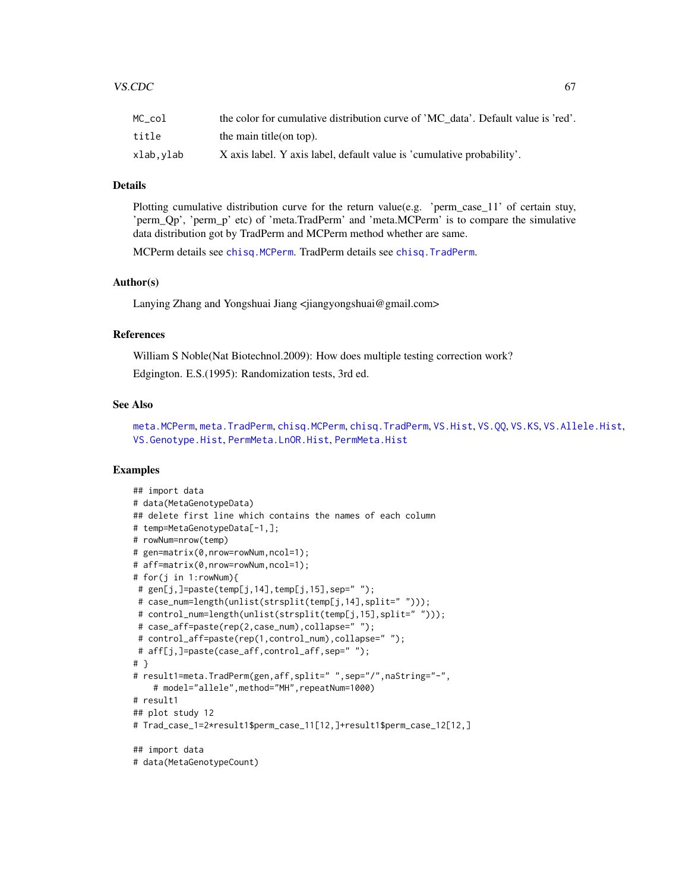| | |
|---|---|
| MC_col | the color for cumulative distribution curve of 'MC_data'. Default value is 'red'. |
| title | the main title(on top). |
| xlab,ylab | X axis label. Y axis label, default value is 'cumulative probability'. |

## Details

Plotting cumulative distribution curve for the return value(e.g. 'perm_case_11' of certain stuy, 'perm_Qp', 'perm_p' etc) of 'meta.TradPerm' and 'meta.MCPerm' is to compare the simulative data distribution got by TradPerm and MCPerm method whether are same.

MCPerm details see chisq.MCPerm. TradPerm details see chisq.TradPerm.

## Author(s)

Lanying Zhang and Yongshuai Jiang <jiangyongshuai@gmail.com>

## References

William S Noble(Nat Biotechnol.2009): How does multiple testing correction work?

Edgington. E.S.(1995): Randomization tests, 3rd ed.

## See Also

meta.MCPerm, meta.TradPerm, chisq.MCPerm, chisq.TradPerm, VS.Hist, VS.QQ, VS.KS, VS.Allele.Hist, VS.Genotype.Hist, PermMeta.LnOR.Hist, PermMeta.Hist

## Examples

```
## import data
# data(MetaGenotypeData)
## delete first line which contains the names of each column
# temp=MetaGenotypeData[-1,];
# rowNum=nrow(temp)
# gen=matrix(0,nrow=rowNum,ncol=1);
# aff=matrix(0,nrow=rowNum,ncol=1);
# for(j in 1:rowNum){
 # gen[j,]=paste(temp[j,14],temp[j,15],sep=" ");
 # case_num=length(unlist(strsplit(temp[j,14],split=" ")));
 # control_num=length(unlist(strsplit(temp[j,15],split=" ")));
 # case_aff=paste(rep(2,case_num),collapse=" ");
 # control_aff=paste(rep(1,control_num),collapse=" ");
 # aff[j,]=paste(case_aff,control_aff,sep=" ");
# }
# result1=meta.TradPerm(gen,aff,split=" ",sep="/",naString="-",
    # model="allele",method="MH",repeatNum=1000)
# result1
## plot study 12
# Trad_case_1=2*result1$perm_case_11[12,]+result1$perm_case_12[12,]

## import data
# data(MetaGenotypeCount)
```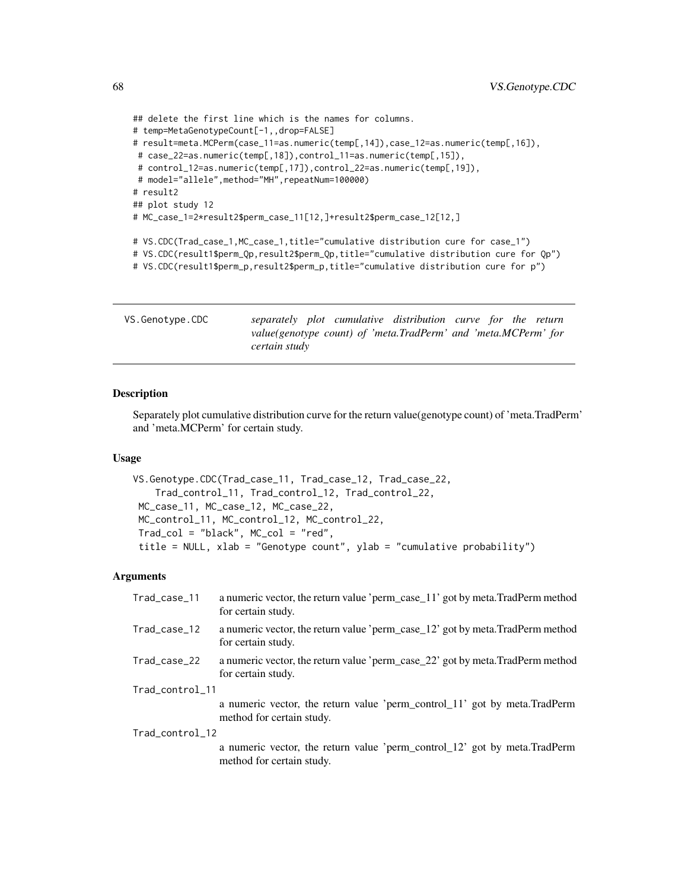```
## delete the first line which is the names for columns.
# temp=MetaGenotypeCount[-1,,drop=FALSE]
# result=meta.MCPerm(case_11=as.numeric(temp[,14]),case_12=as.numeric(temp[,16]),
 # case_22=as.numeric(temp[,18]),control_11=as.numeric(temp[,15]),
 # control_12=as.numeric(temp[,17]),control_22=as.numeric(temp[,19]),
 # model="allele",method="MH",repeatNum=100000)
# result2
## plot study 12
# MC_case_1=2*result2$perm_case_11[12,]+result2$perm_case_12[12,]

# VS.CDC(Trad_case_1,MC_case_1,title="cumulative distribution cure for case_1")
# VS.CDC(result1$perm_Qp,result2$perm_Qp,title="cumulative distribution cure for Qp")
# VS.CDC(result1$perm_p,result2$perm_p,title="cumulative distribution cure for p")
```

---

## VS.Genotype.CDC

*separately plot cumulative distribution curve for the return value(genotype count) of 'meta.TradPerm' and 'meta.MCPerm' for certain study*

---

### Description

Separately plot cumulative distribution curve for the return value(genotype count) of 'meta.TradPerm' and 'meta.MCPerm' for certain study.

### Usage

```
VS.Genotype.CDC(Trad_case_11, Trad_case_12, Trad_case_22,
    Trad_control_11, Trad_control_12, Trad_control_22,
 MC_case_11, MC_case_12, MC_case_22,
 MC_control_11, MC_control_12, MC_control_22,
 Trad_col = "black", MC_col = "red",
 title = NULL, xlab = "Genotype count", ylab = "cumulative probability")
```

### Arguments

| | |
|---|---|
| `Trad_case_11` | a numeric vector, the return value 'perm_case_11' got by meta.TradPerm method for certain study. |
| `Trad_case_12` | a numeric vector, the return value 'perm_case_12' got by meta.TradPerm method for certain study. |
| `Trad_case_22` | a numeric vector, the return value 'perm_case_22' got by meta.TradPerm method for certain study. |
| `Trad_control_11` | a numeric vector, the return value 'perm_control_11' got by meta.TradPerm method for certain study. |
| `Trad_control_12` | a numeric vector, the return value 'perm_control_12' got by meta.TradPerm method for certain study. |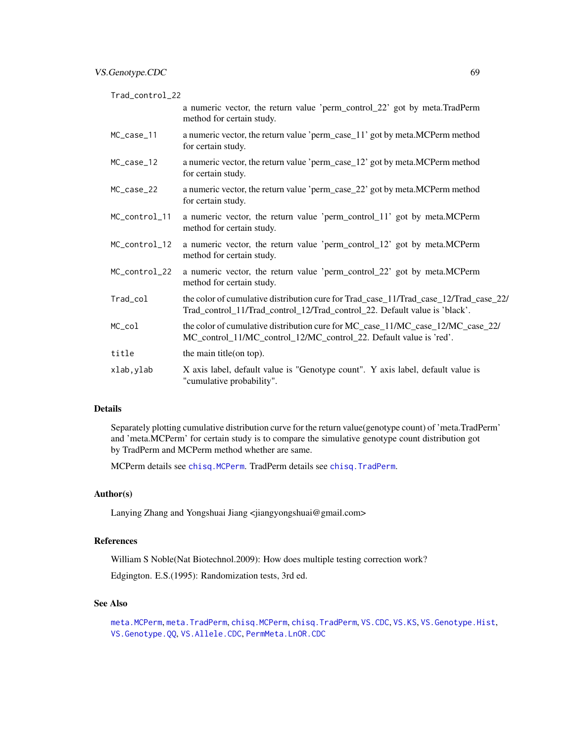`Trad_control_22`
: a numeric vector, the return value 'perm_control_22' got by meta.TradPerm method for certain study.

`MC_case_11`
: a numeric vector, the return value 'perm_case_11' got by meta.MCPerm method for certain study.

`MC_case_12`
: a numeric vector, the return value 'perm_case_12' got by meta.MCPerm method for certain study.

`MC_case_22`
: a numeric vector, the return value 'perm_case_22' got by meta.MCPerm method for certain study.

`MC_control_11`
: a numeric vector, the return value 'perm_control_11' got by meta.MCPerm method for certain study.

`MC_control_12`
: a numeric vector, the return value 'perm_control_12' got by meta.MCPerm method for certain study.

`MC_control_22`
: a numeric vector, the return value 'perm_control_22' got by meta.MCPerm method for certain study.

`Trad_col`
: the color of cumulative distribution cure for Trad_case_11/Trad_case_12/Trad_case_22/ Trad_control_11/Trad_control_12/Trad_control_22. Default value is 'black'.

`MC_col`
: the color of cumulative distribution cure for MC_case_11/MC_case_12/MC_case_22/ MC_control_11/MC_control_12/MC_control_22. Default value is 'red'.

`title`
: the main title(on top).

`xlab,ylab`
: X axis label, default value is "Genotype count". Y axis label, default value is "cumulative probability".

## Details

Separately plotting cumulative distribution curve for the return value(genotype count) of 'meta.TradPerm' and 'meta.MCPerm' for certain study is to compare the simulative genotype count distribution got by TradPerm and MCPerm method whether are same.

MCPerm details see `chisq.MCPerm`. TradPerm details see `chisq.TradPerm`.

## Author(s)

Lanying Zhang and Yongshuai Jiang <jiangyongshuai@gmail.com>

## References

William S Noble(Nat Biotechnol.2009): How does multiple testing correction work?

Edgington. E.S.(1995): Randomization tests, 3rd ed.

## See Also

`meta.MCPerm`, `meta.TradPerm`, `chisq.MCPerm`, `chisq.TradPerm`, `VS.CDC`, `VS.KS`, `VS.Genotype.Hist`, `VS.Genotype.QQ`, `VS.Allele.CDC`, `PermMeta.LnOR.CDC`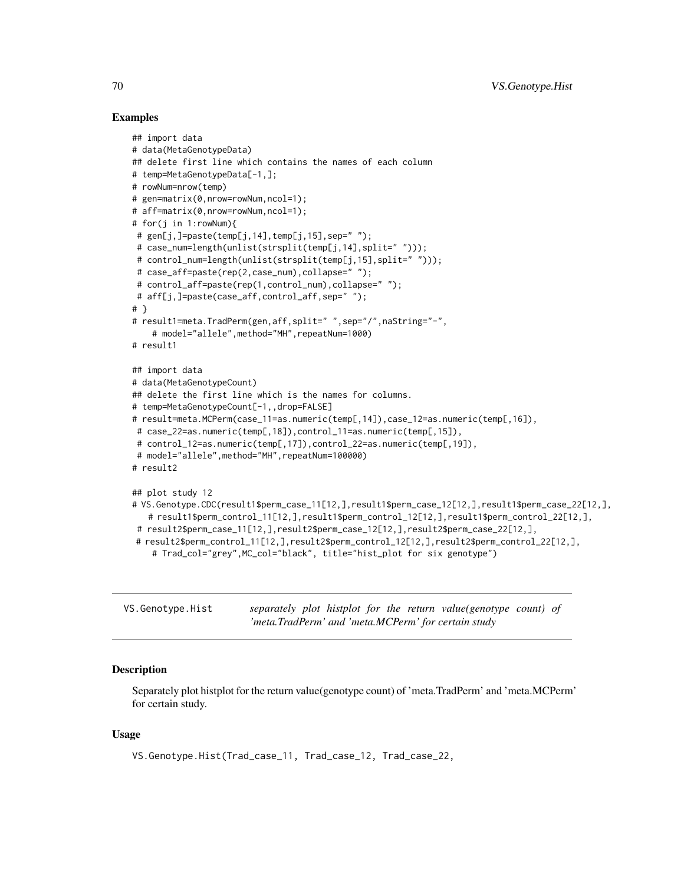### Examples

```
## import data
# data(MetaGenotypeData)
## delete first line which contains the names of each column
# temp=MetaGenotypeData[-1,];
# rowNum=nrow(temp)
# gen=matrix(0,nrow=rowNum,ncol=1);
# aff=matrix(0,nrow=rowNum,ncol=1);
# for(j in 1:rowNum){
 # gen[j,]=paste(temp[j,14],temp[j,15],sep=" ");
 # case_num=length(unlist(strsplit(temp[j,14],split=" ")));
 # control_num=length(unlist(strsplit(temp[j,15],split=" ")));
 # case_aff=paste(rep(2,case_num),collapse=" ");
 # control_aff=paste(rep(1,control_num),collapse=" ");
 # aff[j,]=paste(case_aff,control_aff,sep=" ");
# }
# result1=meta.TradPerm(gen,aff,split=" ",sep="/",naString="-",
    # model="allele",method="MH",repeatNum=1000)
# result1

## import data
# data(MetaGenotypeCount)
## delete the first line which is the names for columns.
# temp=MetaGenotypeCount[-1,,drop=FALSE]
# result=meta.MCPerm(case_11=as.numeric(temp[,14]),case_12=as.numeric(temp[,16]),
 # case_22=as.numeric(temp[,18]),control_11=as.numeric(temp[,15]),
 # control_12=as.numeric(temp[,17]),control_22=as.numeric(temp[,19]),
 # model="allele",method="MH",repeatNum=100000)
# result2

## plot study 12
# VS.Genotype.CDC(result1$perm_case_11[12,],result1$perm_case_12[12,],result1$perm_case_22[12,],
   # result1$perm_control_11[12,],result1$perm_control_12[12,],result1$perm_control_22[12,],
 # result2$perm_case_11[12,],result2$perm_case_12[12,],result2$perm_case_22[12,],
 # result2$perm_control_11[12,],result2$perm_control_12[12,],result2$perm_control_22[12,],
    # Trad_col="grey",MC_col="black", title="hist_plot for six genotype")
```

---

`VS.Genotype.Hist` *separately plot histplot for the return value(genotype count) of 'meta.TradPerm' and 'meta.MCPerm' for certain study*

---

### Description

Separately plot histplot for the return value(genotype count) of 'meta.TradPerm' and 'meta.MCPerm' for certain study.

### Usage

```
VS.Genotype.Hist(Trad_case_11, Trad_case_12, Trad_case_22,
```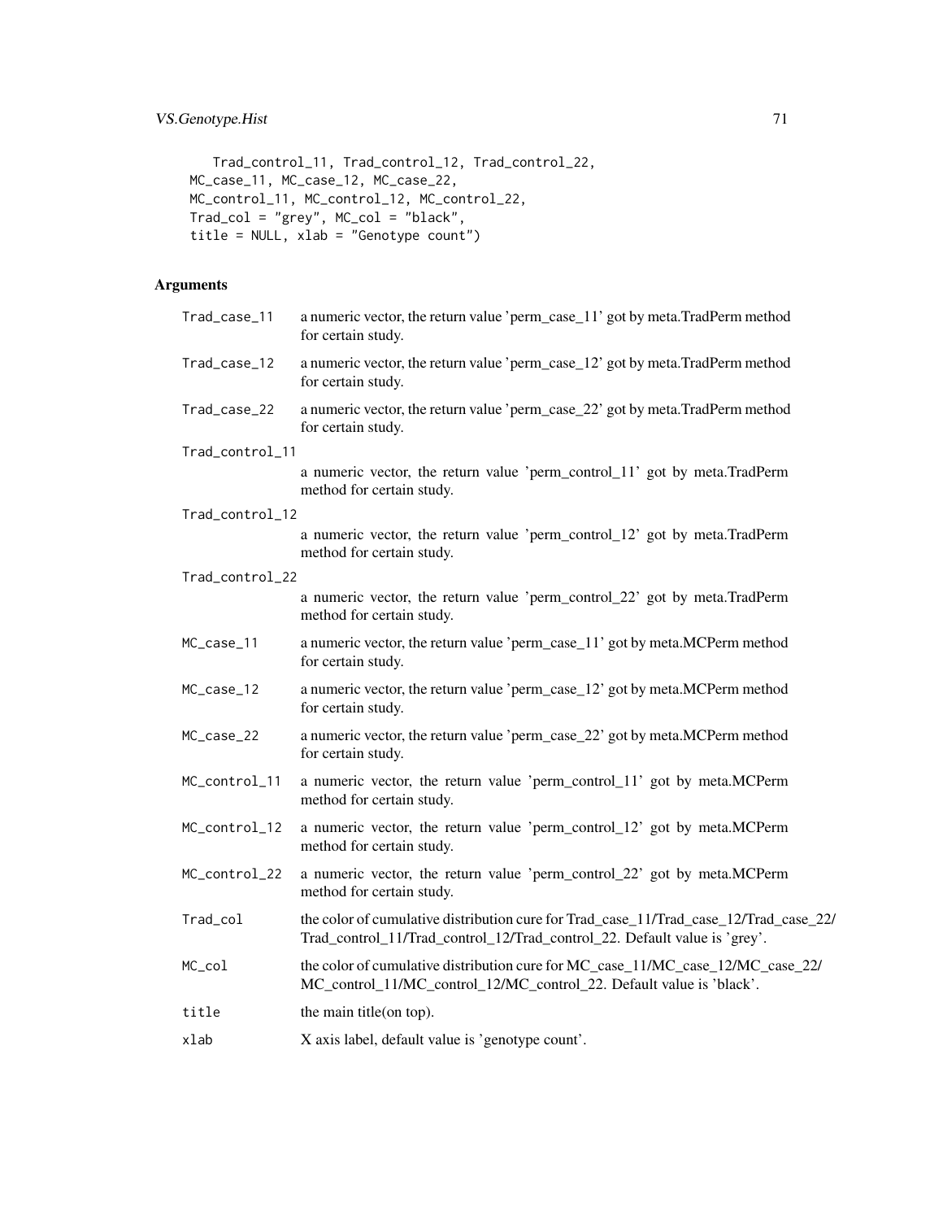```
    Trad_control_11, Trad_control_12, Trad_control_22,
 MC_case_11, MC_case_12, MC_case_22,
 MC_control_11, MC_control_12, MC_control_22,
 Trad_col = "grey", MC_col = "black",
 title = NULL, xlab = "Genotype count")
```

### Arguments

| | |
|---|---|
| `Trad_case_11` | a numeric vector, the return value 'perm_case_11' got by meta.TradPerm method for certain study. |
| `Trad_case_12` | a numeric vector, the return value 'perm_case_12' got by meta.TradPerm method for certain study. |
| `Trad_case_22` | a numeric vector, the return value 'perm_case_22' got by meta.TradPerm method for certain study. |
| `Trad_control_11` | a numeric vector, the return value 'perm_control_11' got by meta.TradPerm method for certain study. |
| `Trad_control_12` | a numeric vector, the return value 'perm_control_12' got by meta.TradPerm method for certain study. |
| `Trad_control_22` | a numeric vector, the return value 'perm_control_22' got by meta.TradPerm method for certain study. |
| `MC_case_11` | a numeric vector, the return value 'perm_case_11' got by meta.MCPerm method for certain study. |
| `MC_case_12` | a numeric vector, the return value 'perm_case_12' got by meta.MCPerm method for certain study. |
| `MC_case_22` | a numeric vector, the return value 'perm_case_22' got by meta.MCPerm method for certain study. |
| `MC_control_11` | a numeric vector, the return value 'perm_control_11' got by meta.MCPerm method for certain study. |
| `MC_control_12` | a numeric vector, the return value 'perm_control_12' got by meta.MCPerm method for certain study. |
| `MC_control_22` | a numeric vector, the return value 'perm_control_22' got by meta.MCPerm method for certain study. |
| `Trad_col` | the color of cumulative distribution cure for Trad_case_11/Trad_case_12/Trad_case_22/ Trad_control_11/Trad_control_12/Trad_control_22. Default value is 'grey'. |
| `MC_col` | the color of cumulative distribution cure for MC_case_11/MC_case_12/MC_case_22/ MC_control_11/MC_control_12/MC_control_22. Default value is 'black'. |
| `title` | the main title(on top). |
| `xlab` | X axis label, default value is 'genotype count'. |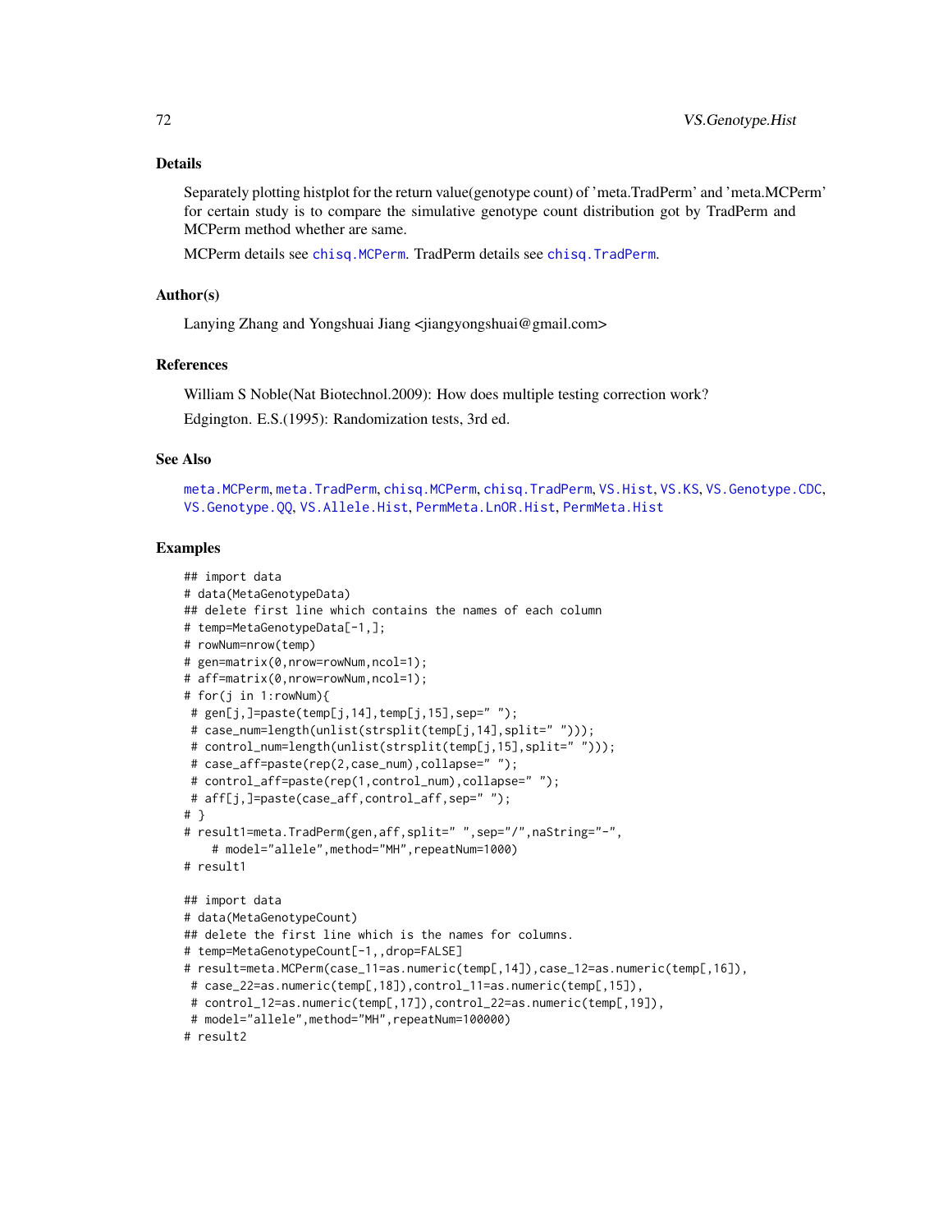### Details

Separately plotting histplot for the return value(genotype count) of 'meta.TradPerm' and 'meta.MCPerm' for certain study is to compare the simulative genotype count distribution got by TradPerm and MCPerm method whether are same.

MCPerm details see `chisq.MCPerm`. TradPerm details see `chisq.TradPerm`.

### Author(s)

Lanying Zhang and Yongshuai Jiang <jiangyongshuai@gmail.com>

### References

William S Noble(Nat Biotechnol.2009): How does multiple testing correction work?

Edgington. E.S.(1995): Randomization tests, 3rd ed.

### See Also

`meta.MCPerm`, `meta.TradPerm`, `chisq.MCPerm`, `chisq.TradPerm`, `VS.Hist`, `VS.KS`, `VS.Genotype.CDC`, `VS.Genotype.QQ`, `VS.Allele.Hist`, `PermMeta.LnOR.Hist`, `PermMeta.Hist`

### Examples

```
## import data
# data(MetaGenotypeData)
## delete first line which contains the names of each column
# temp=MetaGenotypeData[-1,];
# rowNum=nrow(temp)
# gen=matrix(0,nrow=rowNum,ncol=1);
# aff=matrix(0,nrow=rowNum,ncol=1);
# for(j in 1:rowNum){
 # gen[j,]=paste(temp[j,14],temp[j,15],sep=" ");
 # case_num=length(unlist(strsplit(temp[j,14],split=" ")));
 # control_num=length(unlist(strsplit(temp[j,15],split=" ")));
 # case_aff=paste(rep(2,case_num),collapse=" ");
 # control_aff=paste(rep(1,control_num),collapse=" ");
 # aff[j,]=paste(case_aff,control_aff,sep=" ");
# }
# result1=meta.TradPerm(gen,aff,split=" ",sep="/",naString="-",
    # model="allele",method="MH",repeatNum=1000)
# result1

## import data
# data(MetaGenotypeCount)
## delete the first line which is the names for columns.
# temp=MetaGenotypeCount[-1,,drop=FALSE]
# result=meta.MCPerm(case_11=as.numeric(temp[,14]),case_12=as.numeric(temp[,16]),
 # case_22=as.numeric(temp[,18]),control_11=as.numeric(temp[,15]),
 # control_12=as.numeric(temp[,17]),control_22=as.numeric(temp[,19]),
 # model="allele",method="MH",repeatNum=100000)
# result2
```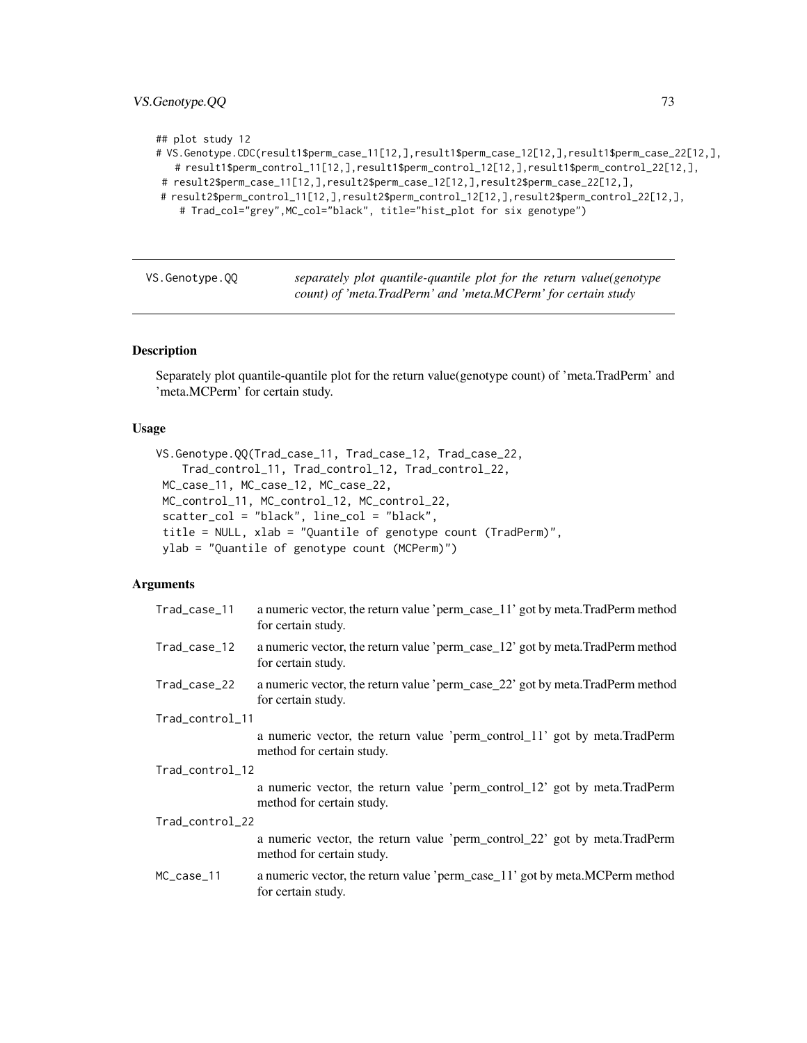```
## plot study 12
# VS.Genotype.CDC(result1$perm_case_11[12,],result1$perm_case_12[12,],result1$perm_case_22[12,],
   # result1$perm_control_11[12,],result1$perm_control_12[12,],result1$perm_control_22[12,],
 # result2$perm_case_11[12,],result2$perm_case_12[12,],result2$perm_case_22[12,],
 # result2$perm_control_11[12,],result2$perm_control_12[12,],result2$perm_control_22[12,],
    # Trad_col="grey",MC_col="black", title="hist_plot for six genotype")
```

---

## VS.Genotype.QQ

*separately plot quantile-quantile plot for the return value(genotype count) of 'meta.TradPerm' and 'meta.MCPerm' for certain study*

---

### Description

Separately plot quantile-quantile plot for the return value(genotype count) of 'meta.TradPerm' and 'meta.MCPerm' for certain study.

### Usage

```
VS.Genotype.QQ(Trad_case_11, Trad_case_12, Trad_case_22,
    Trad_control_11, Trad_control_12, Trad_control_22,
 MC_case_11, MC_case_12, MC_case_22,
 MC_control_11, MC_control_12, MC_control_22,
 scatter_col = "black", line_col = "black",
 title = NULL, xlab = "Quantile of genotype count (TradPerm)",
 ylab = "Quantile of genotype count (MCPerm)")
```

### Arguments

| | |
|---|---|
| `Trad_case_11` | a numeric vector, the return value 'perm_case_11' got by meta.TradPerm method for certain study. |
| `Trad_case_12` | a numeric vector, the return value 'perm_case_12' got by meta.TradPerm method for certain study. |
| `Trad_case_22` | a numeric vector, the return value 'perm_case_22' got by meta.TradPerm method for certain study. |
| `Trad_control_11` | a numeric vector, the return value 'perm_control_11' got by meta.TradPerm method for certain study. |
| `Trad_control_12` | a numeric vector, the return value 'perm_control_12' got by meta.TradPerm method for certain study. |
| `Trad_control_22` | a numeric vector, the return value 'perm_control_22' got by meta.TradPerm method for certain study. |
| `MC_case_11` | a numeric vector, the return value 'perm_case_11' got by meta.MCPerm method for certain study. |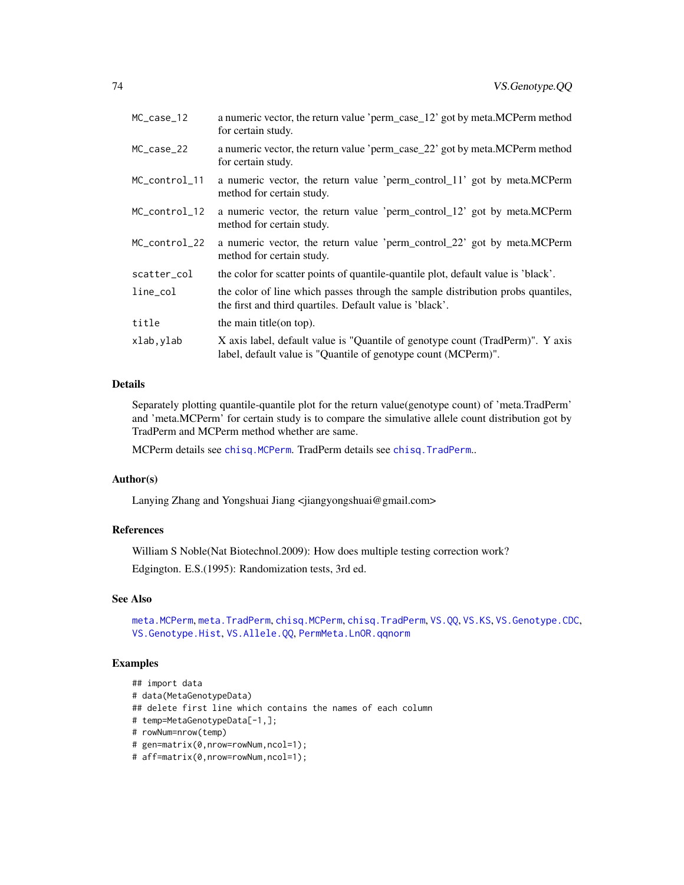| | |
|---|---|
| MC_case_12 | a numeric vector, the return value 'perm_case_12' got by meta.MCPerm method for certain study. |
| MC_case_22 | a numeric vector, the return value 'perm_case_22' got by meta.MCPerm method for certain study. |
| MC_control_11 | a numeric vector, the return value 'perm_control_11' got by meta.MCPerm method for certain study. |
| MC_control_12 | a numeric vector, the return value 'perm_control_12' got by meta.MCPerm method for certain study. |
| MC_control_22 | a numeric vector, the return value 'perm_control_22' got by meta.MCPerm method for certain study. |
| scatter_col | the color for scatter points of quantile-quantile plot, default value is 'black'. |
| line_col | the color of line which passes through the sample distribution probs quantiles, the first and third quartiles. Default value is 'black'. |
| title | the main title(on top). |
| xlab,ylab | X axis label, default value is "Quantile of genotype count (TradPerm)". Y axis label, default value is "Quantile of genotype count (MCPerm)". |

## Details

Separately plotting quantile-quantile plot for the return value(genotype count) of 'meta.TradPerm' and 'meta.MCPerm' for certain study is to compare the simulative allele count distribution got by TradPerm and MCPerm method whether are same.

MCPerm details see chisq.MCPerm. TradPerm details see chisq.TradPerm..

## Author(s)

Lanying Zhang and Yongshuai Jiang <jiangyongshuai@gmail.com>

## References

William S Noble(Nat Biotechnol.2009): How does multiple testing correction work?

Edgington. E.S.(1995): Randomization tests, 3rd ed.

## See Also

meta.MCPerm, meta.TradPerm, chisq.MCPerm, chisq.TradPerm, VS.QQ, VS.KS, VS.Genotype.CDC, VS.Genotype.Hist, VS.Allele.QQ, PermMeta.LnOR.qqnorm

## Examples

```
## import data
# data(MetaGenotypeData)
## delete first line which contains the names of each column
# temp=MetaGenotypeData[-1,];
# rowNum=nrow(temp)
# gen=matrix(0,nrow=rowNum,ncol=1);
# aff=matrix(0,nrow=rowNum,ncol=1);
```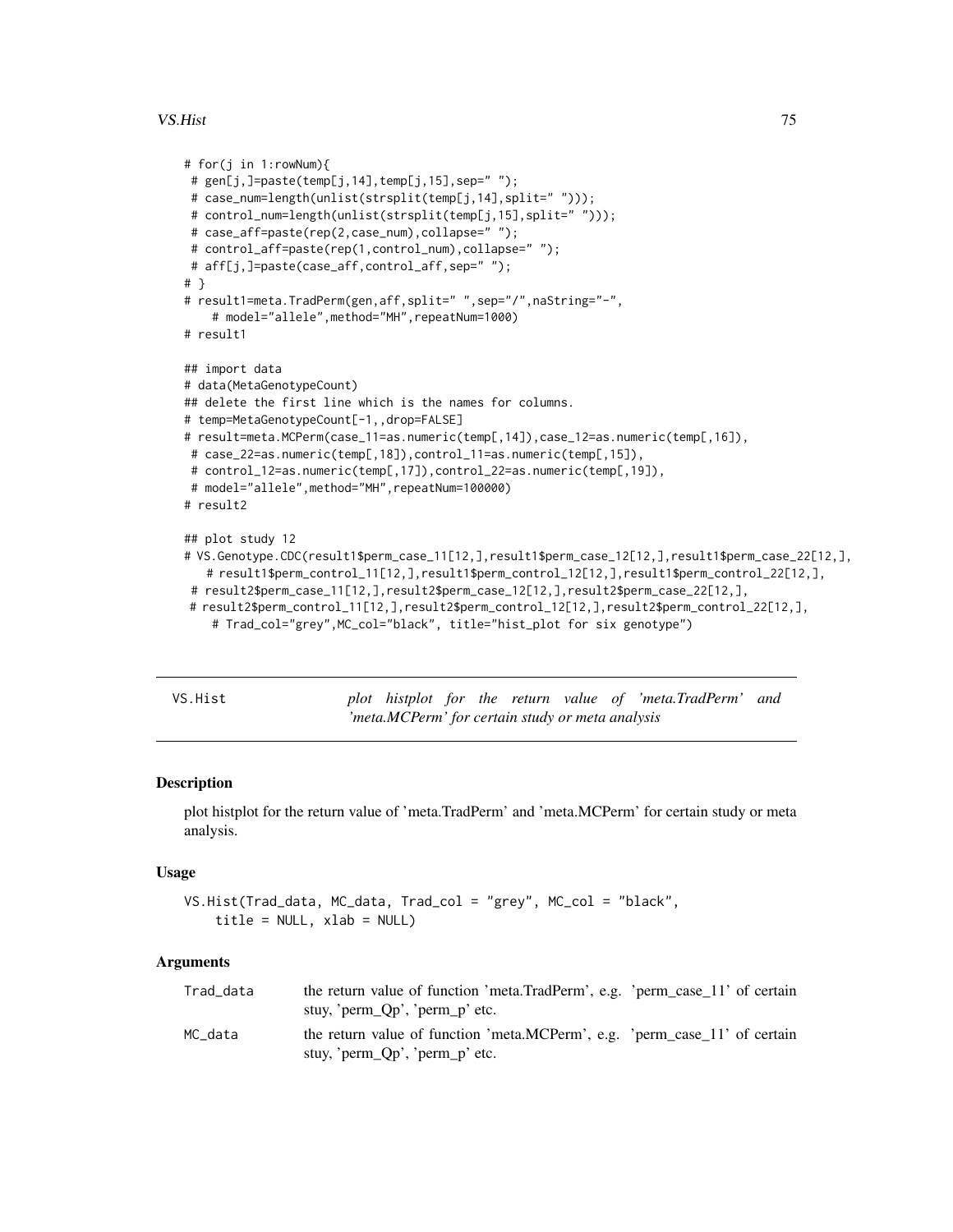```
# for(j in 1:rowNum){
 # gen[j,]=paste(temp[j,14],temp[j,15],sep=" ");
 # case_num=length(unlist(strsplit(temp[j,14],split=" ")));
 # control_num=length(unlist(strsplit(temp[j,15],split=" ")));
 # case_aff=paste(rep(2,case_num),collapse=" ");
 # control_aff=paste(rep(1,control_num),collapse=" ");
 # aff[j,]=paste(case_aff,control_aff,sep=" ");
# }
# result1=meta.TradPerm(gen,aff,split=" ",sep="/",naString="-",
    # model="allele",method="MH",repeatNum=1000)
# result1

## import data
# data(MetaGenotypeCount)
## delete the first line which is the names for columns.
# temp=MetaGenotypeCount[-1,,drop=FALSE]
# result=meta.MCPerm(case_11=as.numeric(temp[,14]),case_12=as.numeric(temp[,16]),
 # case_22=as.numeric(temp[,18]),control_11=as.numeric(temp[,15]),
 # control_12=as.numeric(temp[,17]),control_22=as.numeric(temp[,19]),
 # model="allele",method="MH",repeatNum=100000)
# result2

## plot study 12
# VS.Genotype.CDC(result1$perm_case_11[12,],result1$perm_case_12[12,],result1$perm_case_22[12,],
   # result1$perm_control_11[12,],result1$perm_control_12[12,],result1$perm_control_22[12,],
 # result2$perm_case_11[12,],result2$perm_case_12[12,],result2$perm_case_22[12,],
 # result2$perm_control_11[12,],result2$perm_control_12[12,],result2$perm_control_22[12,],
    # Trad_col="grey",MC_col="black", title="hist_plot for six genotype")
```

---

## VS.Hist

*plot histplot for the return value of 'meta.TradPerm' and 'meta.MCPerm' for certain study or meta analysis*

---

### Description

plot histplot for the return value of 'meta.TradPerm' and 'meta.MCPerm' for certain study or meta analysis.

### Usage

```
VS.Hist(Trad_data, MC_data, Trad_col = "grey", MC_col = "black",
    title = NULL, xlab = NULL)
```

### Arguments

| | |
|---|---|
| Trad_data | the return value of function 'meta.TradPerm', e.g. 'perm_case_11' of certain stuy, 'perm_Qp', 'perm_p' etc. |
| MC_data | the return value of function 'meta.MCPerm', e.g. 'perm_case_11' of certain stuy, 'perm_Qp', 'perm_p' etc. |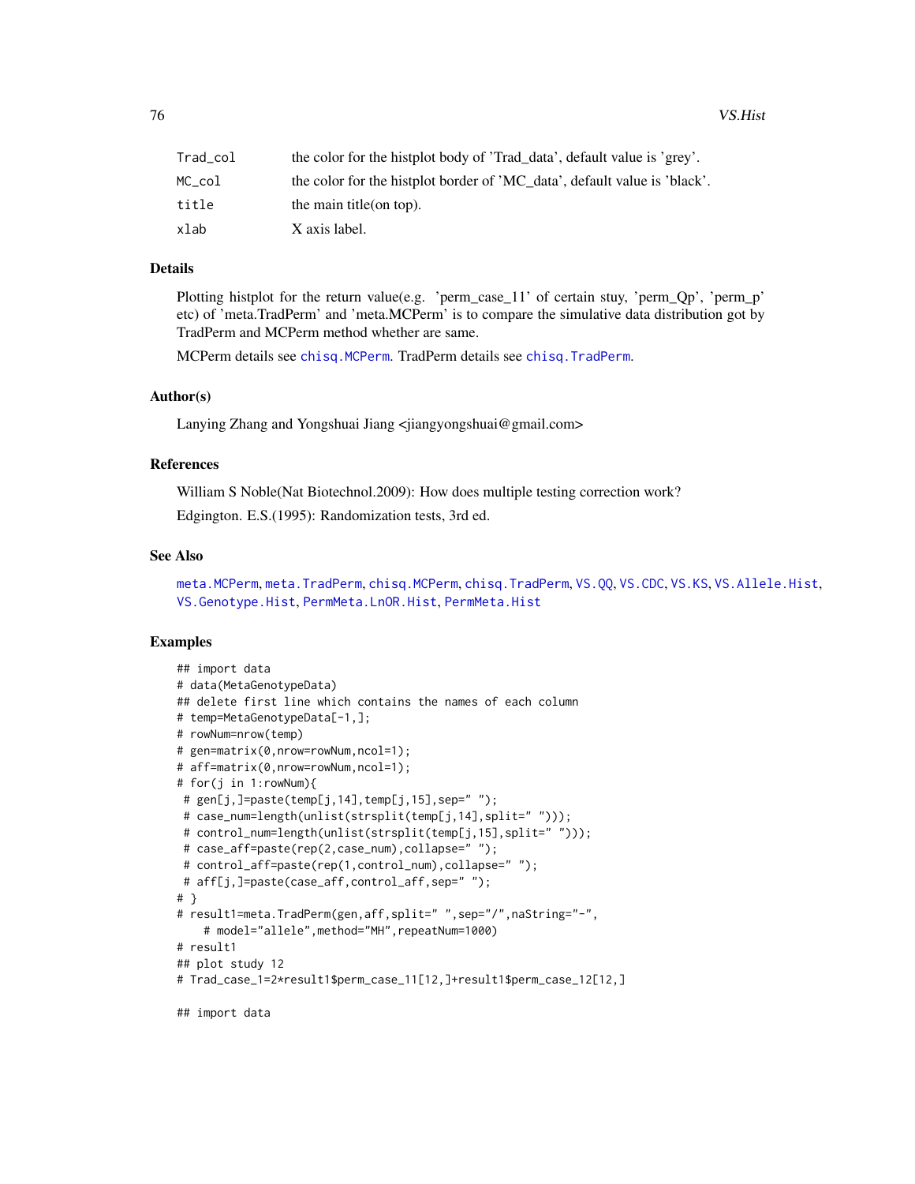| | |
|---|---|
| Trad_col | the color for the histplot body of 'Trad_data', default value is 'grey'. |
| MC_col | the color for the histplot border of 'MC_data', default value is 'black'. |
| title | the main title(on top). |
| xlab | X axis label. |

### Details

Plotting histplot for the return value(e.g. 'perm_case_11' of certain stuy, 'perm_Qp', 'perm_p' etc) of 'meta.TradPerm' and 'meta.MCPerm' is to compare the simulative data distribution got by TradPerm and MCPerm method whether are same.

MCPerm details see chisq.MCPerm. TradPerm details see chisq.TradPerm.

### Author(s)

Lanying Zhang and Yongshuai Jiang <jiangyongshuai@gmail.com>

### References

William S Noble(Nat Biotechnol.2009): How does multiple testing correction work?

Edgington. E.S.(1995): Randomization tests, 3rd ed.

### See Also

meta.MCPerm, meta.TradPerm, chisq.MCPerm, chisq.TradPerm, VS.QQ, VS.CDC, VS.KS, VS.Allele.Hist, VS.Genotype.Hist, PermMeta.LnOR.Hist, PermMeta.Hist

### Examples

```
## import data
# data(MetaGenotypeData)
## delete first line which contains the names of each column
# temp=MetaGenotypeData[-1,];
# rowNum=nrow(temp)
# gen=matrix(0,nrow=rowNum,ncol=1);
# aff=matrix(0,nrow=rowNum,ncol=1);
# for(j in 1:rowNum){
 # gen[j,]=paste(temp[j,14],temp[j,15],sep=" ");
 # case_num=length(unlist(strsplit(temp[j,14],split=" ")));
 # control_num=length(unlist(strsplit(temp[j,15],split=" ")));
 # case_aff=paste(rep(2,case_num),collapse=" ");
 # control_aff=paste(rep(1,control_num),collapse=" ");
 # aff[j,]=paste(case_aff,control_aff,sep=" ");
# }
# result1=meta.TradPerm(gen,aff,split=" ",sep="/",naString="-",
    # model="allele",method="MH",repeatNum=1000)
# result1
## plot study 12
# Trad_case_1=2*result1$perm_case_11[12,]+result1$perm_case_12[12,]

## import data
```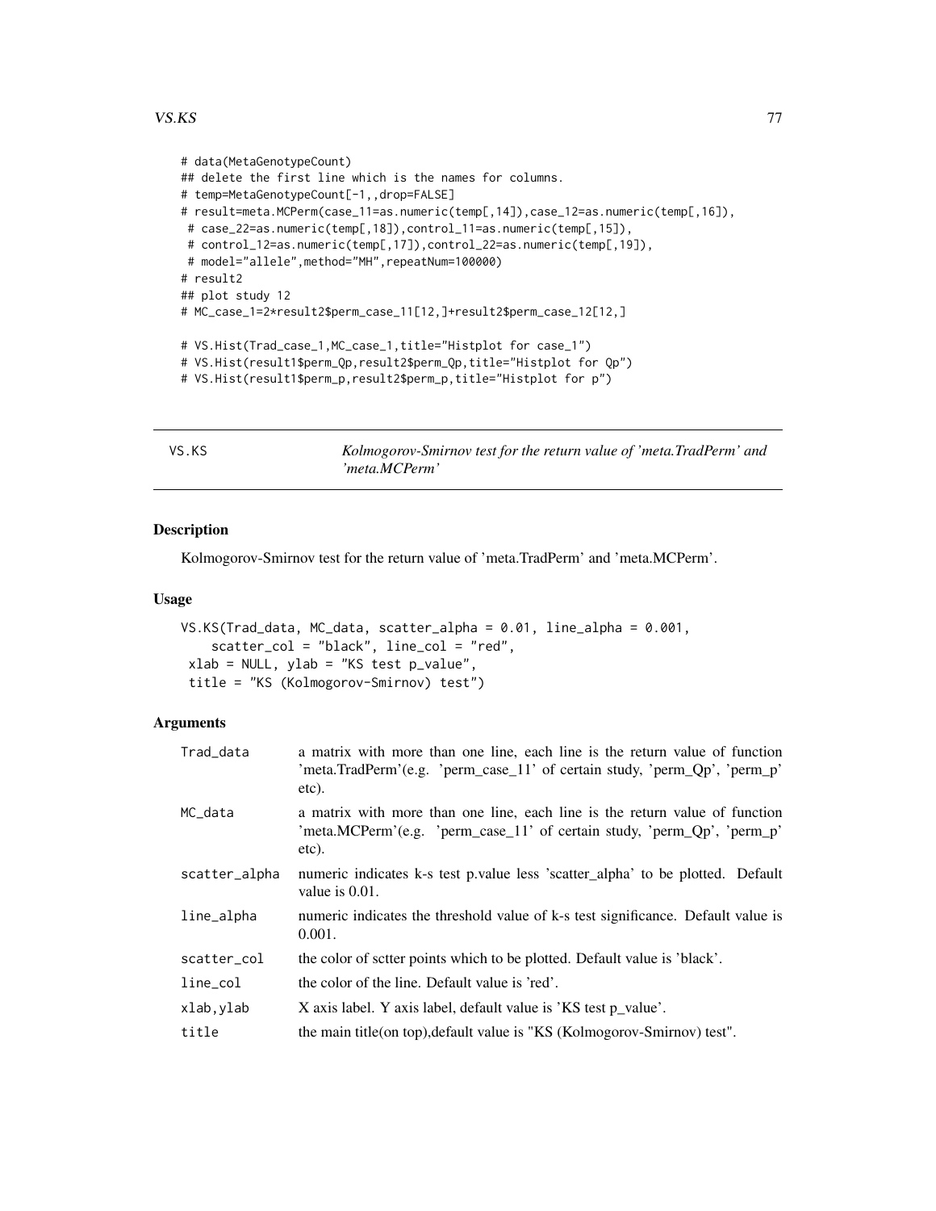```
# data(MetaGenotypeCount)
## delete the first line which is the names for columns.
# temp=MetaGenotypeCount[-1,,drop=FALSE]
# result=meta.MCPerm(case_11=as.numeric(temp[,14]),case_12=as.numeric(temp[,16]),
 # case_22=as.numeric(temp[,18]),control_11=as.numeric(temp[,15]),
 # control_12=as.numeric(temp[,17]),control_22=as.numeric(temp[,19]),
 # model="allele",method="MH",repeatNum=100000)
# result2
## plot study 12
# MC_case_1=2*result2$perm_case_11[12,]+result2$perm_case_12[12,]

# VS.Hist(Trad_case_1,MC_case_1,title="Histplot for case_1")
# VS.Hist(result1$perm_Qp,result2$perm_Qp,title="Histplot for Qp")
# VS.Hist(result1$perm_p,result2$perm_p,title="Histplot for p")
```

## VS.KS — *Kolmogorov-Smirnov test for the return value of 'meta.TradPerm' and 'meta.MCPerm'*

### Description

Kolmogorov-Smirnov test for the return value of 'meta.TradPerm' and 'meta.MCPerm'.

### Usage

```
VS.KS(Trad_data, MC_data, scatter_alpha = 0.01, line_alpha = 0.001,
    scatter_col = "black", line_col = "red",
 xlab = NULL, ylab = "KS test p_value",
 title = "KS (Kolmogorov-Smirnov) test")
```

### Arguments

| | |
|---|---|
| Trad_data | a matrix with more than one line, each line is the return value of function 'meta.TradPerm'(e.g. 'perm_case_11' of certain study, 'perm_Qp', 'perm_p' etc). |
| MC_data | a matrix with more than one line, each line is the return value of function 'meta.MCPerm'(e.g. 'perm_case_11' of certain study, 'perm_Qp', 'perm_p' etc). |
| scatter_alpha | numeric indicates k-s test p.value less 'scatter_alpha' to be plotted. Default value is 0.01. |
| line_alpha | numeric indicates the threshold value of k-s test significance. Default value is 0.001. |
| scatter_col | the color of sctter points which to be plotted. Default value is 'black'. |
| line_col | the color of the line. Default value is 'red'. |
| xlab,ylab | X axis label. Y axis label, default value is 'KS test p_value'. |
| title | the main title(on top),default value is "KS (Kolmogorov-Smirnov) test". |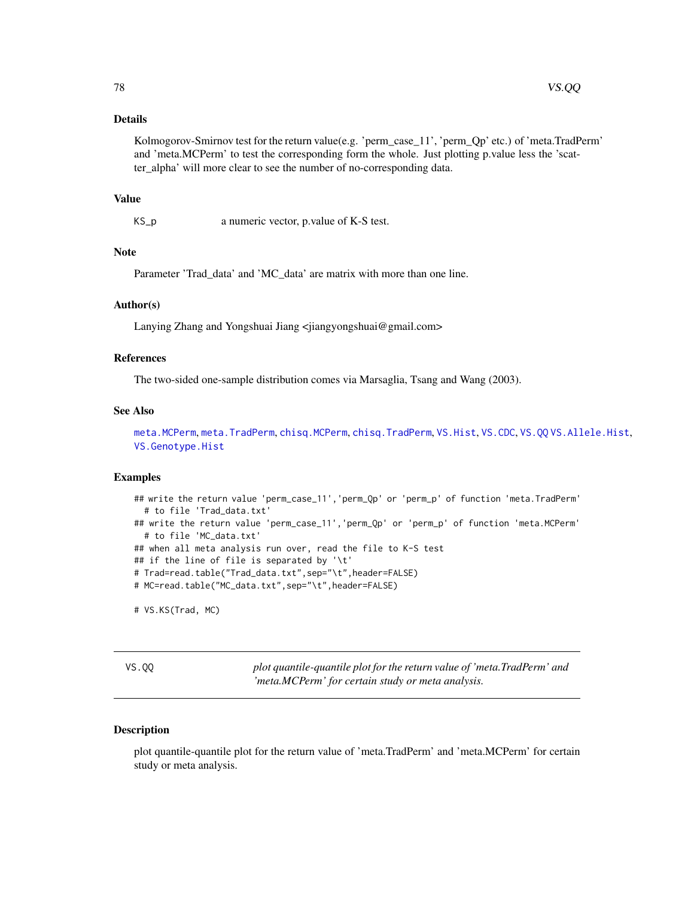## Details

Kolmogorov-Smirnov test for the return value(e.g. 'perm_case_11', 'perm_Qp' etc.) of 'meta.TradPerm' and 'meta.MCPerm' to test the corresponding form the whole. Just plotting p.value less the 'scatter_alpha' will more clear to see the number of no-corresponding data.

## Value

`KS_p` a numeric vector, p.value of K-S test.

## Note

Parameter 'Trad_data' and 'MC_data' are matrix with more than one line.

## Author(s)

Lanying Zhang and Yongshuai Jiang <jiangyongshuai@gmail.com>

## References

The two-sided one-sample distribution comes via Marsaglia, Tsang and Wang (2003).

## See Also

meta.MCPerm, meta.TradPerm, chisq.MCPerm, chisq.TradPerm, VS.Hist, VS.CDC, VS.QQ VS.Allele.Hist, VS.Genotype.Hist

## Examples

```
## write the return value 'perm_case_11','perm_Qp' or 'perm_p' of function 'meta.TradPerm'
  # to file 'Trad_data.txt'
## write the return value 'perm_case_11','perm_Qp' or 'perm_p' of function 'meta.MCPerm'
  # to file 'MC_data.txt'
## when all meta analysis run over, read the file to K-S test
## if the line of file is separated by '\t'
# Trad=read.table("Trad_data.txt",sep="\t",header=FALSE)
# MC=read.table("MC_data.txt",sep="\t",header=FALSE)

# VS.KS(Trad, MC)
```

---

# VS.QQ *plot quantile-quantile plot for the return value of 'meta.TradPerm' and 'meta.MCPerm' for certain study or meta analysis.*

---

## Description

plot quantile-quantile plot for the return value of 'meta.TradPerm' and 'meta.MCPerm' for certain study or meta analysis.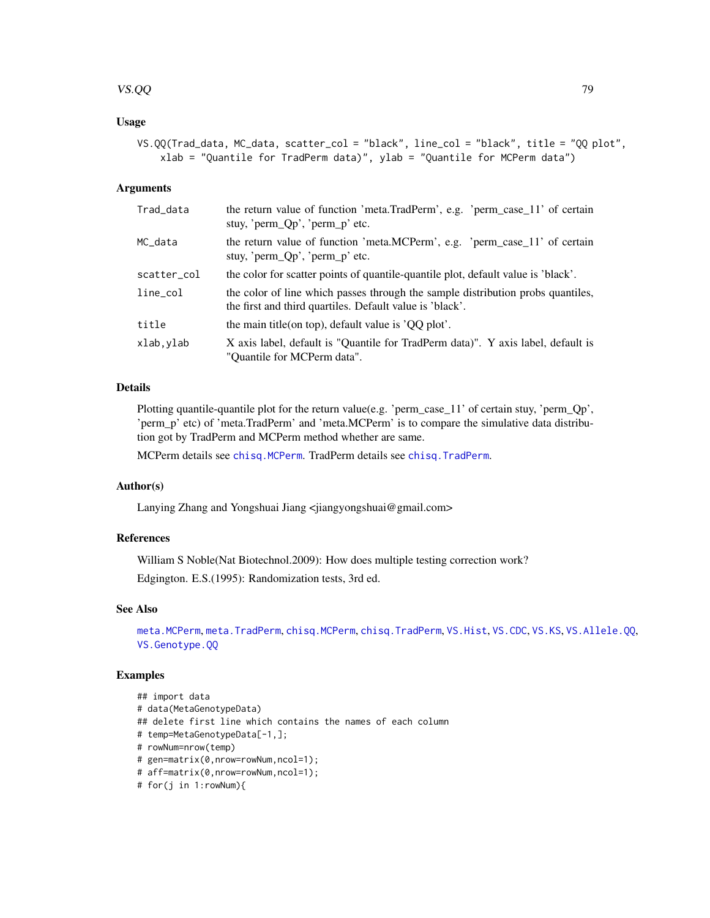### Usage

```
VS.QQ(Trad_data, MC_data, scatter_col = "black", line_col = "black", title = "QQ plot",
    xlab = "Quantile for TradPerm data)", ylab = "Quantile for MCPerm data")
```

### Arguments

| | |
|---|---|
| `Trad_data` | the return value of function 'meta.TradPerm', e.g. 'perm_case_11' of certain stuy, 'perm_Qp', 'perm_p' etc. |
| `MC_data` | the return value of function 'meta.MCPerm', e.g. 'perm_case_11' of certain stuy, 'perm_Qp', 'perm_p' etc. |
| `scatter_col` | the color for scatter points of quantile-quantile plot, default value is 'black'. |
| `line_col` | the color of line which passes through the sample distribution probs quantiles, the first and third quartiles. Default value is 'black'. |
| `title` | the main title(on top), default value is 'QQ plot'. |
| `xlab,ylab` | X axis label, default is "Quantile for TradPerm data)". Y axis label, default is "Quantile for MCPerm data". |

### Details

Plotting quantile-quantile plot for the return value(e.g. 'perm_case_11' of certain stuy, 'perm_Qp', 'perm_p' etc) of 'meta.TradPerm' and 'meta.MCPerm' is to compare the simulative data distribution got by TradPerm and MCPerm method whether are same.

MCPerm details see `chisq.MCPerm`. TradPerm details see `chisq.TradPerm`.

### Author(s)

Lanying Zhang and Yongshuai Jiang <jiangyongshuai@gmail.com>

### References

William S Noble(Nat Biotechnol.2009): How does multiple testing correction work?

Edgington. E.S.(1995): Randomization tests, 3rd ed.

### See Also

`meta.MCPerm`, `meta.TradPerm`, `chisq.MCPerm`, `chisq.TradPerm`, `VS.Hist`, `VS.CDC`, `VS.KS`, `VS.Allele.QQ`, `VS.Genotype.QQ`

### Examples

```
## import data
# data(MetaGenotypeData)
## delete first line which contains the names of each column
# temp=MetaGenotypeData[-1,];
# rowNum=nrow(temp)
# gen=matrix(0,nrow=rowNum,ncol=1);
# aff=matrix(0,nrow=rowNum,ncol=1);
# for(j in 1:rowNum){
```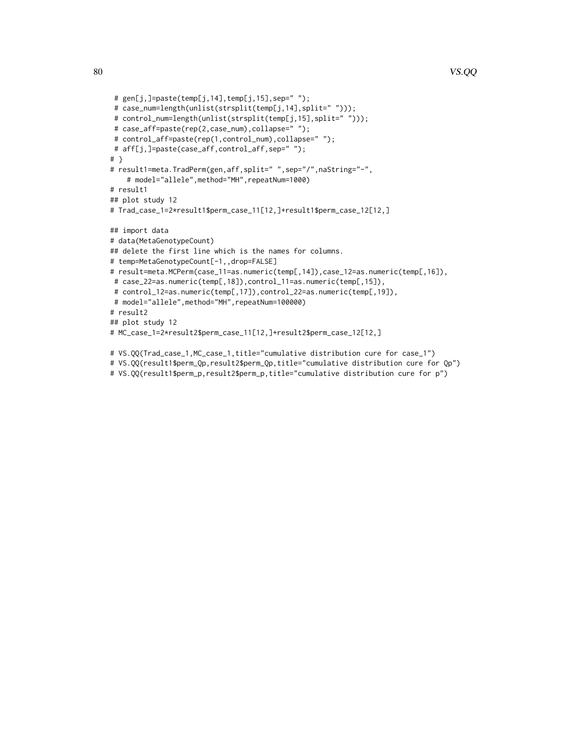```
 # gen[j,]=paste(temp[j,14],temp[j,15],sep=" ");
 # case_num=length(unlist(strsplit(temp[j,14],split=" ")));
 # control_num=length(unlist(strsplit(temp[j,15],split=" ")));
 # case_aff=paste(rep(2,case_num),collapse=" ");
 # control_aff=paste(rep(1,control_num),collapse=" ");
 # aff[j,]=paste(case_aff,control_aff,sep=" ");
# }
# result1=meta.TradPerm(gen,aff,split=" ",sep="/",naString="-",
    # model="allele",method="MH",repeatNum=1000)
# result1
## plot study 12
# Trad_case_1=2*result1$perm_case_11[12,]+result1$perm_case_12[12,]

## import data
# data(MetaGenotypeCount)
## delete the first line which is the names for columns.
# temp=MetaGenotypeCount[-1,,drop=FALSE]
# result=meta.MCPerm(case_11=as.numeric(temp[,14]),case_12=as.numeric(temp[,16]),
 # case_22=as.numeric(temp[,18]),control_11=as.numeric(temp[,15]),
 # control_12=as.numeric(temp[,17]),control_22=as.numeric(temp[,19]),
 # model="allele",method="MH",repeatNum=100000)
# result2
## plot study 12
# MC_case_1=2*result2$perm_case_11[12,]+result2$perm_case_12[12,]

# VS.QQ(Trad_case_1,MC_case_1,title="cumulative distribution cure for case_1")
# VS.QQ(result1$perm_Qp,result2$perm_Qp,title="cumulative distribution cure for Qp")
# VS.QQ(result1$perm_p,result2$perm_p,title="cumulative distribution cure for p")
```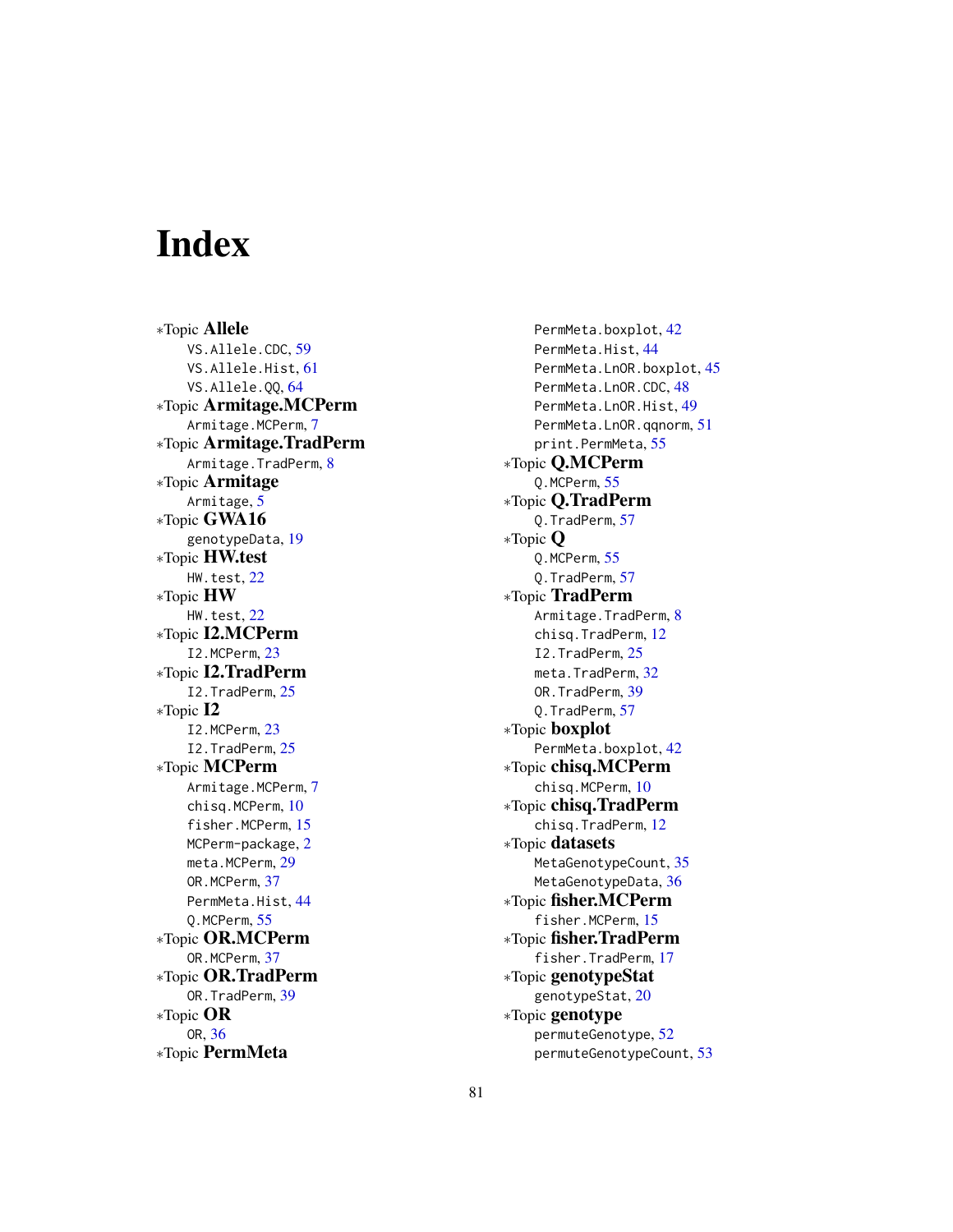# Index

*Topic **Allele**
- VS.Allele.CDC, 59
- VS.Allele.Hist, 61
- VS.Allele.QQ, 64

*Topic **Armitage.MCPerm**
- Armitage.MCPerm, 7

*Topic **Armitage.TradPerm**
- Armitage.TradPerm, 8

*Topic **Armitage**
- Armitage, 5

*Topic **GWA16**
- genotypeData, 19

*Topic **HW.test**
- HW.test, 22

*Topic **HW**
- HW.test, 22

*Topic **I2.MCPerm**
- I2.MCPerm, 23

*Topic **I2.TradPerm**
- I2.TradPerm, 25

*Topic **I2**
- I2.MCPerm, 23
- I2.TradPerm, 25

*Topic **MCPerm**
- Armitage.MCPerm, 7
- chisq.MCPerm, 10
- fisher.MCPerm, 15
- MCPerm-package, 2
- meta.MCPerm, 29
- OR.MCPerm, 37
- PermMeta.Hist, 44
- Q.MCPerm, 55

*Topic **OR.MCPerm**
- OR.MCPerm, 37

*Topic **OR.TradPerm**
- OR.TradPerm, 39

*Topic **OR**
- OR, 36

*Topic **PermMeta**
- PermMeta.boxplot, 42
- PermMeta.Hist, 44
- PermMeta.LnOR.boxplot, 45
- PermMeta.LnOR.CDC, 48
- PermMeta.LnOR.Hist, 49
- PermMeta.LnOR.qqnorm, 51
- print.PermMeta, 55

*Topic **Q.MCPerm**
- Q.MCPerm, 55

*Topic **Q.TradPerm**
- Q.TradPerm, 57

*Topic **Q**
- Q.MCPerm, 55
- Q.TradPerm, 57

*Topic **TradPerm**
- Armitage.TradPerm, 8
- chisq.TradPerm, 12
- I2.TradPerm, 25
- meta.TradPerm, 32
- OR.TradPerm, 39
- Q.TradPerm, 57

*Topic **boxplot**
- PermMeta.boxplot, 42

*Topic **chisq.MCPerm**
- chisq.MCPerm, 10

*Topic **chisq.TradPerm**
- chisq.TradPerm, 12

*Topic **datasets**
- MetaGenotypeCount, 35
- MetaGenotypeData, 36

*Topic **fisher.MCPerm**
- fisher.MCPerm, 15

*Topic **fisher.TradPerm**
- fisher.TradPerm, 17

*Topic **genotypeStat**
- genotypeStat, 20

*Topic **genotype**
- permuteGenotype, 52
- permuteGenotypeCount, 53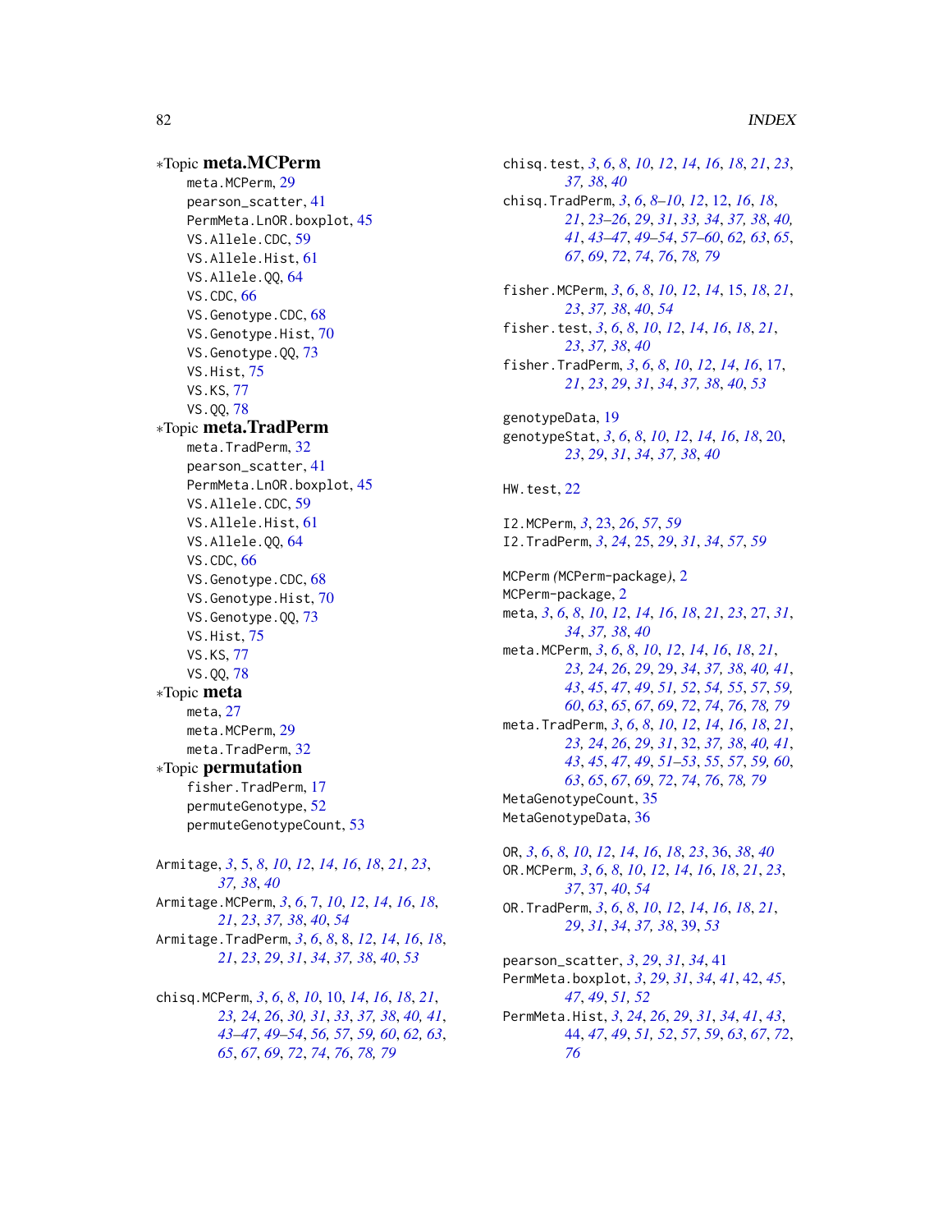*Topic **meta.MCPerm**
- meta.MCPerm, 29
- pearson_scatter, 41
- PermMeta.LnOR.boxplot, 45
- VS.Allele.CDC, 59
- VS.Allele.Hist, 61
- VS.Allele.QQ, 64
- VS.CDC, 66
- VS.Genotype.CDC, 68
- VS.Genotype.Hist, 70
- VS.Genotype.QQ, 73
- VS.Hist, 75
- VS.KS, 77
- VS.QQ, 78

*Topic **meta.TradPerm**
- meta.TradPerm, 32
- pearson_scatter, 41
- PermMeta.LnOR.boxplot, 45
- VS.Allele.CDC, 59
- VS.Allele.Hist, 61
- VS.Allele.QQ, 64
- VS.CDC, 66
- VS.Genotype.CDC, 68
- VS.Genotype.Hist, 70
- VS.Genotype.QQ, 73
- VS.Hist, 75
- VS.KS, 77
- VS.QQ, 78

*Topic **meta**
- meta, 27
- meta.MCPerm, 29
- meta.TradPerm, 32

*Topic **permutation**
- fisher.TradPerm, 17
- permuteGenotype, 52
- permuteGenotypeCount, 53

Armitage, *3*, 5, *8*, *10*, *12*, *14*, *16*, *18*, *21*, *23*, *37, 38*, *40*
Armitage.MCPerm, *3*, *6*, 7, *10*, *12*, *14*, *16*, *18*, *21*, *23*, *37, 38*, *40*, *54*
Armitage.TradPerm, *3*, *6*, *8*, 8, *12*, *14*, *16*, *18*, *21*, *23*, *29*, *31*, *34*, *37, 38*, *40*, *53*

chisq.MCPerm, *3*, *6*, *8*, *10*, 10, *14*, *16*, *18*, *21*, *23, 24*, *26*, *30, 31*, *33*, *37, 38*, *40, 41*, *43–47*, *49–54*, *56, 57*, *59, 60*, *62, 63*, *65*, *67*, *69*, *72*, *74*, *76*, *78, 79*
chisq.test, *3*, *6*, *8*, *10*, *12*, *14*, *16*, *18*, *21*, *23*, *37, 38*, *40*
chisq.TradPerm, *3*, *6*, *8–10*, *12*, 12, *16*, *18*, *21*, *23–26*, *29*, *31*, *33, 34*, *37, 38*, *40, 41*, *43–47*, *49–54*, *57–60*, *62, 63*, *65*, *67*, *69*, *72*, *74*, *76*, *78, 79*

fisher.MCPerm, *3*, *6*, *8*, *10*, *12*, *14*, 15, *18*, *21*, *23*, *37, 38*, *40*, *54*
fisher.test, *3*, *6*, *8*, *10*, *12*, *14*, *16*, *18*, *21*, *23*, *37, 38*, *40*
fisher.TradPerm, *3*, *6*, *8*, *10*, *12*, *14*, *16*, 17, *21*, *23*, *29*, *31*, *34*, *37, 38*, *40*, *53*

genotypeData, 19
genotypeStat, *3*, *6*, *8*, *10*, *12*, *14*, *16*, *18*, 20, *23*, *29*, *31*, *34*, *37, 38*, *40*

HW.test, 22

I2.MCPerm, *3*, 23, *26*, *57*, *59*
I2.TradPerm, *3*, *24*, 25, *29*, *31*, *34*, *57*, *59*

MCPerm (MCPerm-package), 2
MCPerm-package, 2
meta, *3*, *6*, *8*, *10*, *12*, *14*, *16*, *18*, *21*, *23*, 27, *31*, *34*, *37, 38*, *40*
meta.MCPerm, *3*, *6*, *8*, *10*, *12*, *14*, *16*, *18*, *21*, *23, 24*, *26*, *29*, 29, *34*, *37, 38*, *40, 41*, *43*, *45*, *47*, *49*, *51, 52*, *54*, *55*, *57*, *59*, *60*, *63*, *65*, *67*, *69*, *72*, *74*, *76*, *78, 79*
meta.TradPerm, *3*, *6*, *8*, *10*, *12*, *14*, *16*, *18*, *21*, *23, 24*, *26*, *29*, *31*, 32, *37, 38*, *40, 41*, *43*, *45*, *47*, *49*, *51–53*, *55*, *57*, *59, 60*, *63*, *65*, *67*, *69*, *72*, *74*, *76*, *78, 79*
MetaGenotypeCount, 35
MetaGenotypeData, 36

OR, *3*, *6*, *8*, *10*, *12*, *14*, *16*, *18*, *23*, 36, *38*, *40*
OR.MCPerm, *3*, *6*, *8*, *10*, *12*, *14*, *16*, *18*, *21*, *23*, *37*, 37, *40*, *54*
OR.TradPerm, *3*, *6*, *8*, *10*, *12*, *14*, *16*, *18*, *21*, *29*, *31*, *34*, *37, 38*, 39, *53*

pearson_scatter, *3*, *29*, *31*, *34*, 41
PermMeta.boxplot, *3*, *29*, *31*, *34*, *41*, 42, *45*, *47*, *49*, *51, 52*
PermMeta.Hist, *3*, *24*, *26*, *29*, *31*, *34*, *41*, *43*, 44, *47*, *49*, *51, 52*, *57*, *59*, *63*, *67*, *72*, *76*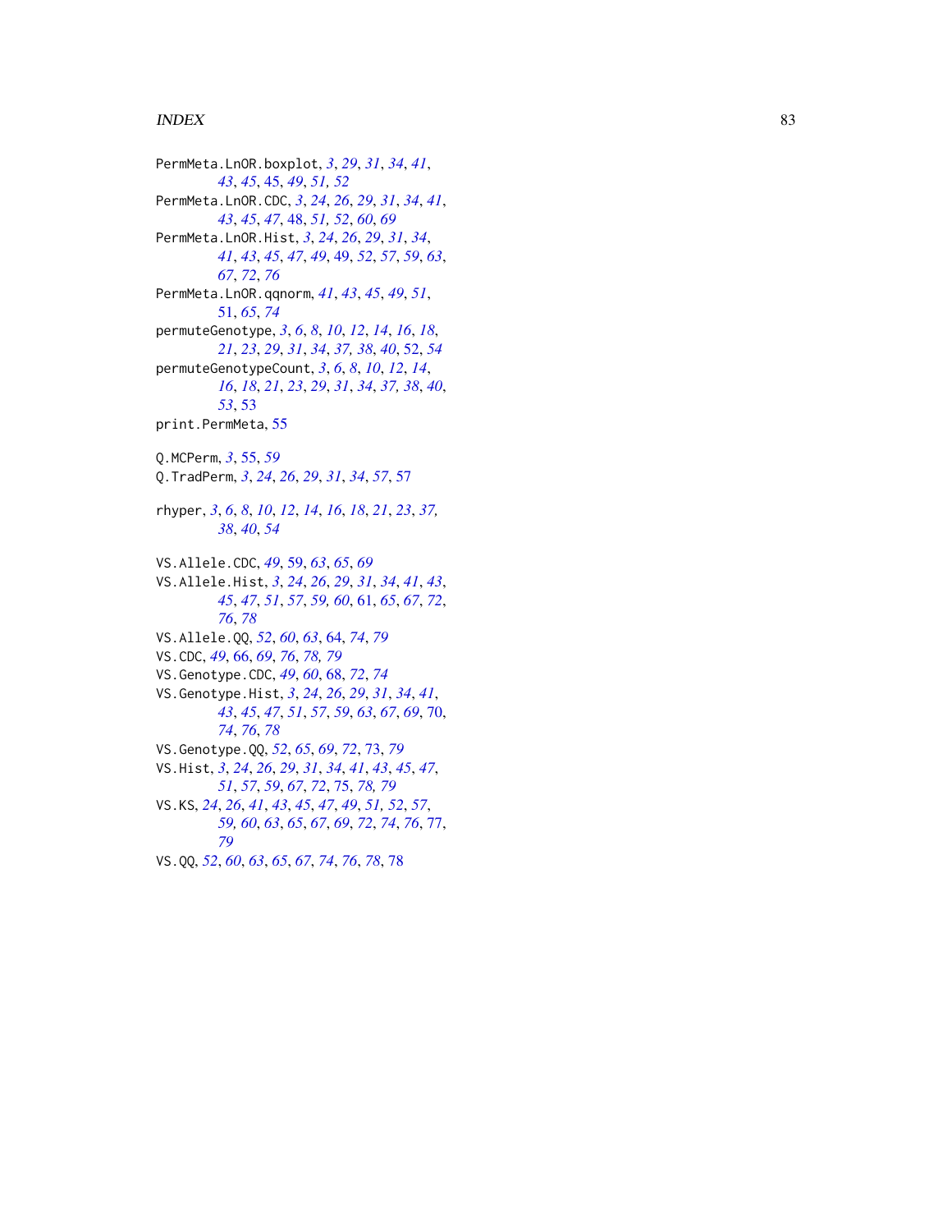PermMeta.LnOR.boxplot, *3*, *29*, *31*, *34*, *41*, *43*, *45*, 45, *49*, *51, 52*

PermMeta.LnOR.CDC, *3*, *24*, *26*, *29*, *31*, *34*, *41*, *43*, *45*, *47*, 48, *51, 52*, *60*, *69*

PermMeta.LnOR.Hist, *3*, *24*, *26*, *29*, *31*, *34*, *41*, *43*, *45*, *47*, *49*, 49, *52*, *57*, *59*, *63*, *67*, *72*, *76*

PermMeta.LnOR.qqnorm, *41*, *43*, *45*, *49*, *51*, 51, *65*, *74*

permuteGenotype, *3*, *6*, *8*, *10*, *12*, *14*, *16*, *18*, *21*, *23*, *29*, *31*, *34*, *37, 38*, *40*, 52, *54*

permuteGenotypeCount, *3*, *6*, *8*, *10*, *12*, *14*, *16*, *18*, *21*, *23*, *29*, *31*, *34*, *37, 38*, *40*, *53*, 53

print.PermMeta, 55

Q.MCPerm, *3*, 55, *59*

Q.TradPerm, *3*, *24*, *26*, *29*, *31*, *34*, *57*, 57

rhyper, *3*, *6*, *8*, *10*, *12*, *14*, *16*, *18*, *21*, *23*, *37, 38*, *40*, *54*

VS.Allele.CDC, *49*, 59, *63*, *65*, *69*

VS.Allele.Hist, *3*, *24*, *26*, *29*, *31*, *34*, *41*, *43*, *45*, *47*, *51*, *57*, *59, 60*, 61, *65*, *67*, *72*, *76*, *78*

VS.Allele.QQ, *52*, *60*, *63*, 64, *74*, *79*

VS.CDC, *49*, 66, *69*, *76*, *78, 79*

VS.Genotype.CDC, *49*, *60*, 68, *72*, *74*

VS.Genotype.Hist, *3*, *24*, *26*, *29*, *31*, *34*, *41*, *43*, *45*, *47*, *51*, *57*, *59*, *63*, *67*, *69*, 70, *74*, *76*, *78*

VS.Genotype.QQ, *52*, *65*, *69*, *72*, 73, *79*

VS.Hist, *3*, *24*, *26*, *29*, *31*, *34*, *41*, *43*, *45*, *47*, *51*, *57*, *59*, *67*, *72*, 75, *78, 79*

VS.KS, *24*, *26*, *41*, *43*, *45*, *47*, *49*, *51, 52*, *57*, *59, 60*, *63*, *65*, *67*, *69*, *72*, *74*, *76*, 77, *79*

VS.QQ, *52*, *60*, *63*, *65*, *67*, *74*, *76*, *78*, 78